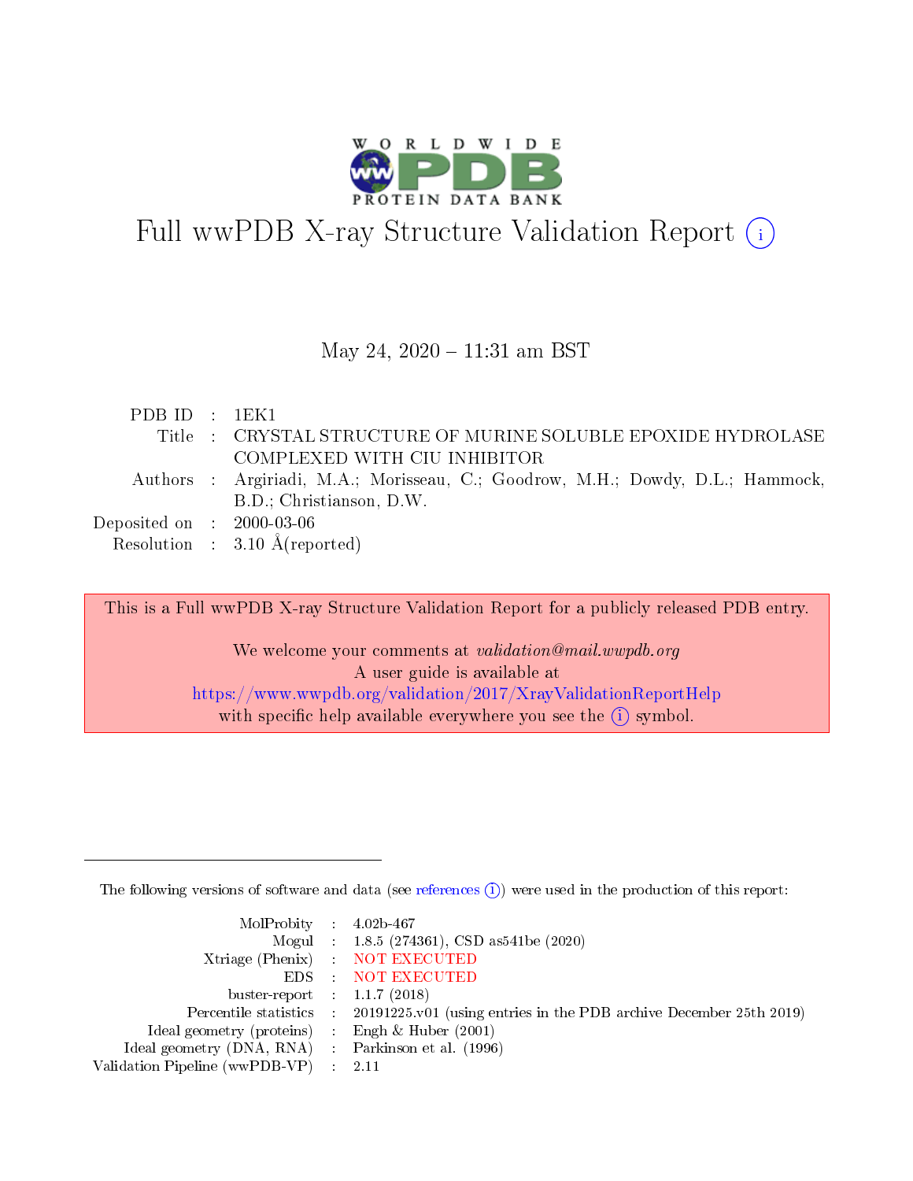# Full wwPDB X-ray Structure Validation Report (i)

May 24, 2020 – 11:31 am BST

| | | |
|---|---|---|
| PDB ID | : | 1EK1 |
| Title | : | CRYSTAL STRUCTURE OF MURINE SOLUBLE EPOXIDE HYDROLASE COMPLEXED WITH CIU INHIBITOR |
| Authors | : | Argiriadi, M.A.; Morisseau, C.; Goodrow, M.H.; Dowdy, D.L.; Hammock, B.D.; Christianson, D.W. |
| Deposited on | : | 2000-03-06 |
| Resolution | : | 3.10 Å(reported) |

This is a Full wwPDB X-ray Structure Validation Report for a publicly released PDB entry.

We welcome your comments at *validation@mail.wwpdb.org*
A user guide is available at
https://www.wwpdb.org/validation/2017/XrayValidationReportHelp
with specific help available everywhere you see the (i) symbol.

The following versions of software and data (see references (i)) were used in the production of this report:

| | | |
|---|---|---|
| MolProbity | : | 4.02b-467 |
| Mogul | : | 1.8.5 (274361), CSD as541be (2020) |
| Xtriage (Phenix) | : | NOT EXECUTED |
| EDS | : | NOT EXECUTED |
| buster-report | : | 1.1.7 (2018) |
| Percentile statistics | : | 20191225.v01 (using entries in the PDB archive December 25th 2019) |
| Ideal geometry (proteins) | : | Engh & Huber (2001) |
| Ideal geometry (DNA, RNA) | : | Parkinson et al. (1996) |
| Validation Pipeline (wwPDB-VP) | : | 2.11 |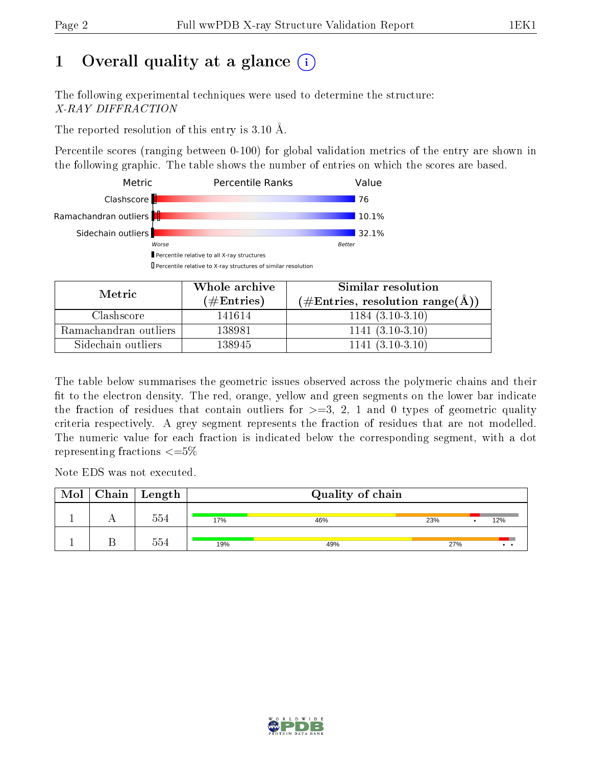# 1 Overall quality at a glance (i)

The following experimental techniques were used to determine the structure:
*X-RAY DIFFRACTION*

The reported resolution of this entry is 3.10 Å.

Percentile scores (ranging between 0-100) for global validation metrics of the entry are shown in the following graphic. The table shows the number of entries on which the scores are based.

| Metric | Value |
|---|---|
| Clashscore | 76 |
| Ramachandran outliers | 10.1% |
| Sidechain outliers | 32.1% |

Worse — Better

▮ Percentile relative to all X-ray structures
▯ Percentile relative to X-ray structures of similar resolution

| Metric | Whole archive (#Entries) | Similar resolution (#Entries, resolution range(Å)) |
|---|---|---|
| Clashscore | 141614 | 1184 (3.10-3.10) |
| Ramachandran outliers | 138981 | 1141 (3.10-3.10) |
| Sidechain outliers | 138945 | 1141 (3.10-3.10) |

The table below summarises the geometric issues observed across the polymeric chains and their fit to the electron density. The red, orange, yellow and green segments on the lower bar indicate the fraction of residues that contain outliers for >=3, 2, 1 and 0 types of geometric quality criteria respectively. A grey segment represents the fraction of residues that are not modelled. The numeric value for each fraction is indicated below the corresponding segment, with a dot representing fractions <=5%

Note EDS was not executed.

| Mol | Chain | Length | Quality of chain |
|---|---|---|---|
| 1 | A | 554 | 17% · 46% · 23% · • · 12% |
| 1 | B | 554 | 19% · 49% · 27% · • • |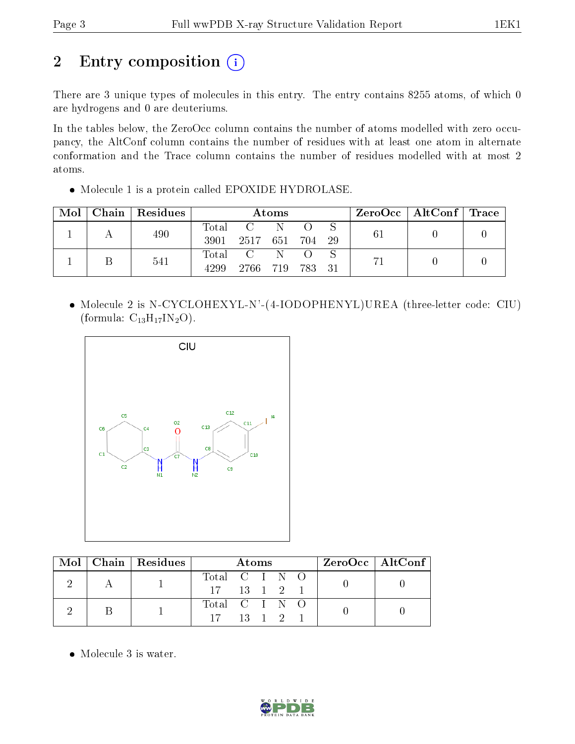# 2 Entry composition

There are 3 unique types of molecules in this entry. The entry contains 8255 atoms, of which 0 are hydrogens and 0 are deuteriums.

In the tables below, the ZeroOcc column contains the number of atoms modelled with zero occupancy, the AltConf column contains the number of residues with at least one atom in alternate conformation and the Trace column contains the number of residues modelled with at most 2 atoms.

- Molecule 1 is a protein called EPOXIDE HYDROLASE.

| Mol | Chain | Residues | Atoms | | | | | ZeroOcc | AltConf | Trace |
|---|---|---|---|---|---|---|---|---|---|---|
| 1 | A | 490 | Total 3901 | C 2517 | N 651 | O 704 | S 29 | 61 | 0 | 0 |
| 1 | B | 541 | Total 4299 | C 2766 | N 719 | O 783 | S 31 | 71 | 0 | 0 |

- Molecule 2 is N-CYCLOHEXYL-N'-(4-IODOPHENYL)UREA (three-letter code: CIU) (formula: $C_{13}H_{17}IN_2O$).

| Mol | Chain | Residues | Atoms | | | | | ZeroOcc | AltConf |
|---|---|---|---|---|---|---|---|---|---|
| 2 | A | 1 | Total 17 | C 13 | I 1 | N 2 | O 1 | 0 | 0 |
| 2 | B | 1 | Total 17 | C 13 | I 1 | N 2 | O 1 | 0 | 0 |

- Molecule 3 is water.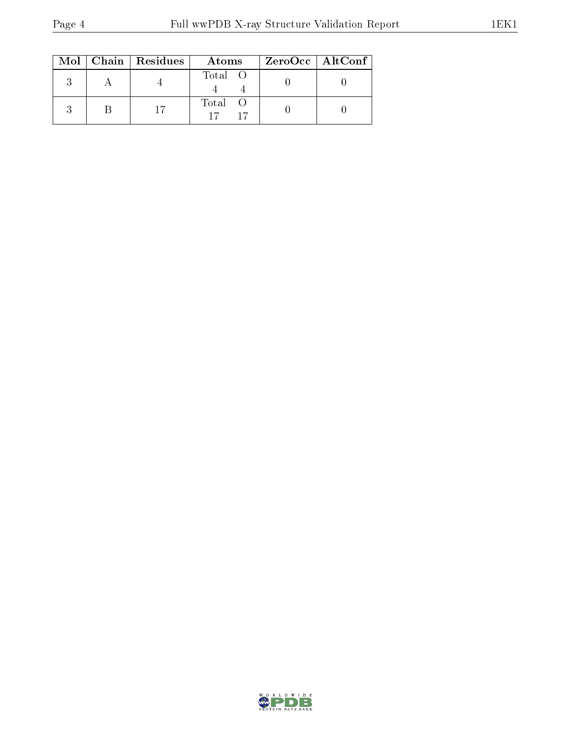| Mol | Chain | Residues | Atoms | | ZeroOcc | AltConf |
|---|---|---|---|---|---|---|
| 3 | A | 4 | Total<br>4 | O<br>4 | 0 | 0 |
| 3 | B | 17 | Total<br>17 | O<br>17 | 0 | 0 |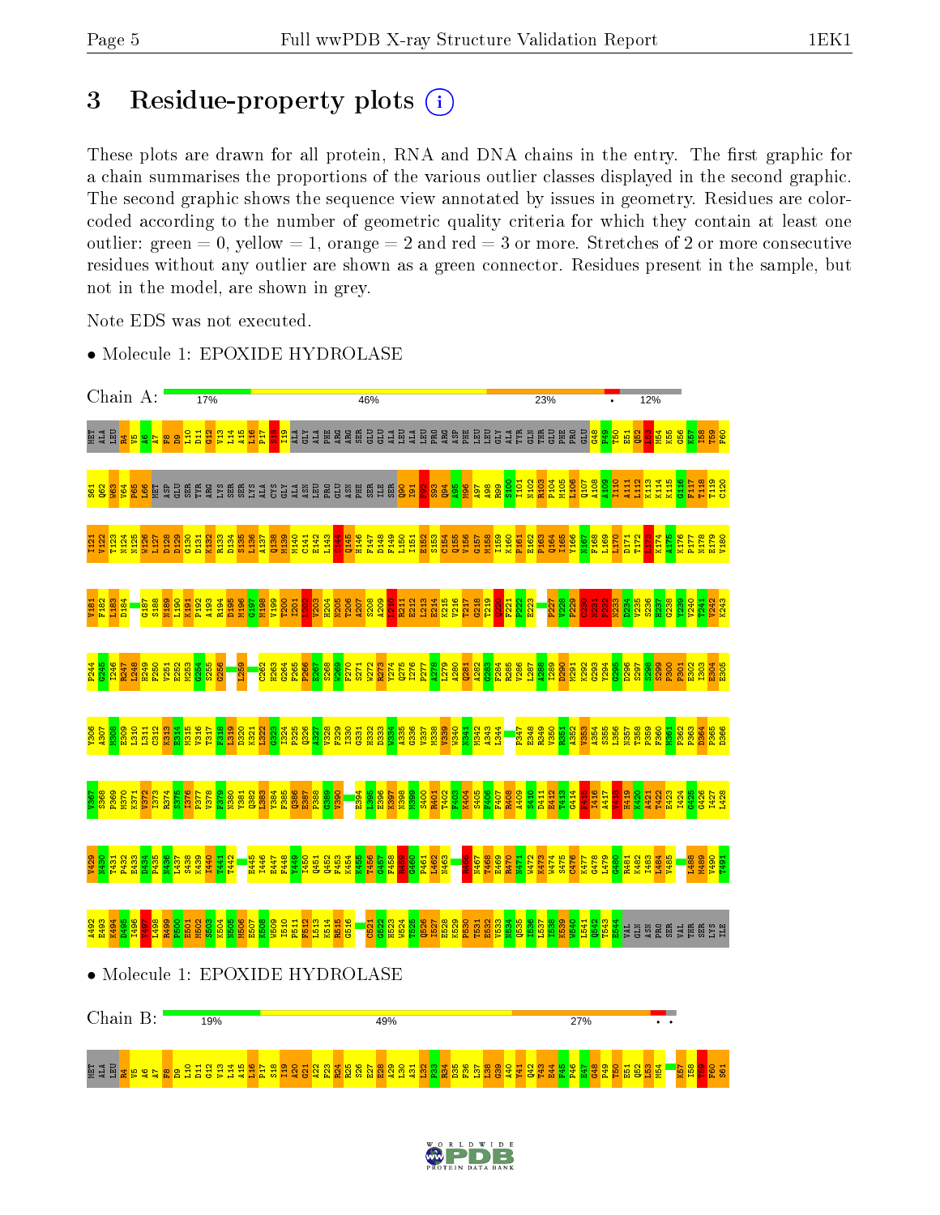# 3 Residue-property plots

These plots are drawn for all protein, RNA and DNA chains in the entry. The first graphic for a chain summarises the proportions of the various outlier classes displayed in the second graphic. The second graphic shows the sequence view annotated by issues in geometry. Residues are color-coded according to the number of geometric quality criteria for which they contain at least one outlier: green = 0, yellow = 1, orange = 2 and red = 3 or more. Stretches of 2 or more consecutive residues without any outlier are shown as a green connector. Residues present in the sample, but not in the model, are shown in grey.

Note EDS was not executed.

- Molecule 1: EPOXIDE HYDROLASE

Chain A: 17% | 46% | 23% | • | 12%

- Molecule 1: EPOXIDE HYDROLASE

Chain B: 19% | 49% | 27% | • •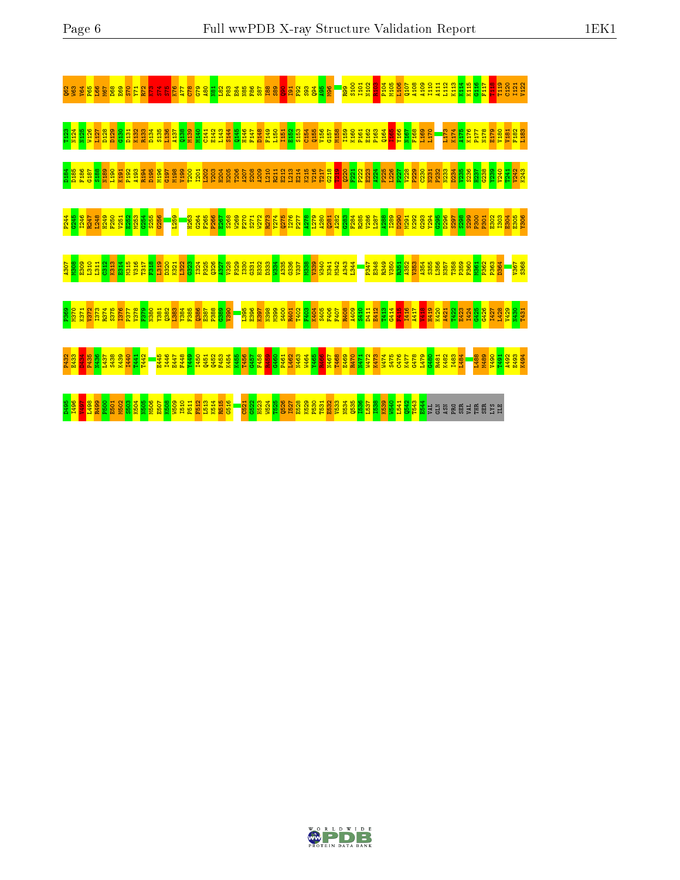Q62 W63 V64 P65 L66 M67 D68 E69 S70 Y71 R72 K73 S74 S75 K76 A77 C78 G79 A80 N81 L82 P83 E84 N85 F86 S87 I88 S89 Q90 I91 F92 S93 Q94 A95 M96 R99 S100 I101 N102 K103 P104 M105 L106 Q107 A108 A109 I110 A111 L112 K113 K114 K115 G116 P117 T118 T119 C120 I121 V122

T123 N124 M125 W126 L127 D128 D129 G130 D131 K132 R133 D134 S135 L136 A137 Q138 M139 M140 C141 E142 L143 S144 Q145 H146 F147 D148 F149 L150 I151 E152 S153 C154 Q155 V156 G157 M158 I159 K160 P161 E162 P163 Q164 T165 V166 N167 F168 L169 L170 L173 K174 A175 K176 P177 N178 E179 V180 V181 F182 L183

D184 D185 F186 G187 S188 N189 L190 K191 P192 A193 R194 D195 M196 G197 M198 V199 T200 I201 L202 Y203 H204 N205 T206 A207 S208 A209 L210 R211 E212 L213 E214 K215 V216 T217 G218 T219 Q220 F221 P222 E223 A224 P225 L226 P227 V228 P229 C230 N231 P232 N233 D234 V235 S236 R237 C238 Y239 V240 T241 V242 K243

P244 G245 E246 R247 L248 H249 F250 V251 E252 M253 G254 S255 G256 L259 H263 G264 P265 E266 E267 S268 W269 F270 S271 W272 R273 Y274 Q275 I276 P277 A278 L279 A280 Q281 A282 G283 Y284 R285 V286 L287 A288 I289 D290 M291 K292 G293 Y294 G295 D296 S297 S298 S299 P300 P301 E302 I303 E304 E305 Y306

A307 M308 E309 L310 L311 C312 K313 E314 M315 V316 T317 F318 L319 D320 K321 L322 G323 I324 P325 Q326 A327 V328 F329 I330 G331 H332 D333 W334 A335 G336 V337 M338 V339 W340 N341 M342 A343 L344 P347 E348 R349 V350 R351 A352 V353 A354 S355 L356 N357 T358 P359 F360 M361 P362 P363 D364 V367 S368

P369 M370 K371 V372 I373 R374 S375 I376 P377 V378 F379 N380 Y381 Q382 L383 Y384 F385 Q386 E387 P388 G389 V390 L395 E396 K397 N398 M399 S400 R401 T402 F403 K404 S405 F406 F407 R408 E409 S410 D411 E412 T413 G414 F415 I416 A417 V418 H419 K420 A421 T422 E423 I424 G425 G426 I427 L428 V429 N430 T431

P432 E433 T434 P435 N436 L437 S438 K439 I440 T441 T442 E445 I446 E447 F448 Y449 I450 Q451 P452 F453 K454 Y455 T456 G457 F458 K459 G460 P461 L462 N463 W464 Y465 R466 N467 T468 E469 R470 N471 W472 K473 W474 S475 C476 K477 G478 L479 G480 R481 K482 I483 L484 L488 M489 V490 T491 A492 E493 K494

D495 I496 W497 L498 R499 P500 E501 M502 S503 K504 N505 M506 E507 K508 W509 I510 P511 F512 L513 K514 R515 G516 C521 G522 H523 W524 T525 Q526 I527 E528 K529 P530 T531 E532 V533 N534 Q535 I536 L537 I538 K539 W540 L541 Q542 T543 E544 VAL GLN ASN PRO SER VAL THR SER LYS ILE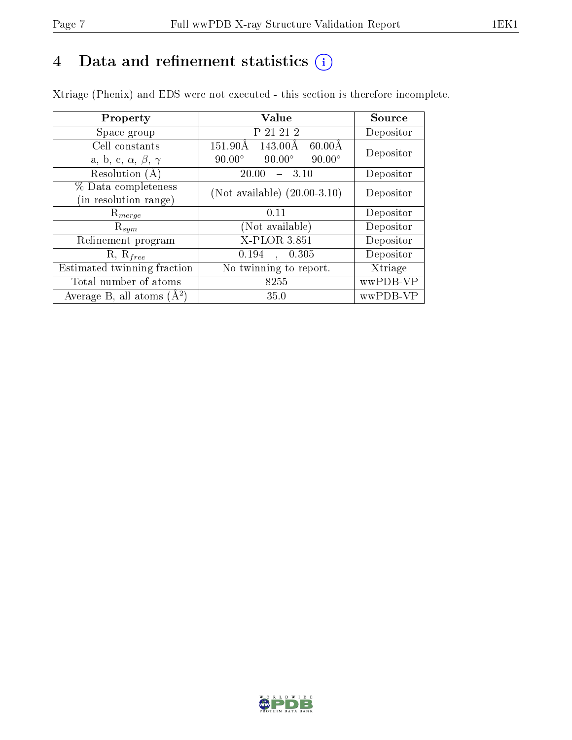# 4 Data and refinement statistics (i)

Xtriage (Phenix) and EDS were not executed - this section is therefore incomplete.

| Property | Value | Source |
|---|---|---|
| Space group | P 21 21 2 | Depositor |
| Cell constants<br>a, b, c, $\alpha$, $\beta$, $\gamma$ | 151.90Å 143.00Å 60.00Å<br>90.00° 90.00° 90.00° | Depositor |
| Resolution (Å) | 20.00 – 3.10 | Depositor |
| % Data completeness<br>(in resolution range) | (Not available) (20.00-3.10) | Depositor |
| $R_{merge}$ | 0.11 | Depositor |
| $R_{sym}$ | (Not available) | Depositor |
| Refinement program | X-PLOR 3.851 | Depositor |
| R, $R_{free}$ | 0.194 , 0.305 | Depositor |
| Estimated twinning fraction | No twinning to report. | Xtriage |
| Total number of atoms | 8255 | wwPDB-VP |
| Average B, all atoms (Å$^2$) | 35.0 | wwPDB-VP |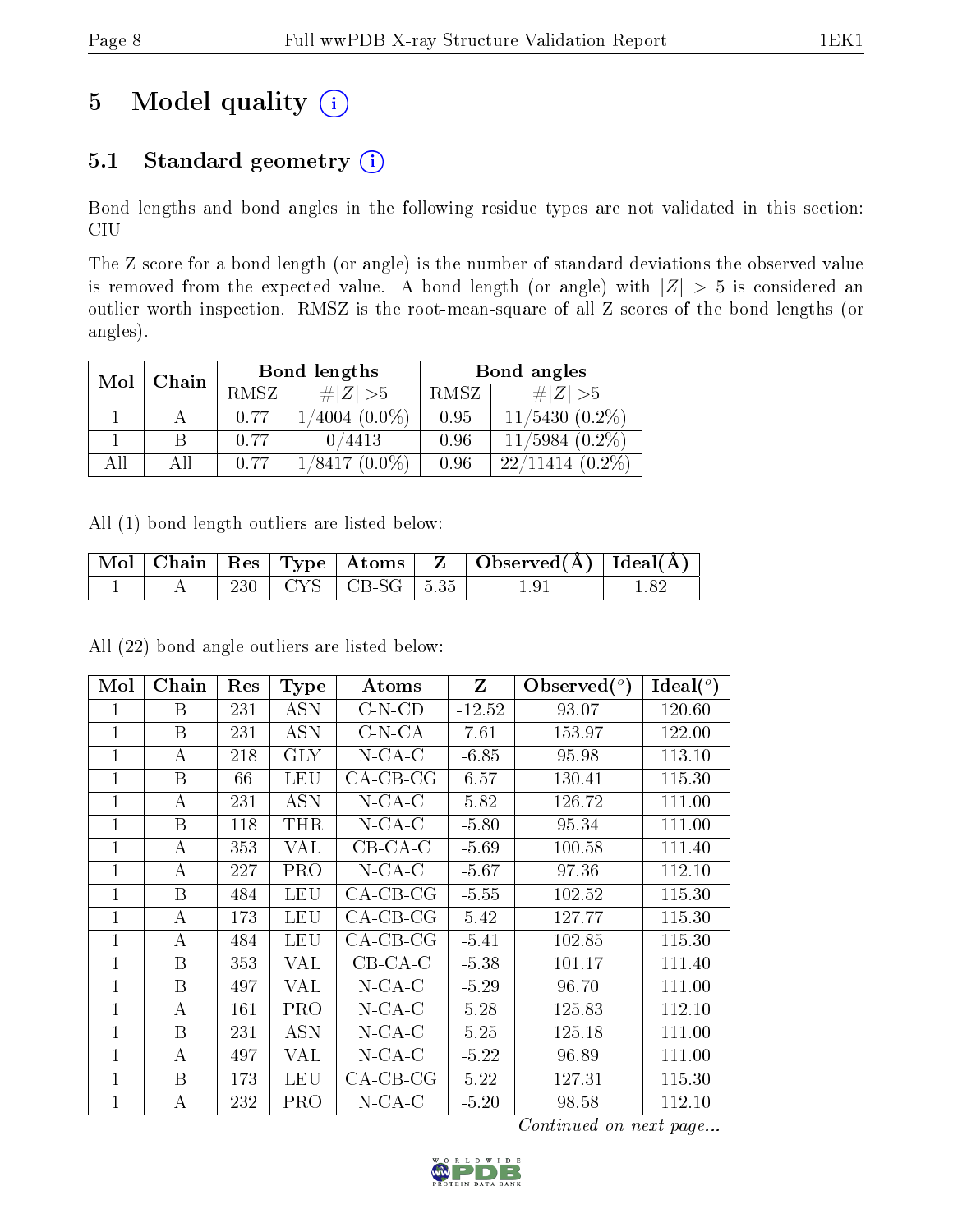# 5 Model quality

## 5.1 Standard geometry

Bond lengths and bond angles in the following residue types are not validated in this section: CIU

The Z score for a bond length (or angle) is the number of standard deviations the observed value is removed from the expected value. A bond length (or angle) with $|Z| > 5$ is considered an outlier worth inspection. RMSZ is the root-mean-square of all Z scores of the bond lengths (or angles).

| Mol | Chain | Bond lengths | | Bond angles | |
|---|---|---|---|---|---|
| | | RMSZ | #$\|Z\|$ >5 | RMSZ | #$\|Z\|$ >5 |
| 1 | A | 0.77 | 1/4004 (0.0%) | 0.95 | 11/5430 (0.2%) |
| 1 | B | 0.77 | 0/4413 | 0.96 | 11/5984 (0.2%) |
| All | All | 0.77 | 1/8417 (0.0%) | 0.96 | 22/11414 (0.2%) |

All (1) bond length outliers are listed below:

| Mol | Chain | Res | Type | Atoms | Z | Observed(Å) | Ideal(Å) |
|---|---|---|---|---|---|---|---|
| 1 | A | 230 | CYS | CB-SG | 5.35 | 1.91 | 1.82 |

All (22) bond angle outliers are listed below:

| Mol | Chain | Res | Type | Atoms | Z | Observed(°) | Ideal(°) |
|---|---|---|---|---|---|---|---|
| 1 | B | 231 | ASN | C-N-CD | -12.52 | 93.07 | 120.60 |
| 1 | B | 231 | ASN | C-N-CA | 7.61 | 153.97 | 122.00 |
| 1 | A | 218 | GLY | N-CA-C | -6.85 | 95.98 | 113.10 |
| 1 | B | 66 | LEU | CA-CB-CG | 6.57 | 130.41 | 115.30 |
| 1 | A | 231 | ASN | N-CA-C | 5.82 | 126.72 | 111.00 |
| 1 | B | 118 | THR | N-CA-C | -5.80 | 95.34 | 111.00 |
| 1 | A | 353 | VAL | CB-CA-C | -5.69 | 100.58 | 111.40 |
| 1 | A | 227 | PRO | N-CA-C | -5.67 | 97.36 | 112.10 |
| 1 | B | 484 | LEU | CA-CB-CG | -5.55 | 102.52 | 115.30 |
| 1 | A | 173 | LEU | CA-CB-CG | 5.42 | 127.77 | 115.30 |
| 1 | A | 484 | LEU | CA-CB-CG | -5.41 | 102.85 | 115.30 |
| 1 | B | 353 | VAL | CB-CA-C | -5.38 | 101.17 | 111.40 |
| 1 | B | 497 | VAL | N-CA-C | -5.29 | 96.70 | 111.00 |
| 1 | A | 161 | PRO | N-CA-C | 5.28 | 125.83 | 112.10 |
| 1 | B | 231 | ASN | N-CA-C | 5.25 | 125.18 | 111.00 |
| 1 | A | 497 | VAL | N-CA-C | -5.22 | 96.89 | 111.00 |
| 1 | B | 173 | LEU | CA-CB-CG | 5.22 | 127.31 | 115.30 |
| 1 | A | 232 | PRO | N-CA-C | -5.20 | 98.58 | 112.10 |

*Continued on next page...*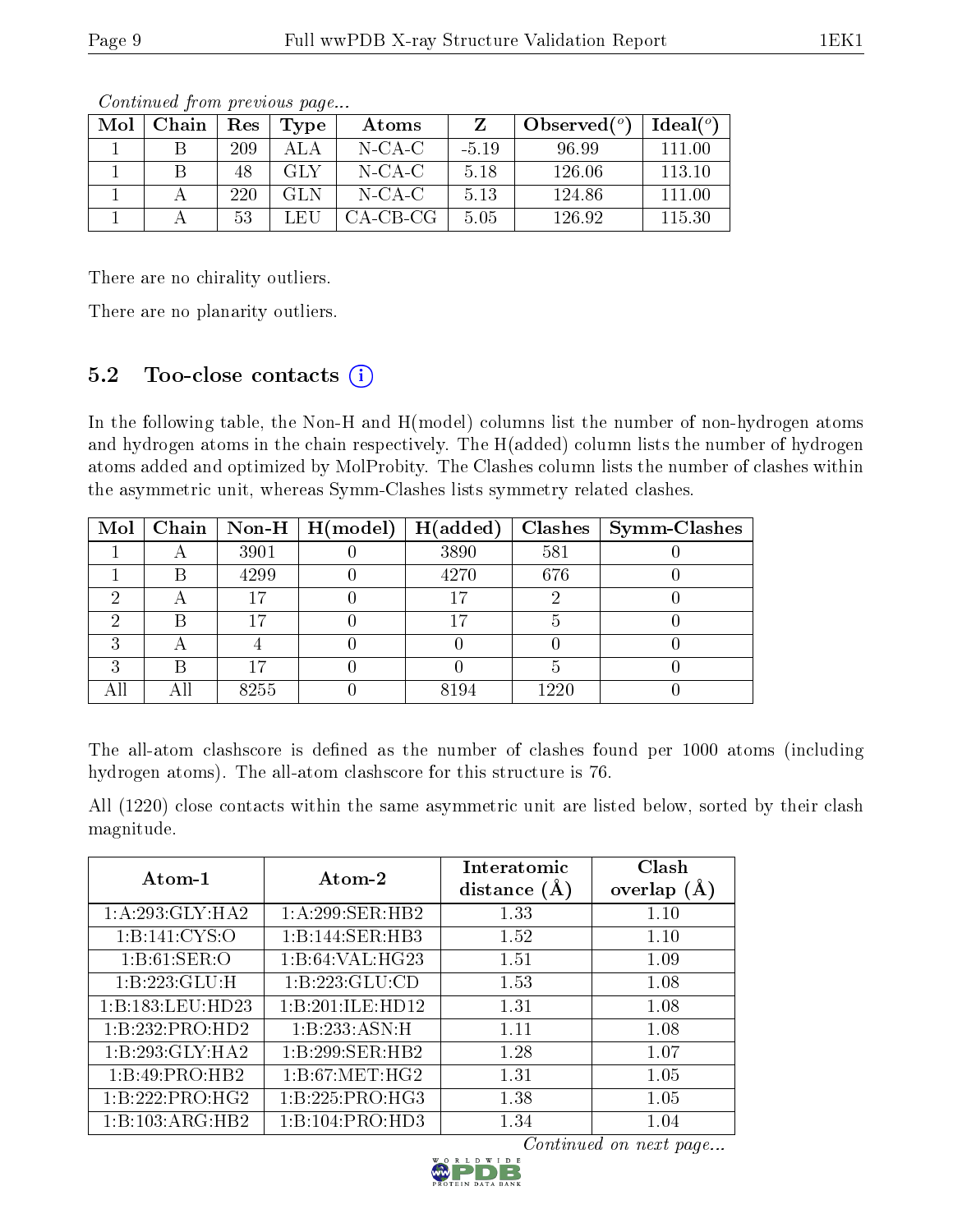*Continued from previous page...*

| Mol | Chain | Res | Type | Atoms | Z | Observed(°) | Ideal(°) |
|---|---|---|---|---|---|---|---|
| 1 | B | 209 | ALA | N-CA-C | -5.19 | 96.99 | 111.00 |
| 1 | B | 48 | GLY | N-CA-C | 5.18 | 126.06 | 113.10 |
| 1 | A | 220 | GLN | N-CA-C | 5.13 | 124.86 | 111.00 |
| 1 | A | 53 | LEU | CA-CB-CG | 5.05 | 126.92 | 115.30 |

There are no chirality outliers.

There are no planarity outliers.

## 5.2 Too-close contacts (i)

In the following table, the Non-H and H(model) columns list the number of non-hydrogen atoms and hydrogen atoms in the chain respectively. The H(added) column lists the number of hydrogen atoms added and optimized by MolProbity. The Clashes column lists the number of clashes within the asymmetric unit, whereas Symm-Clashes lists symmetry related clashes.

| Mol | Chain | Non-H | H(model) | H(added) | Clashes | Symm-Clashes |
|---|---|---|---|---|---|---|
| 1 | A | 3901 | 0 | 3890 | 581 | 0 |
| 1 | B | 4299 | 0 | 4270 | 676 | 0 |
| 2 | A | 17 | 0 | 17 | 2 | 0 |
| 2 | B | 17 | 0 | 17 | 5 | 0 |
| 3 | A | 4 | 0 | 0 | 0 | 0 |
| 3 | B | 17 | 0 | 0 | 5 | 0 |
| All | All | 8255 | 0 | 8194 | 1220 | 0 |

The all-atom clashscore is defined as the number of clashes found per 1000 atoms (including hydrogen atoms). The all-atom clashscore for this structure is 76.

All (1220) close contacts within the same asymmetric unit are listed below, sorted by their clash magnitude.

| Atom-1 | Atom-2 | Interatomic distance (Å) | Clash overlap (Å) |
|---|---|---|---|
| 1:A:293:GLY:HA2 | 1:A:299:SER:HB2 | 1.33 | 1.10 |
| 1:B:141:CYS:O | 1:B:144:SER:HB3 | 1.52 | 1.10 |
| 1:B:61:SER:O | 1:B:64:VAL:HG23 | 1.51 | 1.09 |
| 1:B:223:GLU:H | 1:B:223:GLU:CD | 1.53 | 1.08 |
| 1:B:183:LEU:HD23 | 1:B:201:ILE:HD12 | 1.31 | 1.08 |
| 1:B:232:PRO:HD2 | 1:B:233:ASN:H | 1.11 | 1.08 |
| 1:B:293:GLY:HA2 | 1:B:299:SER:HB2 | 1.28 | 1.07 |
| 1:B:49:PRO:HB2 | 1:B:67:MET:HG2 | 1.31 | 1.05 |
| 1:B:222:PRO:HG2 | 1:B:225:PRO:HG3 | 1.38 | 1.05 |
| 1:B:103:ARG:HB2 | 1:B:104:PRO:HD3 | 1.34 | 1.04 |

*Continued on next page...*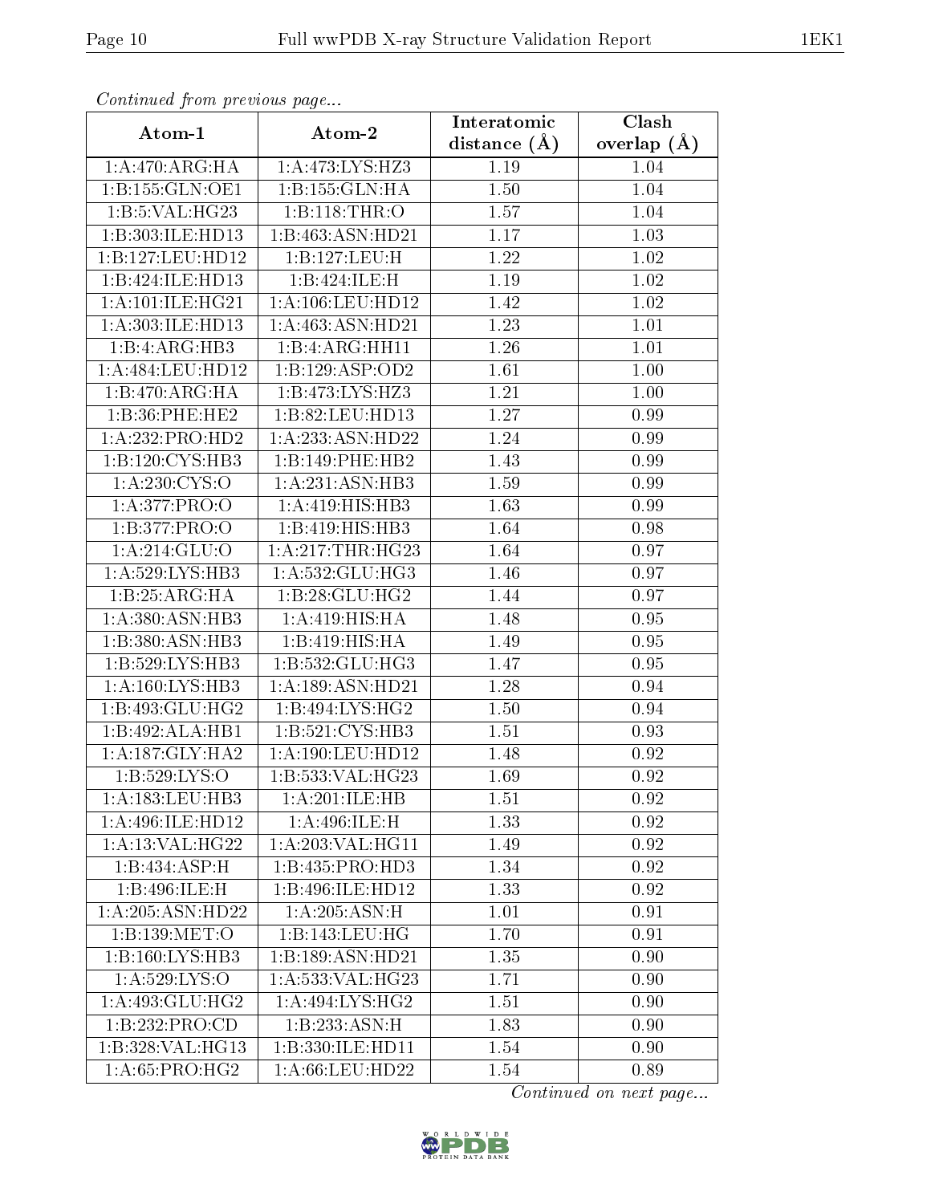*Continued from previous page...*

| Atom-1 | Atom-2 | Interatomic distance (Å) | Clash overlap (Å) |
|---|---|---|---|
| 1:A:470:ARG:HA | 1:A:473:LYS:HZ3 | 1.19 | 1.04 |
| 1:B:155:GLN:OE1 | 1:B:155:GLN:HA | 1.50 | 1.04 |
| 1:B:5:VAL:HG23 | 1:B:118:THR:O | 1.57 | 1.04 |
| 1:B:303:ILE:HD13 | 1:B:463:ASN:HD21 | 1.17 | 1.03 |
| 1:B:127:LEU:HD12 | 1:B:127:LEU:H | 1.22 | 1.02 |
| 1:B:424:ILE:HD13 | 1:B:424:ILE:H | 1.19 | 1.02 |
| 1:A:101:ILE:HG21 | 1:A:106:LEU:HD12 | 1.42 | 1.02 |
| 1:A:303:ILE:HD13 | 1:A:463:ASN:HD21 | 1.23 | 1.01 |
| 1:B:4:ARG:HB3 | 1:B:4:ARG:HH11 | 1.26 | 1.01 |
| 1:A:484:LEU:HD12 | 1:B:129:ASP:OD2 | 1.61 | 1.00 |
| 1:B:470:ARG:HA | 1:B:473:LYS:HZ3 | 1.21 | 1.00 |
| 1:B:36:PHE:HE2 | 1:B:82:LEU:HD13 | 1.27 | 0.99 |
| 1:A:232:PRO:HD2 | 1:A:233:ASN:HD22 | 1.24 | 0.99 |
| 1:B:120:CYS:HB3 | 1:B:149:PHE:HB2 | 1.43 | 0.99 |
| 1:A:230:CYS:O | 1:A:231:ASN:HB3 | 1.59 | 0.99 |
| 1:A:377:PRO:O | 1:A:419:HIS:HB3 | 1.63 | 0.99 |
| 1:B:377:PRO:O | 1:B:419:HIS:HB3 | 1.64 | 0.98 |
| 1:A:214:GLU:O | 1:A:217:THR:HG23 | 1.64 | 0.97 |
| 1:A:529:LYS:HB3 | 1:A:532:GLU:HG3 | 1.46 | 0.97 |
| 1:B:25:ARG:HA | 1:B:28:GLU:HG2 | 1.44 | 0.97 |
| 1:A:380:ASN:HB3 | 1:A:419:HIS:HA | 1.48 | 0.95 |
| 1:B:380:ASN:HB3 | 1:B:419:HIS:HA | 1.49 | 0.95 |
| 1:B:529:LYS:HB3 | 1:B:532:GLU:HG3 | 1.47 | 0.95 |
| 1:A:160:LYS:HB3 | 1:A:189:ASN:HD21 | 1.28 | 0.94 |
| 1:B:493:GLU:HG2 | 1:B:494:LYS:HG2 | 1.50 | 0.94 |
| 1:B:492:ALA:HB1 | 1:B:521:CYS:HB3 | 1.51 | 0.93 |
| 1:A:187:GLY:HA2 | 1:A:190:LEU:HD12 | 1.48 | 0.92 |
| 1:B:529:LYS:O | 1:B:533:VAL:HG23 | 1.69 | 0.92 |
| 1:A:183:LEU:HB3 | 1:A:201:ILE:HB | 1.51 | 0.92 |
| 1:A:496:ILE:HD12 | 1:A:496:ILE:H | 1.33 | 0.92 |
| 1:A:13:VAL:HG22 | 1:A:203:VAL:HG11 | 1.49 | 0.92 |
| 1:B:434:ASP:H | 1:B:435:PRO:HD3 | 1.34 | 0.92 |
| 1:B:496:ILE:H | 1:B:496:ILE:HD12 | 1.33 | 0.92 |
| 1:A:205:ASN:HD22 | 1:A:205:ASN:H | 1.01 | 0.91 |
| 1:B:139:MET:O | 1:B:143:LEU:HG | 1.70 | 0.91 |
| 1:B:160:LYS:HB3 | 1:B:189:ASN:HD21 | 1.35 | 0.90 |
| 1:A:529:LYS:O | 1:A:533:VAL:HG23 | 1.71 | 0.90 |
| 1:A:493:GLU:HG2 | 1:A:494:LYS:HG2 | 1.51 | 0.90 |
| 1:B:232:PRO:CD | 1:B:233:ASN:H | 1.83 | 0.90 |
| 1:B:328:VAL:HG13 | 1:B:330:ILE:HD11 | 1.54 | 0.90 |
| 1:A:65:PRO:HG2 | 1:A:66:LEU:HD22 | 1.54 | 0.89 |

*Continued on next page...*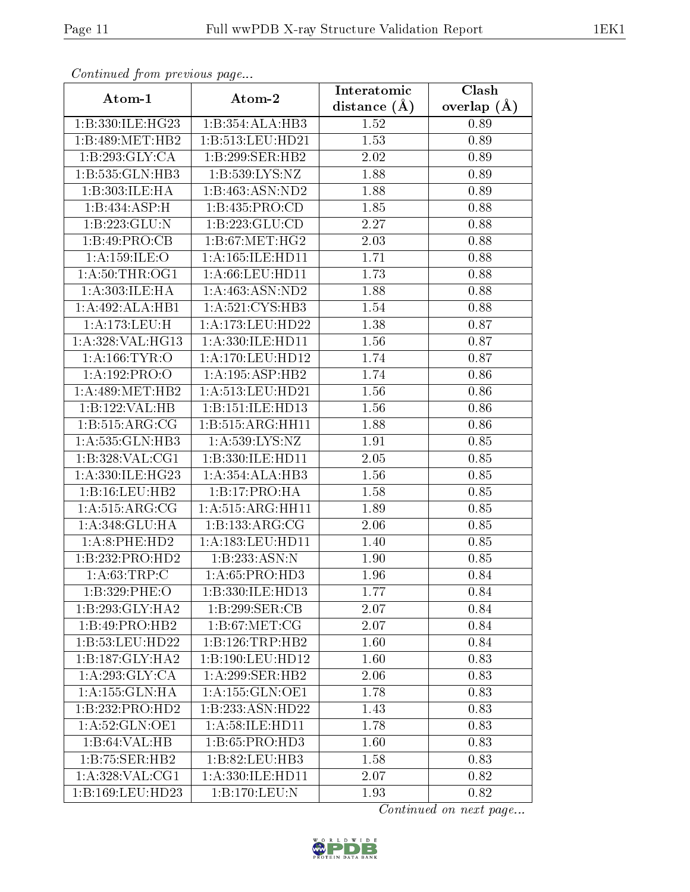*Continued from previous page...*

| Atom-1 | Atom-2 | Interatomic distance (Å) | Clash overlap (Å) |
|---|---|---|---|
| 1:B:330:ILE:HG23 | 1:B:354:ALA:HB3 | 1.52 | 0.89 |
| 1:B:489:MET:HB2 | 1:B:513:LEU:HD21 | 1.53 | 0.89 |
| 1:B:293:GLY:CA | 1:B:299:SER:HB2 | 2.02 | 0.89 |
| 1:B:535:GLN:HB3 | 1:B:539:LYS:NZ | 1.88 | 0.89 |
| 1:B:303:ILE:HA | 1:B:463:ASN:ND2 | 1.88 | 0.89 |
| 1:B:434:ASP:H | 1:B:435:PRO:CD | 1.85 | 0.88 |
| 1:B:223:GLU:N | 1:B:223:GLU:CD | 2.27 | 0.88 |
| 1:B:49:PRO:CB | 1:B:67:MET:HG2 | 2.03 | 0.88 |
| 1:A:159:ILE:O | 1:A:165:ILE:HD11 | 1.71 | 0.88 |
| 1:A:50:THR:OG1 | 1:A:66:LEU:HD11 | 1.73 | 0.88 |
| 1:A:303:ILE:HA | 1:A:463:ASN:ND2 | 1.88 | 0.88 |
| 1:A:492:ALA:HB1 | 1:A:521:CYS:HB3 | 1.54 | 0.88 |
| 1:A:173:LEU:H | 1:A:173:LEU:HD22 | 1.38 | 0.87 |
| 1:A:328:VAL:HG13 | 1:A:330:ILE:HD11 | 1.56 | 0.87 |
| 1:A:166:TYR:O | 1:A:170:LEU:HD12 | 1.74 | 0.87 |
| 1:A:192:PRO:O | 1:A:195:ASP:HB2 | 1.74 | 0.86 |
| 1:A:489:MET:HB2 | 1:A:513:LEU:HD21 | 1.56 | 0.86 |
| 1:B:122:VAL:HB | 1:B:151:ILE:HD13 | 1.56 | 0.86 |
| 1:B:515:ARG:CG | 1:B:515:ARG:HH11 | 1.88 | 0.86 |
| 1:A:535:GLN:HB3 | 1:A:539:LYS:NZ | 1.91 | 0.85 |
| 1:B:328:VAL:CG1 | 1:B:330:ILE:HD11 | 2.05 | 0.85 |
| 1:A:330:ILE:HG23 | 1:A:354:ALA:HB3 | 1.56 | 0.85 |
| 1:B:16:LEU:HB2 | 1:B:17:PRO:HA | 1.58 | 0.85 |
| 1:A:515:ARG:CG | 1:A:515:ARG:HH11 | 1.89 | 0.85 |
| 1:A:348:GLU:HA | 1:B:133:ARG:CG | 2.06 | 0.85 |
| 1:A:8:PHE:HD2 | 1:A:183:LEU:HD11 | 1.40 | 0.85 |
| 1:B:232:PRO:HD2 | 1:B:233:ASN:N | 1.90 | 0.85 |
| 1:A:63:TRP:C | 1:A:65:PRO:HD3 | 1.96 | 0.84 |
| 1:B:329:PHE:O | 1:B:330:ILE:HD13 | 1.77 | 0.84 |
| 1:B:293:GLY:HA2 | 1:B:299:SER:CB | 2.07 | 0.84 |
| 1:B:49:PRO:HB2 | 1:B:67:MET:CG | 2.07 | 0.84 |
| 1:B:53:LEU:HD22 | 1:B:126:TRP:HB2 | 1.60 | 0.84 |
| 1:B:187:GLY:HA2 | 1:B:190:LEU:HD12 | 1.60 | 0.83 |
| 1:A:293:GLY:CA | 1:A:299:SER:HB2 | 2.06 | 0.83 |
| 1:A:155:GLN:HA | 1:A:155:GLN:OE1 | 1.78 | 0.83 |
| 1:B:232:PRO:HD2 | 1:B:233:ASN:HD22 | 1.43 | 0.83 |
| 1:A:52:GLN:OE1 | 1:A:58:ILE:HD11 | 1.78 | 0.83 |
| 1:B:64:VAL:HB | 1:B:65:PRO:HD3 | 1.60 | 0.83 |
| 1:B:75:SER:HB2 | 1:B:82:LEU:HB3 | 1.58 | 0.83 |
| 1:A:328:VAL:CG1 | 1:A:330:ILE:HD11 | 2.07 | 0.82 |
| 1:B:169:LEU:HD23 | 1:B:170:LEU:N | 1.93 | 0.82 |

*Continued on next page...*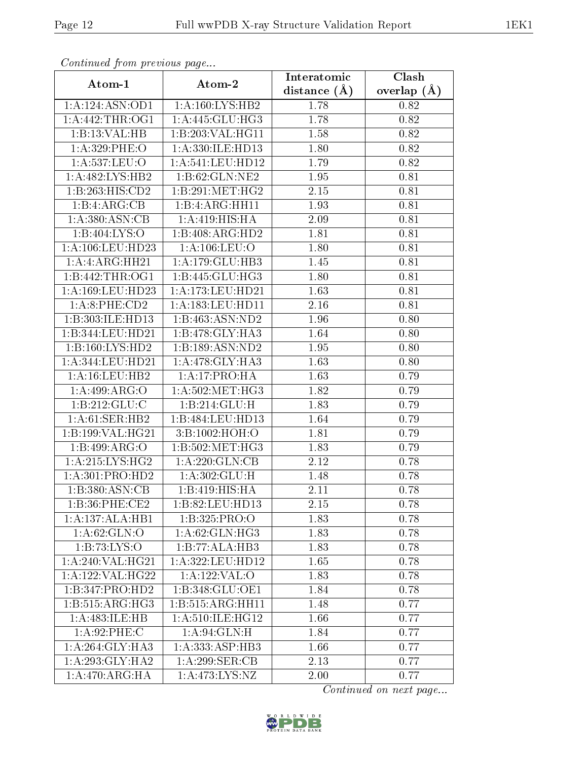*Continued from previous page...*

| Atom-1 | Atom-2 | Interatomic distance (Å) | Clash overlap (Å) |
|---|---|---|---|
| 1:A:124:ASN:OD1 | 1:A:160:LYS:HB2 | 1.78 | 0.82 |
| 1:A:442:THR:OG1 | 1:A:445:GLU:HG3 | 1.78 | 0.82 |
| 1:B:13:VAL:HB | 1:B:203:VAL:HG11 | 1.58 | 0.82 |
| 1:A:329:PHE:O | 1:A:330:ILE:HD13 | 1.80 | 0.82 |
| 1:A:537:LEU:O | 1:A:541:LEU:HD12 | 1.79 | 0.82 |
| 1:A:482:LYS:HB2 | 1:B:62:GLN:NE2 | 1.95 | 0.81 |
| 1:B:263:HIS:CD2 | 1:B:291:MET:HG2 | 2.15 | 0.81 |
| 1:B:4:ARG:CB | 1:B:4:ARG:HH11 | 1.93 | 0.81 |
| 1:A:380:ASN:CB | 1:A:419:HIS:HA | 2.09 | 0.81 |
| 1:B:404:LYS:O | 1:B:408:ARG:HD2 | 1.81 | 0.81 |
| 1:A:106:LEU:HD23 | 1:A:106:LEU:O | 1.80 | 0.81 |
| 1:A:4:ARG:HH21 | 1:A:179:GLU:HB3 | 1.45 | 0.81 |
| 1:B:442:THR:OG1 | 1:B:445:GLU:HG3 | 1.80 | 0.81 |
| 1:A:169:LEU:HD23 | 1:A:173:LEU:HD21 | 1.63 | 0.81 |
| 1:A:8:PHE:CD2 | 1:A:183:LEU:HD11 | 2.16 | 0.81 |
| 1:B:303:ILE:HD13 | 1:B:463:ASN:ND2 | 1.96 | 0.80 |
| 1:B:344:LEU:HD21 | 1:B:478:GLY:HA3 | 1.64 | 0.80 |
| 1:B:160:LYS:HD2 | 1:B:189:ASN:ND2 | 1.95 | 0.80 |
| 1:A:344:LEU:HD21 | 1:A:478:GLY:HA3 | 1.63 | 0.80 |
| 1:A:16:LEU:HB2 | 1:A:17:PRO:HA | 1.63 | 0.79 |
| 1:A:499:ARG:O | 1:A:502:MET:HG3 | 1.82 | 0.79 |
| 1:B:212:GLU:C | 1:B:214:GLU:H | 1.83 | 0.79 |
| 1:A:61:SER:HB2 | 1:B:484:LEU:HD13 | 1.64 | 0.79 |
| 1:B:199:VAL:HG21 | 3:B:1002:HOH:O | 1.81 | 0.79 |
| 1:B:499:ARG:O | 1:B:502:MET:HG3 | 1.83 | 0.79 |
| 1:A:215:LYS:HG2 | 1:A:220:GLN:CB | 2.12 | 0.78 |
| 1:A:301:PRO:HD2 | 1:A:302:GLU:H | 1.48 | 0.78 |
| 1:B:380:ASN:CB | 1:B:419:HIS:HA | 2.11 | 0.78 |
| 1:B:36:PHE:CE2 | 1:B:82:LEU:HD13 | 2.15 | 0.78 |
| 1:A:137:ALA:HB1 | 1:B:325:PRO:O | 1.83 | 0.78 |
| 1:A:62:GLN:O | 1:A:62:GLN:HG3 | 1.83 | 0.78 |
| 1:B:73:LYS:O | 1:B:77:ALA:HB3 | 1.83 | 0.78 |
| 1:A:240:VAL:HG21 | 1:A:322:LEU:HD12 | 1.65 | 0.78 |
| 1:A:122:VAL:HG22 | 1:A:122:VAL:O | 1.83 | 0.78 |
| 1:B:347:PRO:HD2 | 1:B:348:GLU:OE1 | 1.84 | 0.78 |
| 1:B:515:ARG:HG3 | 1:B:515:ARG:HH11 | 1.48 | 0.77 |
| 1:A:483:ILE:HB | 1:A:510:ILE:HG12 | 1.66 | 0.77 |
| 1:A:92:PHE:C | 1:A:94:GLN:H | 1.84 | 0.77 |
| 1:A:264:GLY:HA3 | 1:A:333:ASP:HB3 | 1.66 | 0.77 |
| 1:A:293:GLY:HA2 | 1:A:299:SER:CB | 2.13 | 0.77 |
| 1:A:470:ARG:HA | 1:A:473:LYS:NZ | 2.00 | 0.77 |

*Continued on next page...*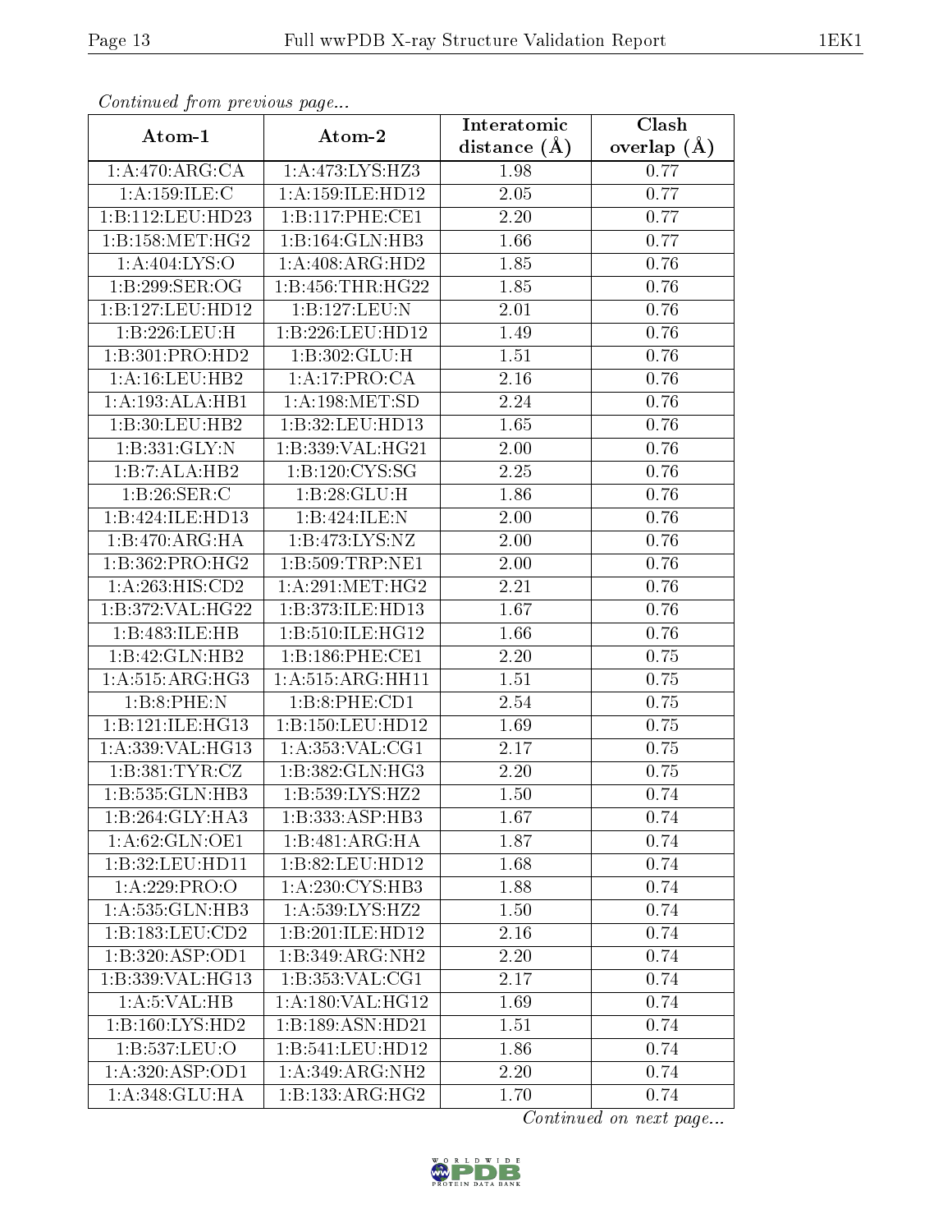*Continued from previous page...*

| Atom-1 | Atom-2 | Interatomic distance (Å) | Clash overlap (Å) |
|---|---|---|---|
| 1:A:470:ARG:CA | 1:A:473:LYS:HZ3 | 1.98 | 0.77 |
| 1:A:159:ILE:C | 1:A:159:ILE:HD12 | 2.05 | 0.77 |
| 1:B:112:LEU:HD23 | 1:B:117:PHE:CE1 | 2.20 | 0.77 |
| 1:B:158:MET:HG2 | 1:B:164:GLN:HB3 | 1.66 | 0.77 |
| 1:A:404:LYS:O | 1:A:408:ARG:HD2 | 1.85 | 0.76 |
| 1:B:299:SER:OG | 1:B:456:THR:HG22 | 1.85 | 0.76 |
| 1:B:127:LEU:HD12 | 1:B:127:LEU:N | 2.01 | 0.76 |
| 1:B:226:LEU:H | 1:B:226:LEU:HD12 | 1.49 | 0.76 |
| 1:B:301:PRO:HD2 | 1:B:302:GLU:H | 1.51 | 0.76 |
| 1:A:16:LEU:HB2 | 1:A:17:PRO:CA | 2.16 | 0.76 |
| 1:A:193:ALA:HB1 | 1:A:198:MET:SD | 2.24 | 0.76 |
| 1:B:30:LEU:HB2 | 1:B:32:LEU:HD13 | 1.65 | 0.76 |
| 1:B:331:GLY:N | 1:B:339:VAL:HG21 | 2.00 | 0.76 |
| 1:B:7:ALA:HB2 | 1:B:120:CYS:SG | 2.25 | 0.76 |
| 1:B:26:SER:C | 1:B:28:GLU:H | 1.86 | 0.76 |
| 1:B:424:ILE:HD13 | 1:B:424:ILE:N | 2.00 | 0.76 |
| 1:B:470:ARG:HA | 1:B:473:LYS:NZ | 2.00 | 0.76 |
| 1:B:362:PRO:HG2 | 1:B:509:TRP:NE1 | 2.00 | 0.76 |
| 1:A:263:HIS:CD2 | 1:A:291:MET:HG2 | 2.21 | 0.76 |
| 1:B:372:VAL:HG22 | 1:B:373:ILE:HD13 | 1.67 | 0.76 |
| 1:B:483:ILE:HB | 1:B:510:ILE:HG12 | 1.66 | 0.76 |
| 1:B:42:GLN:HB2 | 1:B:186:PHE:CE1 | 2.20 | 0.75 |
| 1:A:515:ARG:HG3 | 1:A:515:ARG:HH11 | 1.51 | 0.75 |
| 1:B:8:PHE:N | 1:B:8:PHE:CD1 | 2.54 | 0.75 |
| 1:B:121:ILE:HG13 | 1:B:150:LEU:HD12 | 1.69 | 0.75 |
| 1:A:339:VAL:HG13 | 1:A:353:VAL:CG1 | 2.17 | 0.75 |
| 1:B:381:TYR:CZ | 1:B:382:GLN:HG3 | 2.20 | 0.75 |
| 1:B:535:GLN:HB3 | 1:B:539:LYS:HZ2 | 1.50 | 0.74 |
| 1:B:264:GLY:HA3 | 1:B:333:ASP:HB3 | 1.67 | 0.74 |
| 1:A:62:GLN:OE1 | 1:B:481:ARG:HA | 1.87 | 0.74 |
| 1:B:32:LEU:HD11 | 1:B:82:LEU:HD12 | 1.68 | 0.74 |
| 1:A:229:PRO:O | 1:A:230:CYS:HB3 | 1.88 | 0.74 |
| 1:A:535:GLN:HB3 | 1:A:539:LYS:HZ2 | 1.50 | 0.74 |
| 1:B:183:LEU:CD2 | 1:B:201:ILE:HD12 | 2.16 | 0.74 |
| 1:B:320:ASP:OD1 | 1:B:349:ARG:NH2 | 2.20 | 0.74 |
| 1:B:339:VAL:HG13 | 1:B:353:VAL:CG1 | 2.17 | 0.74 |
| 1:A:5:VAL:HB | 1:A:180:VAL:HG12 | 1.69 | 0.74 |
| 1:B:160:LYS:HD2 | 1:B:189:ASN:HD21 | 1.51 | 0.74 |
| 1:B:537:LEU:O | 1:B:541:LEU:HD12 | 1.86 | 0.74 |
| 1:A:320:ASP:OD1 | 1:A:349:ARG:NH2 | 2.20 | 0.74 |
| 1:A:348:GLU:HA | 1:B:133:ARG:HG2 | 1.70 | 0.74 |

*Continued on next page...*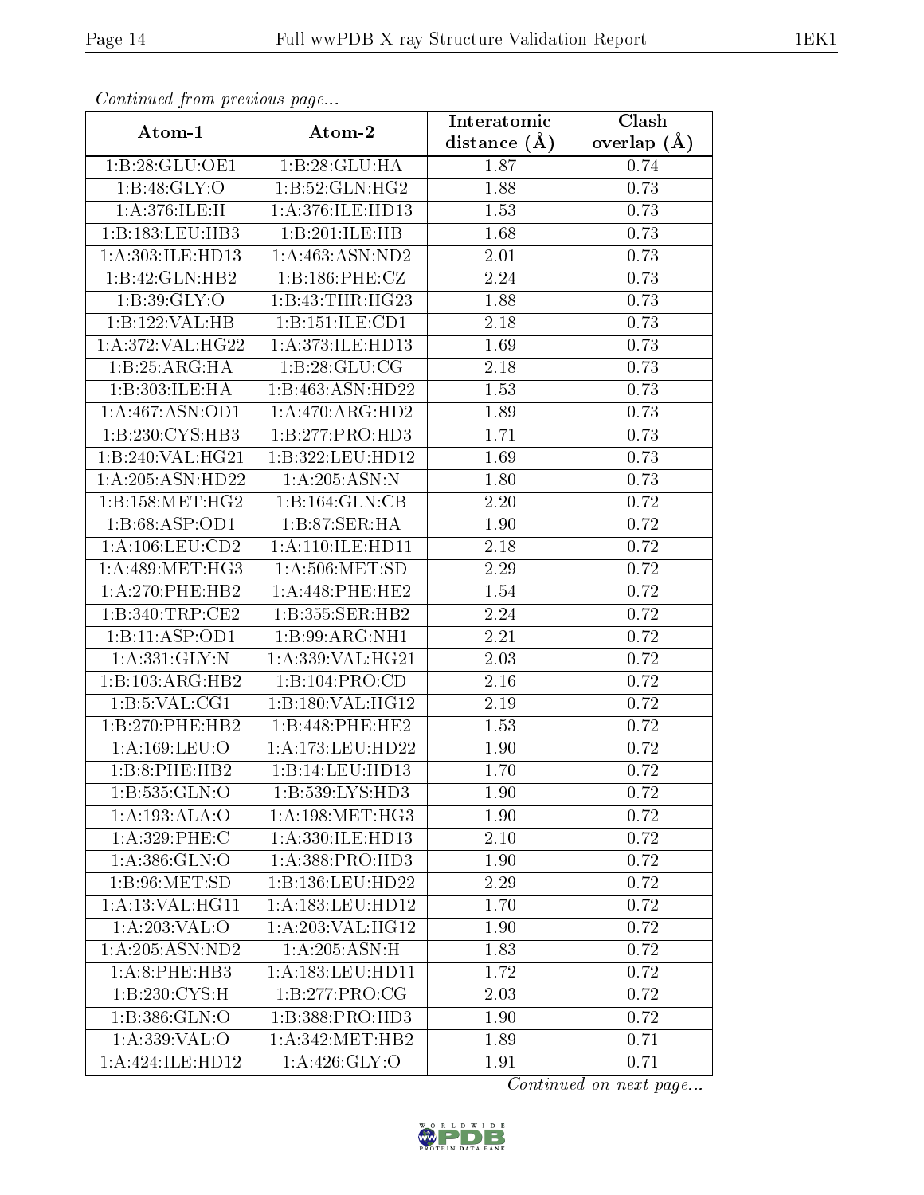*Continued from previous page...*

| Atom-1 | Atom-2 | Interatomic distance (Å) | Clash overlap (Å) |
|---|---|---|---|
| 1:B:28:GLU:OE1 | 1:B:28:GLU:HA | 1.87 | 0.74 |
| 1:B:48:GLY:O | 1:B:52:GLN:HG2 | 1.88 | 0.73 |
| 1:A:376:ILE:H | 1:A:376:ILE:HD13 | 1.53 | 0.73 |
| 1:B:183:LEU:HB3 | 1:B:201:ILE:HB | 1.68 | 0.73 |
| 1:A:303:ILE:HD13 | 1:A:463:ASN:ND2 | 2.01 | 0.73 |
| 1:B:42:GLN:HB2 | 1:B:186:PHE:CZ | 2.24 | 0.73 |
| 1:B:39:GLY:O | 1:B:43:THR:HG23 | 1.88 | 0.73 |
| 1:B:122:VAL:HB | 1:B:151:ILE:CD1 | 2.18 | 0.73 |
| 1:A:372:VAL:HG22 | 1:A:373:ILE:HD13 | 1.69 | 0.73 |
| 1:B:25:ARG:HA | 1:B:28:GLU:CG | 2.18 | 0.73 |
| 1:B:303:ILE:HA | 1:B:463:ASN:HD22 | 1.53 | 0.73 |
| 1:A:467:ASN:OD1 | 1:A:470:ARG:HD2 | 1.89 | 0.73 |
| 1:B:230:CYS:HB3 | 1:B:277:PRO:HD3 | 1.71 | 0.73 |
| 1:B:240:VAL:HG21 | 1:B:322:LEU:HD12 | 1.69 | 0.73 |
| 1:A:205:ASN:HD22 | 1:A:205:ASN:N | 1.80 | 0.73 |
| 1:B:158:MET:HG2 | 1:B:164:GLN:CB | 2.20 | 0.72 |
| 1:B:68:ASP:OD1 | 1:B:87:SER:HA | 1.90 | 0.72 |
| 1:A:106:LEU:CD2 | 1:A:110:ILE:HD11 | 2.18 | 0.72 |
| 1:A:489:MET:HG3 | 1:A:506:MET:SD | 2.29 | 0.72 |
| 1:A:270:PHE:HB2 | 1:A:448:PHE:HE2 | 1.54 | 0.72 |
| 1:B:340:TRP:CE2 | 1:B:355:SER:HB2 | 2.24 | 0.72 |
| 1:B:11:ASP:OD1 | 1:B:99:ARG:NH1 | 2.21 | 0.72 |
| 1:A:331:GLY:N | 1:A:339:VAL:HG21 | 2.03 | 0.72 |
| 1:B:103:ARG:HB2 | 1:B:104:PRO:CD | 2.16 | 0.72 |
| 1:B:5:VAL:CG1 | 1:B:180:VAL:HG12 | 2.19 | 0.72 |
| 1:B:270:PHE:HB2 | 1:B:448:PHE:HE2 | 1.53 | 0.72 |
| 1:A:169:LEU:O | 1:A:173:LEU:HD22 | 1.90 | 0.72 |
| 1:B:8:PHE:HB2 | 1:B:14:LEU:HD13 | 1.70 | 0.72 |
| 1:B:535:GLN:O | 1:B:539:LYS:HD3 | 1.90 | 0.72 |
| 1:A:193:ALA:O | 1:A:198:MET:HG3 | 1.90 | 0.72 |
| 1:A:329:PHE:C | 1:A:330:ILE:HD13 | 2.10 | 0.72 |
| 1:A:386:GLN:O | 1:A:388:PRO:HD3 | 1.90 | 0.72 |
| 1:B:96:MET:SD | 1:B:136:LEU:HD22 | 2.29 | 0.72 |
| 1:A:13:VAL:HG11 | 1:A:183:LEU:HD12 | 1.70 | 0.72 |
| 1:A:203:VAL:O | 1:A:203:VAL:HG12 | 1.90 | 0.72 |
| 1:A:205:ASN:ND2 | 1:A:205:ASN:H | 1.83 | 0.72 |
| 1:A:8:PHE:HB3 | 1:A:183:LEU:HD11 | 1.72 | 0.72 |
| 1:B:230:CYS:H | 1:B:277:PRO:CG | 2.03 | 0.72 |
| 1:B:386:GLN:O | 1:B:388:PRO:HD3 | 1.90 | 0.72 |
| 1:A:339:VAL:O | 1:A:342:MET:HB2 | 1.89 | 0.71 |
| 1:A:424:ILE:HD12 | 1:A:426:GLY:O | 1.91 | 0.71 |

*Continued on next page...*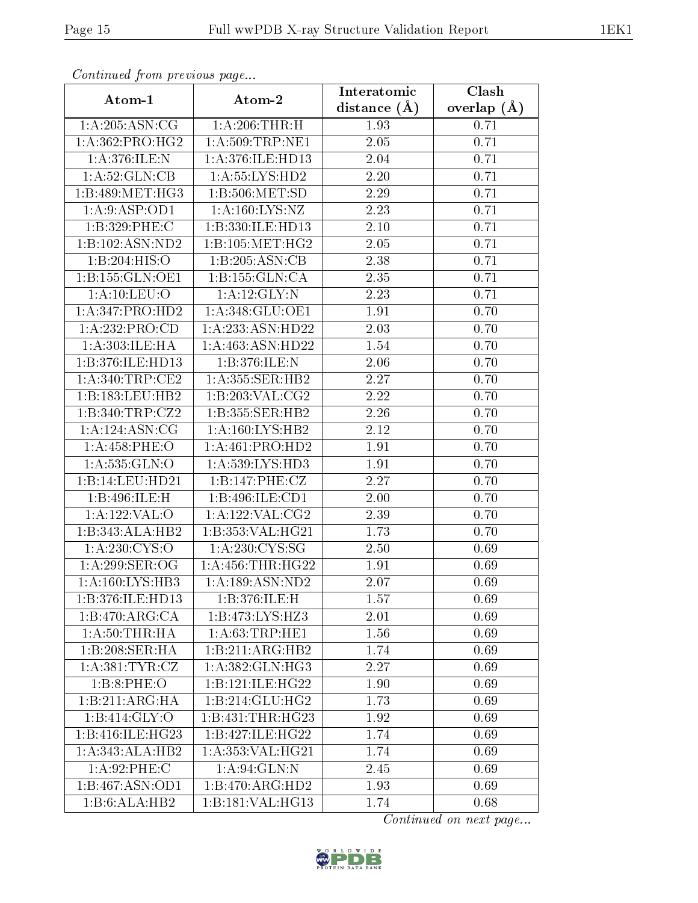*Continued from previous page...*

| Atom-1 | Atom-2 | Interatomic distance (Å) | Clash overlap (Å) |
|---|---|---|---|
| 1:A:205:ASN:CG | 1:A:206:THR:H | 1.93 | 0.71 |
| 1:A:362:PRO:HG2 | 1:A:509:TRP:NE1 | 2.05 | 0.71 |
| 1:A:376:ILE:N | 1:A:376:ILE:HD13 | 2.04 | 0.71 |
| 1:A:52:GLN:CB | 1:A:55:LYS:HD2 | 2.20 | 0.71 |
| 1:B:489:MET:HG3 | 1:B:506:MET:SD | 2.29 | 0.71 |
| 1:A:9:ASP:OD1 | 1:A:160:LYS:NZ | 2.23 | 0.71 |
| 1:B:329:PHE:C | 1:B:330:ILE:HD13 | 2.10 | 0.71 |
| 1:B:102:ASN:ND2 | 1:B:105:MET:HG2 | 2.05 | 0.71 |
| 1:B:204:HIS:O | 1:B:205:ASN:CB | 2.38 | 0.71 |
| 1:B:155:GLN:OE1 | 1:B:155:GLN:CA | 2.35 | 0.71 |
| 1:A:10:LEU:O | 1:A:12:GLY:N | 2.23 | 0.71 |
| 1:A:347:PRO:HD2 | 1:A:348:GLU:OE1 | 1.91 | 0.70 |
| 1:A:232:PRO:CD | 1:A:233:ASN:HD22 | 2.03 | 0.70 |
| 1:A:303:ILE:HA | 1:A:463:ASN:HD22 | 1.54 | 0.70 |
| 1:B:376:ILE:HD13 | 1:B:376:ILE:N | 2.06 | 0.70 |
| 1:A:340:TRP:CE2 | 1:A:355:SER:HB2 | 2.27 | 0.70 |
| 1:B:183:LEU:HB2 | 1:B:203:VAL:CG2 | 2.22 | 0.70 |
| 1:B:340:TRP:CZ2 | 1:B:355:SER:HB2 | 2.26 | 0.70 |
| 1:A:124:ASN:CG | 1:A:160:LYS:HB2 | 2.12 | 0.70 |
| 1:A:458:PHE:O | 1:A:461:PRO:HD2 | 1.91 | 0.70 |
| 1:A:535:GLN:O | 1:A:539:LYS:HD3 | 1.91 | 0.70 |
| 1:B:14:LEU:HD21 | 1:B:147:PHE:CZ | 2.27 | 0.70 |
| 1:B:496:ILE:H | 1:B:496:ILE:CD1 | 2.00 | 0.70 |
| 1:A:122:VAL:O | 1:A:122:VAL:CG2 | 2.39 | 0.70 |
| 1:B:343:ALA:HB2 | 1:B:353:VAL:HG21 | 1.73 | 0.70 |
| 1:A:230:CYS:O | 1:A:230:CYS:SG | 2.50 | 0.69 |
| 1:A:299:SER:OG | 1:A:456:THR:HG22 | 1.91 | 0.69 |
| 1:A:160:LYS:HB3 | 1:A:189:ASN:ND2 | 2.07 | 0.69 |
| 1:B:376:ILE:HD13 | 1:B:376:ILE:H | 1.57 | 0.69 |
| 1:B:470:ARG:CA | 1:B:473:LYS:HZ3 | 2.01 | 0.69 |
| 1:A:50:THR:HA | 1:A:63:TRP:HE1 | 1.56 | 0.69 |
| 1:B:208:SER:HA | 1:B:211:ARG:HB2 | 1.74 | 0.69 |
| 1:A:381:TYR:CZ | 1:A:382:GLN:HG3 | 2.27 | 0.69 |
| 1:B:8:PHE:O | 1:B:121:ILE:HG22 | 1.90 | 0.69 |
| 1:B:211:ARG:HA | 1:B:214:GLU:HG2 | 1.73 | 0.69 |
| 1:B:414:GLY:O | 1:B:431:THR:HG23 | 1.92 | 0.69 |
| 1:B:416:ILE:HG23 | 1:B:427:ILE:HG22 | 1.74 | 0.69 |
| 1:A:343:ALA:HB2 | 1:A:353:VAL:HG21 | 1.74 | 0.69 |
| 1:A:92:PHE:C | 1:A:94:GLN:N | 2.45 | 0.69 |
| 1:B:467:ASN:OD1 | 1:B:470:ARG:HD2 | 1.93 | 0.69 |
| 1:B:6:ALA:HB2 | 1:B:181:VAL:HG13 | 1.74 | 0.68 |

*Continued on next page...*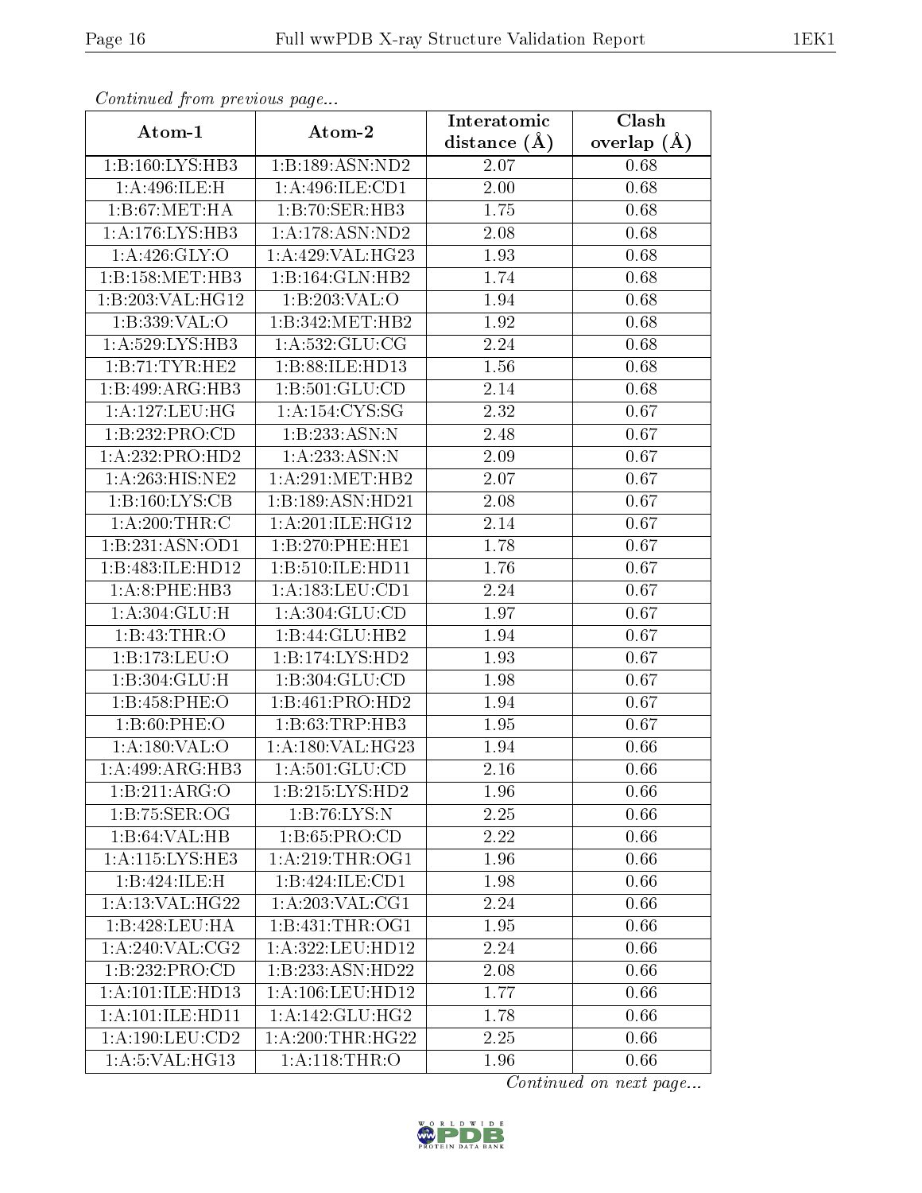*Continued from previous page...*

| Atom-1 | Atom-2 | Interatomic distance (Å) | Clash overlap (Å) |
| --- | --- | --- | --- |
| 1:B:160:LYS:HB3 | 1:B:189:ASN:ND2 | 2.07 | 0.68 |
| 1:A:496:ILE:H | 1:A:496:ILE:CD1 | 2.00 | 0.68 |
| 1:B:67:MET:HA | 1:B:70:SER:HB3 | 1.75 | 0.68 |
| 1:A:176:LYS:HB3 | 1:A:178:ASN:ND2 | 2.08 | 0.68 |
| 1:A:426:GLY:O | 1:A:429:VAL:HG23 | 1.93 | 0.68 |
| 1:B:158:MET:HB3 | 1:B:164:GLN:HB2 | 1.74 | 0.68 |
| 1:B:203:VAL:HG12 | 1:B:203:VAL:O | 1.94 | 0.68 |
| 1:B:339:VAL:O | 1:B:342:MET:HB2 | 1.92 | 0.68 |
| 1:A:529:LYS:HB3 | 1:A:532:GLU:CG | 2.24 | 0.68 |
| 1:B:71:TYR:HE2 | 1:B:88:ILE:HD13 | 1.56 | 0.68 |
| 1:B:499:ARG:HB3 | 1:B:501:GLU:CD | 2.14 | 0.68 |
| 1:A:127:LEU:HG | 1:A:154:CYS:SG | 2.32 | 0.67 |
| 1:B:232:PRO:CD | 1:B:233:ASN:N | 2.48 | 0.67 |
| 1:A:232:PRO:HD2 | 1:A:233:ASN:N | 2.09 | 0.67 |
| 1:A:263:HIS:NE2 | 1:A:291:MET:HB2 | 2.07 | 0.67 |
| 1:B:160:LYS:CB | 1:B:189:ASN:HD21 | 2.08 | 0.67 |
| 1:A:200:THR:C | 1:A:201:ILE:HG12 | 2.14 | 0.67 |
| 1:B:231:ASN:OD1 | 1:B:270:PHE:HE1 | 1.78 | 0.67 |
| 1:B:483:ILE:HD12 | 1:B:510:ILE:HD11 | 1.76 | 0.67 |
| 1:A:8:PHE:HB3 | 1:A:183:LEU:CD1 | 2.24 | 0.67 |
| 1:A:304:GLU:H | 1:A:304:GLU:CD | 1.97 | 0.67 |
| 1:B:43:THR:O | 1:B:44:GLU:HB2 | 1.94 | 0.67 |
| 1:B:173:LEU:O | 1:B:174:LYS:HD2 | 1.93 | 0.67 |
| 1:B:304:GLU:H | 1:B:304:GLU:CD | 1.98 | 0.67 |
| 1:B:458:PHE:O | 1:B:461:PRO:HD2 | 1.94 | 0.67 |
| 1:B:60:PHE:O | 1:B:63:TRP:HB3 | 1.95 | 0.67 |
| 1:A:180:VAL:O | 1:A:180:VAL:HG23 | 1.94 | 0.66 |
| 1:A:499:ARG:HB3 | 1:A:501:GLU:CD | 2.16 | 0.66 |
| 1:B:211:ARG:O | 1:B:215:LYS:HD2 | 1.96 | 0.66 |
| 1:B:75:SER:OG | 1:B:76:LYS:N | 2.25 | 0.66 |
| 1:B:64:VAL:HB | 1:B:65:PRO:CD | 2.22 | 0.66 |
| 1:A:115:LYS:HE3 | 1:A:219:THR:OG1 | 1.96 | 0.66 |
| 1:B:424:ILE:H | 1:B:424:ILE:CD1 | 1.98 | 0.66 |
| 1:A:13:VAL:HG22 | 1:A:203:VAL:CG1 | 2.24 | 0.66 |
| 1:B:428:LEU:HA | 1:B:431:THR:OG1 | 1.95 | 0.66 |
| 1:A:240:VAL:CG2 | 1:A:322:LEU:HD12 | 2.24 | 0.66 |
| 1:B:232:PRO:CD | 1:B:233:ASN:HD22 | 2.08 | 0.66 |
| 1:A:101:ILE:HD13 | 1:A:106:LEU:HD12 | 1.77 | 0.66 |
| 1:A:101:ILE:HD11 | 1:A:142:GLU:HG2 | 1.78 | 0.66 |
| 1:A:190:LEU:CD2 | 1:A:200:THR:HG22 | 2.25 | 0.66 |
| 1:A:5:VAL:HG13 | 1:A:118:THR:O | 1.96 | 0.66 |

*Continued on next page...*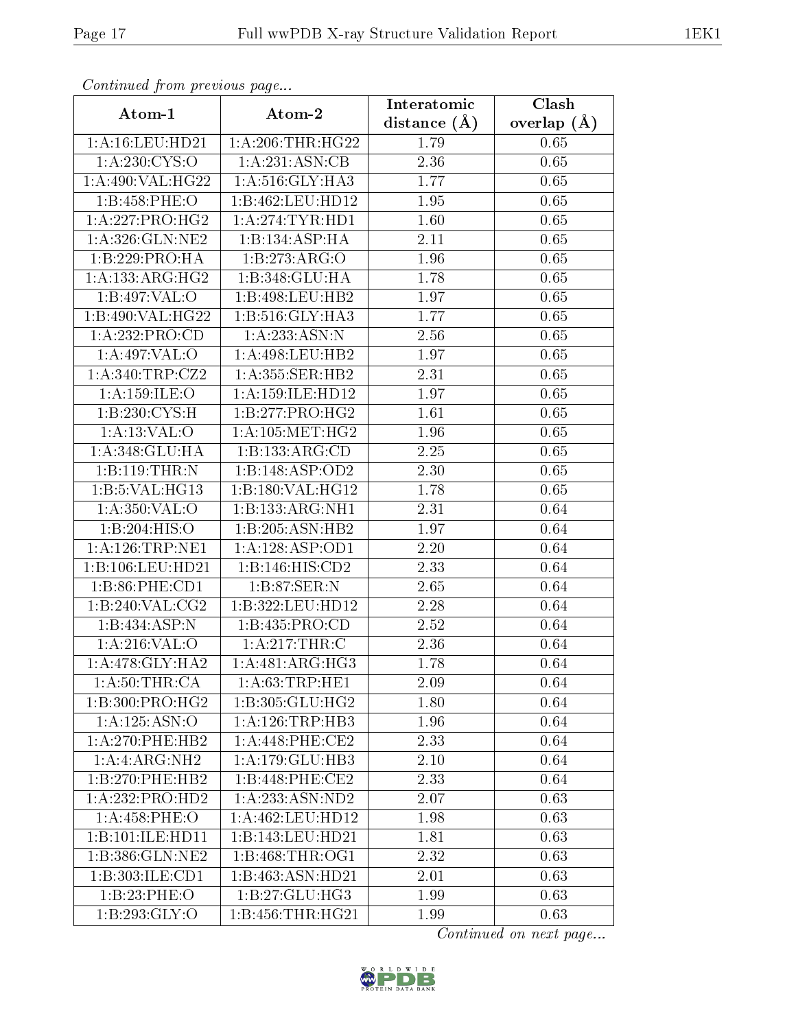*Continued from previous page...*

| Atom-1 | Atom-2 | Interatomic distance (Å) | Clash overlap (Å) |
|---|---|---|---|
| 1:A:16:LEU:HD21 | 1:A:206:THR:HG22 | 1.79 | 0.65 |
| 1:A:230:CYS:O | 1:A:231:ASN:CB | 2.36 | 0.65 |
| 1:A:490:VAL:HG22 | 1:A:516:GLY:HA3 | 1.77 | 0.65 |
| 1:B:458:PHE:O | 1:B:462:LEU:HD12 | 1.95 | 0.65 |
| 1:A:227:PRO:HG2 | 1:A:274:TYR:HD1 | 1.60 | 0.65 |
| 1:A:326:GLN:NE2 | 1:B:134:ASP:HA | 2.11 | 0.65 |
| 1:B:229:PRO:HA | 1:B:273:ARG:O | 1.96 | 0.65 |
| 1:A:133:ARG:HG2 | 1:B:348:GLU:HA | 1.78 | 0.65 |
| 1:B:497:VAL:O | 1:B:498:LEU:HB2 | 1.97 | 0.65 |
| 1:B:490:VAL:HG22 | 1:B:516:GLY:HA3 | 1.77 | 0.65 |
| 1:A:232:PRO:CD | 1:A:233:ASN:N | 2.56 | 0.65 |
| 1:A:497:VAL:O | 1:A:498:LEU:HB2 | 1.97 | 0.65 |
| 1:A:340:TRP:CZ2 | 1:A:355:SER:HB2 | 2.31 | 0.65 |
| 1:A:159:ILE:O | 1:A:159:ILE:HD12 | 1.97 | 0.65 |
| 1:B:230:CYS:H | 1:B:277:PRO:HG2 | 1.61 | 0.65 |
| 1:A:13:VAL:O | 1:A:105:MET:HG2 | 1.96 | 0.65 |
| 1:A:348:GLU:HA | 1:B:133:ARG:CD | 2.25 | 0.65 |
| 1:B:119:THR:N | 1:B:148:ASP:OD2 | 2.30 | 0.65 |
| 1:B:5:VAL:HG13 | 1:B:180:VAL:HG12 | 1.78 | 0.65 |
| 1:A:350:VAL:O | 1:B:133:ARG:NH1 | 2.31 | 0.64 |
| 1:B:204:HIS:O | 1:B:205:ASN:HB2 | 1.97 | 0.64 |
| 1:A:126:TRP:NE1 | 1:A:128:ASP:OD1 | 2.20 | 0.64 |
| 1:B:106:LEU:HD21 | 1:B:146:HIS:CD2 | 2.33 | 0.64 |
| 1:B:86:PHE:CD1 | 1:B:87:SER:N | 2.65 | 0.64 |
| 1:B:240:VAL:CG2 | 1:B:322:LEU:HD12 | 2.28 | 0.64 |
| 1:B:434:ASP:N | 1:B:435:PRO:CD | 2.52 | 0.64 |
| 1:A:216:VAL:O | 1:A:217:THR:C | 2.36 | 0.64 |
| 1:A:478:GLY:HA2 | 1:A:481:ARG:HG3 | 1.78 | 0.64 |
| 1:A:50:THR:CA | 1:A:63:TRP:HE1 | 2.09 | 0.64 |
| 1:B:300:PRO:HG2 | 1:B:305:GLU:HG2 | 1.80 | 0.64 |
| 1:A:125:ASN:O | 1:A:126:TRP:HB3 | 1.96 | 0.64 |
| 1:A:270:PHE:HB2 | 1:A:448:PHE:CE2 | 2.33 | 0.64 |
| 1:A:4:ARG:NH2 | 1:A:179:GLU:HB3 | 2.10 | 0.64 |
| 1:B:270:PHE:HB2 | 1:B:448:PHE:CE2 | 2.33 | 0.64 |
| 1:A:232:PRO:HD2 | 1:A:233:ASN:ND2 | 2.07 | 0.63 |
| 1:A:458:PHE:O | 1:A:462:LEU:HD12 | 1.98 | 0.63 |
| 1:B:101:ILE:HD11 | 1:B:143:LEU:HD21 | 1.81 | 0.63 |
| 1:B:386:GLN:NE2 | 1:B:468:THR:OG1 | 2.32 | 0.63 |
| 1:B:303:ILE:CD1 | 1:B:463:ASN:HD21 | 2.01 | 0.63 |
| 1:B:23:PHE:O | 1:B:27:GLU:HG3 | 1.99 | 0.63 |
| 1:B:293:GLY:O | 1:B:456:THR:HG21 | 1.99 | 0.63 |

*Continued on next page...*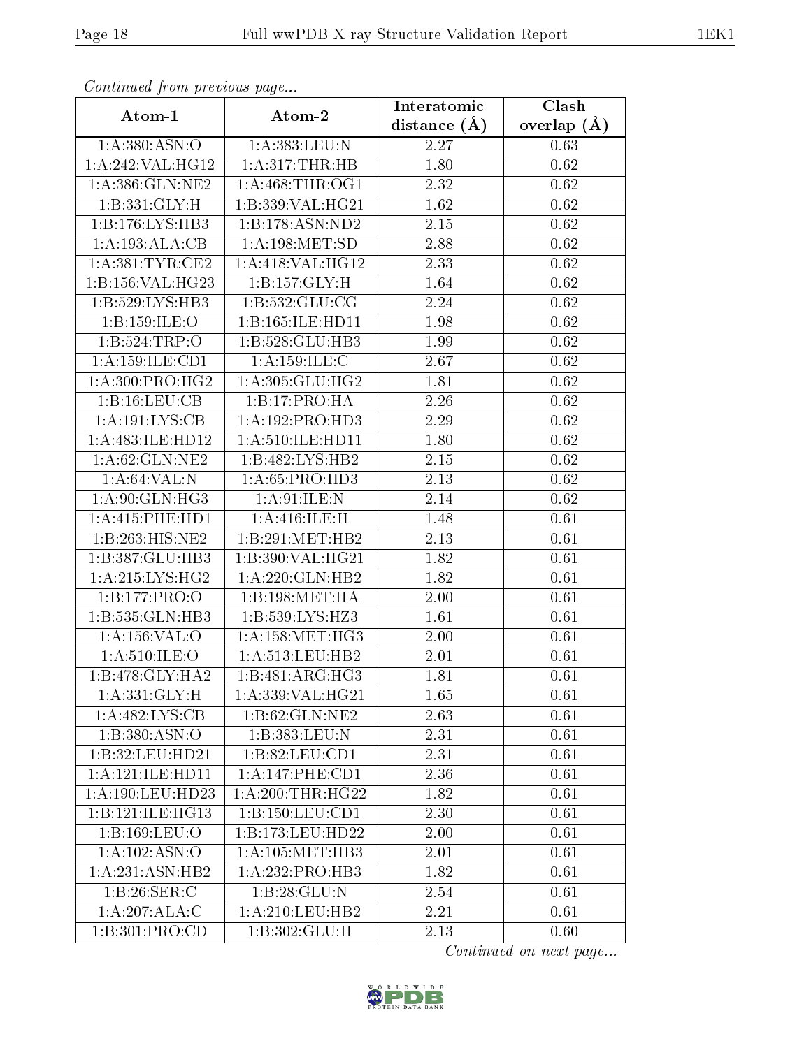*Continued from previous page...*

| Atom-1 | Atom-2 | Interatomic distance (Å) | Clash overlap (Å) |
|---|---|---|---|
| 1:A:380:ASN:O | 1:A:383:LEU:N | 2.27 | 0.63 |
| 1:A:242:VAL:HG12 | 1:A:317:THR:HB | 1.80 | 0.62 |
| 1:A:386:GLN:NE2 | 1:A:468:THR:OG1 | 2.32 | 0.62 |
| 1:B:331:GLY:H | 1:B:339:VAL:HG21 | 1.62 | 0.62 |
| 1:B:176:LYS:HB3 | 1:B:178:ASN:ND2 | 2.15 | 0.62 |
| 1:A:193:ALA:CB | 1:A:198:MET:SD | 2.88 | 0.62 |
| 1:A:381:TYR:CE2 | 1:A:418:VAL:HG12 | 2.33 | 0.62 |
| 1:B:156:VAL:HG23 | 1:B:157:GLY:H | 1.64 | 0.62 |
| 1:B:529:LYS:HB3 | 1:B:532:GLU:CG | 2.24 | 0.62 |
| 1:B:159:ILE:O | 1:B:165:ILE:HD11 | 1.98 | 0.62 |
| 1:B:524:TRP:O | 1:B:528:GLU:HB3 | 1.99 | 0.62 |
| 1:A:159:ILE:CD1 | 1:A:159:ILE:C | 2.67 | 0.62 |
| 1:A:300:PRO:HG2 | 1:A:305:GLU:HG2 | 1.81 | 0.62 |
| 1:B:16:LEU:CB | 1:B:17:PRO:HA | 2.26 | 0.62 |
| 1:A:191:LYS:CB | 1:A:192:PRO:HD3 | 2.29 | 0.62 |
| 1:A:483:ILE:HD12 | 1:A:510:ILE:HD11 | 1.80 | 0.62 |
| 1:A:62:GLN:NE2 | 1:B:482:LYS:HB2 | 2.15 | 0.62 |
| 1:A:64:VAL:N | 1:A:65:PRO:HD3 | 2.13 | 0.62 |
| 1:A:90:GLN:HG3 | 1:A:91:ILE:N | 2.14 | 0.62 |
| 1:A:415:PHE:HD1 | 1:A:416:ILE:H | 1.48 | 0.61 |
| 1:B:263:HIS:NE2 | 1:B:291:MET:HB2 | 2.13 | 0.61 |
| 1:B:387:GLU:HB3 | 1:B:390:VAL:HG21 | 1.82 | 0.61 |
| 1:A:215:LYS:HG2 | 1:A:220:GLN:HB2 | 1.82 | 0.61 |
| 1:B:177:PRO:O | 1:B:198:MET:HA | 2.00 | 0.61 |
| 1:B:535:GLN:HB3 | 1:B:539:LYS:HZ3 | 1.61 | 0.61 |
| 1:A:156:VAL:O | 1:A:158:MET:HG3 | 2.00 | 0.61 |
| 1:A:510:ILE:O | 1:A:513:LEU:HB2 | 2.01 | 0.61 |
| 1:B:478:GLY:HA2 | 1:B:481:ARG:HG3 | 1.81 | 0.61 |
| 1:A:331:GLY:H | 1:A:339:VAL:HG21 | 1.65 | 0.61 |
| 1:A:482:LYS:CB | 1:B:62:GLN:NE2 | 2.63 | 0.61 |
| 1:B:380:ASN:O | 1:B:383:LEU:N | 2.31 | 0.61 |
| 1:B:32:LEU:HD21 | 1:B:82:LEU:CD1 | 2.31 | 0.61 |
| 1:A:121:ILE:HD11 | 1:A:147:PHE:CD1 | 2.36 | 0.61 |
| 1:A:190:LEU:HD23 | 1:A:200:THR:HG22 | 1.82 | 0.61 |
| 1:B:121:ILE:HG13 | 1:B:150:LEU:CD1 | 2.30 | 0.61 |
| 1:B:169:LEU:O | 1:B:173:LEU:HD22 | 2.00 | 0.61 |
| 1:A:102:ASN:O | 1:A:105:MET:HB3 | 2.01 | 0.61 |
| 1:A:231:ASN:HB2 | 1:A:232:PRO:HB3 | 1.82 | 0.61 |
| 1:B:26:SER:C | 1:B:28:GLU:N | 2.54 | 0.61 |
| 1:A:207:ALA:C | 1:A:210:LEU:HB2 | 2.21 | 0.61 |
| 1:B:301:PRO:CD | 1:B:302:GLU:H | 2.13 | 0.60 |

*Continued on next page...*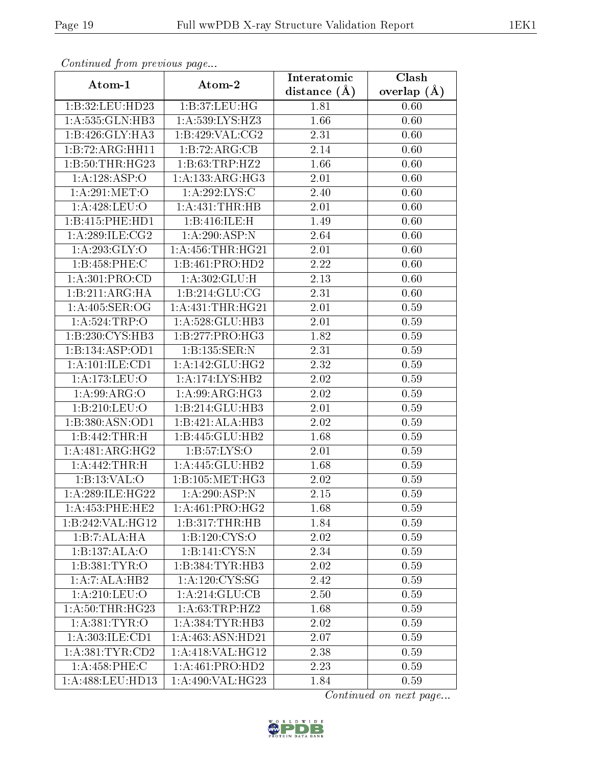*Continued from previous page...*

| Atom-1 | Atom-2 | Interatomic distance (Å) | Clash overlap (Å) |
|---|---|---|---|
| 1:B:32:LEU:HD23 | 1:B:37:LEU:HG | 1.81 | 0.60 |
| 1:A:535:GLN:HB3 | 1:A:539:LYS:HZ3 | 1.66 | 0.60 |
| 1:B:426:GLY:HA3 | 1:B:429:VAL:CG2 | 2.31 | 0.60 |
| 1:B:72:ARG:HH11 | 1:B:72:ARG:CB | 2.14 | 0.60 |
| 1:B:50:THR:HG23 | 1:B:63:TRP:HZ2 | 1.66 | 0.60 |
| 1:A:128:ASP:O | 1:A:133:ARG:HG3 | 2.01 | 0.60 |
| 1:A:291:MET:O | 1:A:292:LYS:C | 2.40 | 0.60 |
| 1:A:428:LEU:O | 1:A:431:THR:HB | 2.01 | 0.60 |
| 1:B:415:PHE:HD1 | 1:B:416:ILE:H | 1.49 | 0.60 |
| 1:A:289:ILE:CG2 | 1:A:290:ASP:N | 2.64 | 0.60 |
| 1:A:293:GLY:O | 1:A:456:THR:HG21 | 2.01 | 0.60 |
| 1:B:458:PHE:C | 1:B:461:PRO:HD2 | 2.22 | 0.60 |
| 1:A:301:PRO:CD | 1:A:302:GLU:H | 2.13 | 0.60 |
| 1:B:211:ARG:HA | 1:B:214:GLU:CG | 2.31 | 0.60 |
| 1:A:405:SER:OG | 1:A:431:THR:HG21 | 2.01 | 0.59 |
| 1:A:524:TRP:O | 1:A:528:GLU:HB3 | 2.01 | 0.59 |
| 1:B:230:CYS:HB3 | 1:B:277:PRO:HG3 | 1.82 | 0.59 |
| 1:B:134:ASP:OD1 | 1:B:135:SER:N | 2.31 | 0.59 |
| 1:A:101:ILE:CD1 | 1:A:142:GLU:HG2 | 2.32 | 0.59 |
| 1:A:173:LEU:O | 1:A:174:LYS:HB2 | 2.02 | 0.59 |
| 1:A:99:ARG:O | 1:A:99:ARG:HG3 | 2.02 | 0.59 |
| 1:B:210:LEU:O | 1:B:214:GLU:HB3 | 2.01 | 0.59 |
| 1:B:380:ASN:OD1 | 1:B:421:ALA:HB3 | 2.02 | 0.59 |
| 1:B:442:THR:H | 1:B:445:GLU:HB2 | 1.68 | 0.59 |
| 1:A:481:ARG:HG2 | 1:B:57:LYS:O | 2.01 | 0.59 |
| 1:A:442:THR:H | 1:A:445:GLU:HB2 | 1.68 | 0.59 |
| 1:B:13:VAL:O | 1:B:105:MET:HG3 | 2.02 | 0.59 |
| 1:A:289:ILE:HG22 | 1:A:290:ASP:N | 2.15 | 0.59 |
| 1:A:453:PHE:HE2 | 1:A:461:PRO:HG2 | 1.68 | 0.59 |
| 1:B:242:VAL:HG12 | 1:B:317:THR:HB | 1.84 | 0.59 |
| 1:B:7:ALA:HA | 1:B:120:CYS:O | 2.02 | 0.59 |
| 1:B:137:ALA:O | 1:B:141:CYS:N | 2.34 | 0.59 |
| 1:B:381:TYR:O | 1:B:384:TYR:HB3 | 2.02 | 0.59 |
| 1:A:7:ALA:HB2 | 1:A:120:CYS:SG | 2.42 | 0.59 |
| 1:A:210:LEU:O | 1:A:214:GLU:CB | 2.50 | 0.59 |
| 1:A:50:THR:HG23 | 1:A:63:TRP:HZ2 | 1.68 | 0.59 |
| 1:A:381:TYR:O | 1:A:384:TYR:HB3 | 2.02 | 0.59 |
| 1:A:303:ILE:CD1 | 1:A:463:ASN:HD21 | 2.07 | 0.59 |
| 1:A:381:TYR:CD2 | 1:A:418:VAL:HG12 | 2.38 | 0.59 |
| 1:A:458:PHE:C | 1:A:461:PRO:HD2 | 2.23 | 0.59 |
| 1:A:488:LEU:HD13 | 1:A:490:VAL:HG23 | 1.84 | 0.59 |

*Continued on next page...*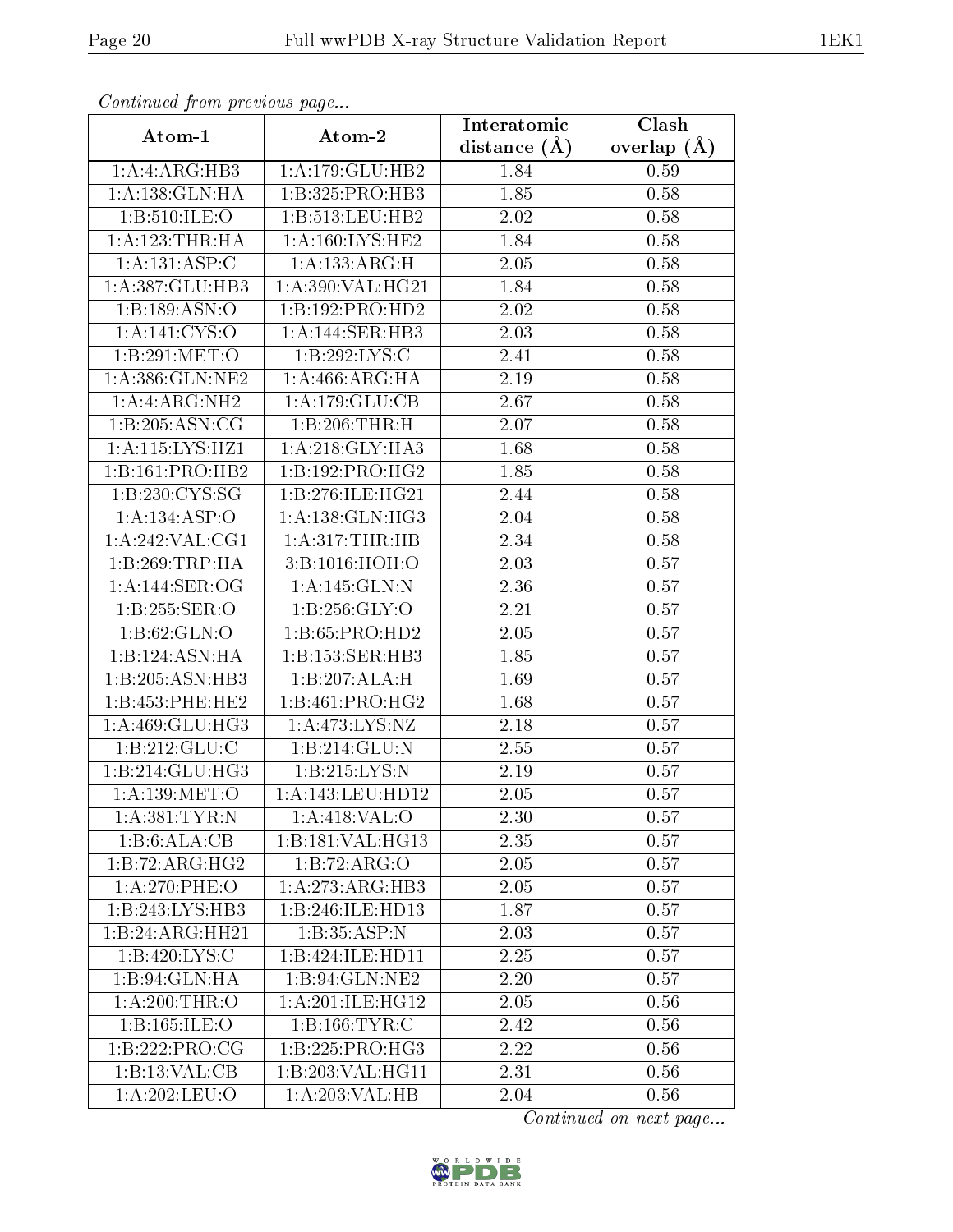*Continued from previous page...*

| Atom-1 | Atom-2 | Interatomic distance (Å) | Clash overlap (Å) |
| --- | --- | --- | --- |
| 1:A:4:ARG:HB3 | 1:A:179:GLU:HB2 | 1.84 | 0.59 |
| 1:A:138:GLN:HA | 1:B:325:PRO:HB3 | 1.85 | 0.58 |
| 1:B:510:ILE:O | 1:B:513:LEU:HB2 | 2.02 | 0.58 |
| 1:A:123:THR:HA | 1:A:160:LYS:HE2 | 1.84 | 0.58 |
| 1:A:131:ASP:C | 1:A:133:ARG:H | 2.05 | 0.58 |
| 1:A:387:GLU:HB3 | 1:A:390:VAL:HG21 | 1.84 | 0.58 |
| 1:B:189:ASN:O | 1:B:192:PRO:HD2 | 2.02 | 0.58 |
| 1:A:141:CYS:O | 1:A:144:SER:HB3 | 2.03 | 0.58 |
| 1:B:291:MET:O | 1:B:292:LYS:C | 2.41 | 0.58 |
| 1:A:386:GLN:NE2 | 1:A:466:ARG:HA | 2.19 | 0.58 |
| 1:A:4:ARG:NH2 | 1:A:179:GLU:CB | 2.67 | 0.58 |
| 1:B:205:ASN:CG | 1:B:206:THR:H | 2.07 | 0.58 |
| 1:A:115:LYS:HZ1 | 1:A:218:GLY:HA3 | 1.68 | 0.58 |
| 1:B:161:PRO:HB2 | 1:B:192:PRO:HG2 | 1.85 | 0.58 |
| 1:B:230:CYS:SG | 1:B:276:ILE:HG21 | 2.44 | 0.58 |
| 1:A:134:ASP:O | 1:A:138:GLN:HG3 | 2.04 | 0.58 |
| 1:A:242:VAL:CG1 | 1:A:317:THR:HB | 2.34 | 0.58 |
| 1:B:269:TRP:HA | 3:B:1016:HOH:O | 2.03 | 0.57 |
| 1:A:144:SER:OG | 1:A:145:GLN:N | 2.36 | 0.57 |
| 1:B:255:SER:O | 1:B:256:GLY:O | 2.21 | 0.57 |
| 1:B:62:GLN:O | 1:B:65:PRO:HD2 | 2.05 | 0.57 |
| 1:B:124:ASN:HA | 1:B:153:SER:HB3 | 1.85 | 0.57 |
| 1:B:205:ASN:HB3 | 1:B:207:ALA:H | 1.69 | 0.57 |
| 1:B:453:PHE:HE2 | 1:B:461:PRO:HG2 | 1.68 | 0.57 |
| 1:A:469:GLU:HG3 | 1:A:473:LYS:NZ | 2.18 | 0.57 |
| 1:B:212:GLU:C | 1:B:214:GLU:N | 2.55 | 0.57 |
| 1:B:214:GLU:HG3 | 1:B:215:LYS:N | 2.19 | 0.57 |
| 1:A:139:MET:O | 1:A:143:LEU:HD12 | 2.05 | 0.57 |
| 1:A:381:TYR:N | 1:A:418:VAL:O | 2.30 | 0.57 |
| 1:B:6:ALA:CB | 1:B:181:VAL:HG13 | 2.35 | 0.57 |
| 1:B:72:ARG:HG2 | 1:B:72:ARG:O | 2.05 | 0.57 |
| 1:A:270:PHE:O | 1:A:273:ARG:HB3 | 2.05 | 0.57 |
| 1:B:243:LYS:HB3 | 1:B:246:ILE:HD13 | 1.87 | 0.57 |
| 1:B:24:ARG:HH21 | 1:B:35:ASP:N | 2.03 | 0.57 |
| 1:B:420:LYS:C | 1:B:424:ILE:HD11 | 2.25 | 0.57 |
| 1:B:94:GLN:HA | 1:B:94:GLN:NE2 | 2.20 | 0.57 |
| 1:A:200:THR:O | 1:A:201:ILE:HG12 | 2.05 | 0.56 |
| 1:B:165:ILE:O | 1:B:166:TYR:C | 2.42 | 0.56 |
| 1:B:222:PRO:CG | 1:B:225:PRO:HG3 | 2.22 | 0.56 |
| 1:B:13:VAL:CB | 1:B:203:VAL:HG11 | 2.31 | 0.56 |
| 1:A:202:LEU:O | 1:A:203:VAL:HB | 2.04 | 0.56 |

*Continued on next page...*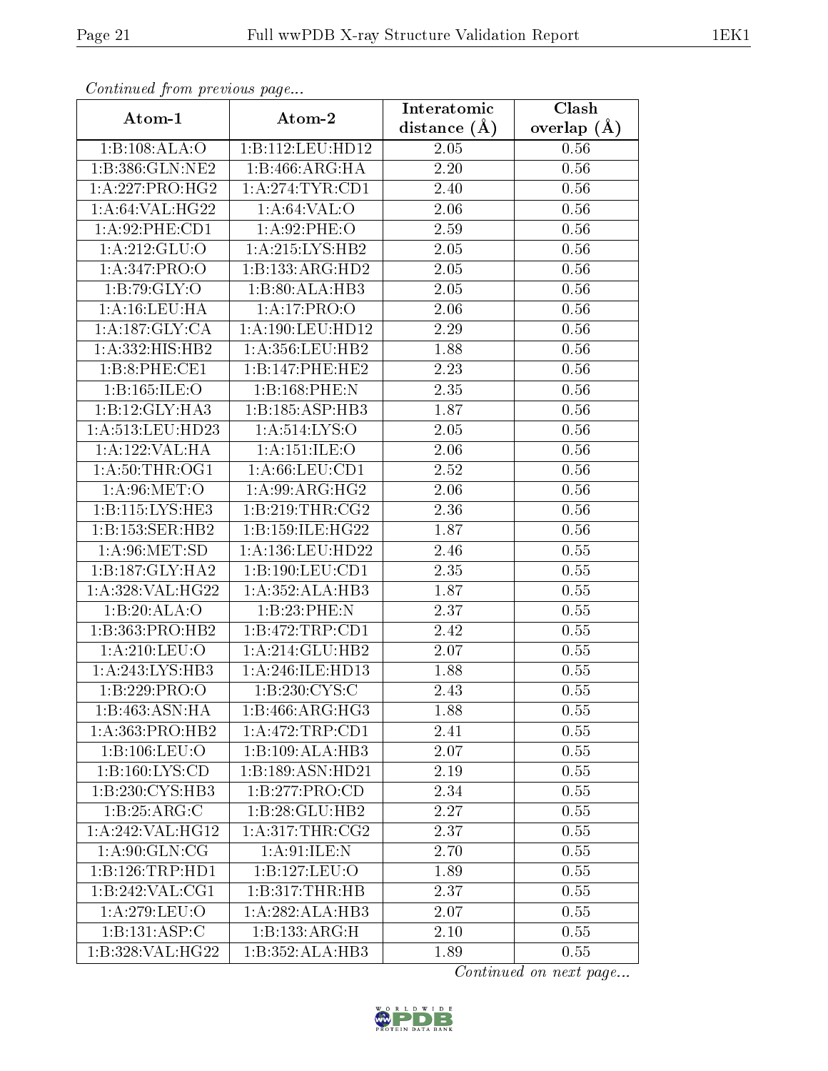*Continued from previous page...*

| Atom-1 | Atom-2 | Interatomic distance (Å) | Clash overlap (Å) |
|---|---|---|---|
| 1:B:108:ALA:O | 1:B:112:LEU:HD12 | 2.05 | 0.56 |
| 1:B:386:GLN:NE2 | 1:B:466:ARG:HA | 2.20 | 0.56 |
| 1:A:227:PRO:HG2 | 1:A:274:TYR:CD1 | 2.40 | 0.56 |
| 1:A:64:VAL:HG22 | 1:A:64:VAL:O | 2.06 | 0.56 |
| 1:A:92:PHE:CD1 | 1:A:92:PHE:O | 2.59 | 0.56 |
| 1:A:212:GLU:O | 1:A:215:LYS:HB2 | 2.05 | 0.56 |
| 1:A:347:PRO:O | 1:B:133:ARG:HD2 | 2.05 | 0.56 |
| 1:B:79:GLY:O | 1:B:80:ALA:HB3 | 2.05 | 0.56 |
| 1:A:16:LEU:HA | 1:A:17:PRO:O | 2.06 | 0.56 |
| 1:A:187:GLY:CA | 1:A:190:LEU:HD12 | 2.29 | 0.56 |
| 1:A:332:HIS:HB2 | 1:A:356:LEU:HB2 | 1.88 | 0.56 |
| 1:B:8:PHE:CE1 | 1:B:147:PHE:HE2 | 2.23 | 0.56 |
| 1:B:165:ILE:O | 1:B:168:PHE:N | 2.35 | 0.56 |
| 1:B:12:GLY:HA3 | 1:B:185:ASP:HB3 | 1.87 | 0.56 |
| 1:A:513:LEU:HD23 | 1:A:514:LYS:O | 2.05 | 0.56 |
| 1:A:122:VAL:HA | 1:A:151:ILE:O | 2.06 | 0.56 |
| 1:A:50:THR:OG1 | 1:A:66:LEU:CD1 | 2.52 | 0.56 |
| 1:A:96:MET:O | 1:A:99:ARG:HG2 | 2.06 | 0.56 |
| 1:B:115:LYS:HE3 | 1:B:219:THR:CG2 | 2.36 | 0.56 |
| 1:B:153:SER:HB2 | 1:B:159:ILE:HG22 | 1.87 | 0.56 |
| 1:A:96:MET:SD | 1:A:136:LEU:HD22 | 2.46 | 0.55 |
| 1:B:187:GLY:HA2 | 1:B:190:LEU:CD1 | 2.35 | 0.55 |
| 1:A:328:VAL:HG22 | 1:A:352:ALA:HB3 | 1.87 | 0.55 |
| 1:B:20:ALA:O | 1:B:23:PHE:N | 2.37 | 0.55 |
| 1:B:363:PRO:HB2 | 1:B:472:TRP:CD1 | 2.42 | 0.55 |
| 1:A:210:LEU:O | 1:A:214:GLU:HB2 | 2.07 | 0.55 |
| 1:A:243:LYS:HB3 | 1:A:246:ILE:HD13 | 1.88 | 0.55 |
| 1:B:229:PRO:O | 1:B:230:CYS:C | 2.43 | 0.55 |
| 1:B:463:ASN:HA | 1:B:466:ARG:HG3 | 1.88 | 0.55 |
| 1:A:363:PRO:HB2 | 1:A:472:TRP:CD1 | 2.41 | 0.55 |
| 1:B:106:LEU:O | 1:B:109:ALA:HB3 | 2.07 | 0.55 |
| 1:B:160:LYS:CD | 1:B:189:ASN:HD21 | 2.19 | 0.55 |
| 1:B:230:CYS:HB3 | 1:B:277:PRO:CD | 2.34 | 0.55 |
| 1:B:25:ARG:C | 1:B:28:GLU:HB2 | 2.27 | 0.55 |
| 1:A:242:VAL:HG12 | 1:A:317:THR:CG2 | 2.37 | 0.55 |
| 1:A:90:GLN:CG | 1:A:91:ILE:N | 2.70 | 0.55 |
| 1:B:126:TRP:HD1 | 1:B:127:LEU:O | 1.89 | 0.55 |
| 1:B:242:VAL:CG1 | 1:B:317:THR:HB | 2.37 | 0.55 |
| 1:A:279:LEU:O | 1:A:282:ALA:HB3 | 2.07 | 0.55 |
| 1:B:131:ASP:C | 1:B:133:ARG:H | 2.10 | 0.55 |
| 1:B:328:VAL:HG22 | 1:B:352:ALA:HB3 | 1.89 | 0.55 |

*Continued on next page...*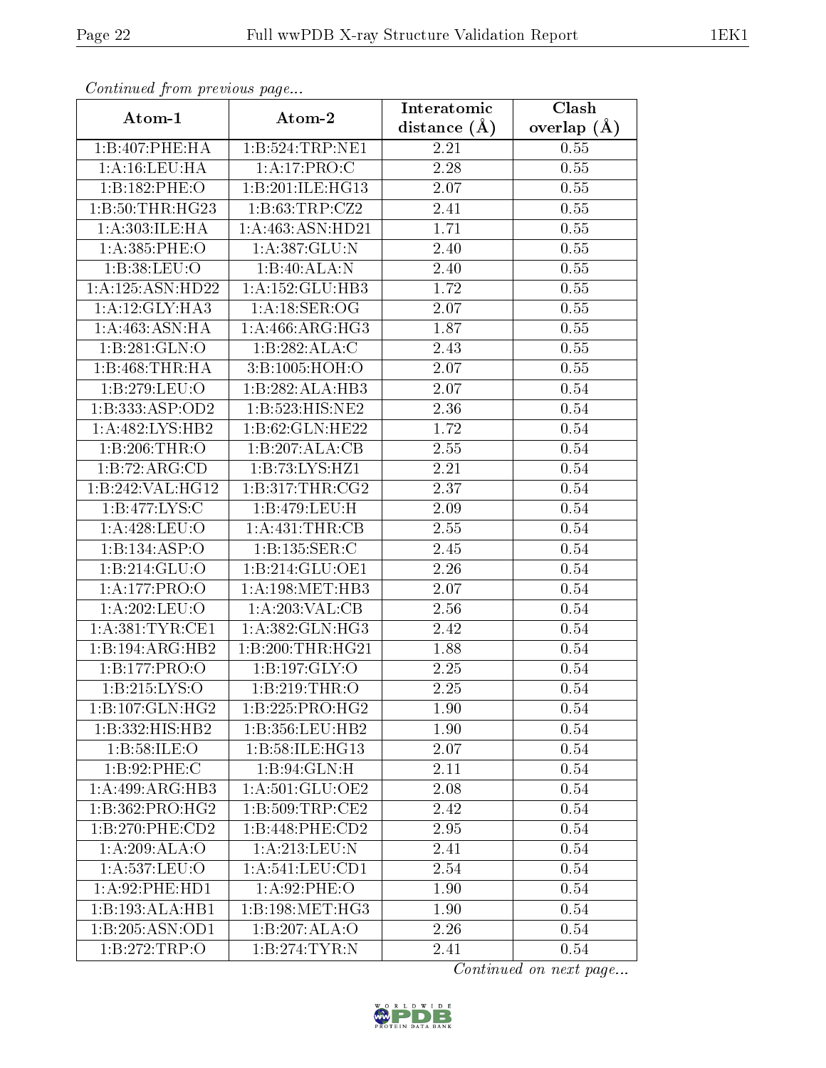*Continued from previous page...*

| Atom-1 | Atom-2 | Interatomic distance (Å) | Clash overlap (Å) |
|---|---|---|---|
| 1:B:407:PHE:HA | 1:B:524:TRP:NE1 | 2.21 | 0.55 |
| 1:A:16:LEU:HA | 1:A:17:PRO:C | 2.28 | 0.55 |
| 1:B:182:PHE:O | 1:B:201:ILE:HG13 | 2.07 | 0.55 |
| 1:B:50:THR:HG23 | 1:B:63:TRP:CZ2 | 2.41 | 0.55 |
| 1:A:303:ILE:HA | 1:A:463:ASN:HD21 | 1.71 | 0.55 |
| 1:A:385:PHE:O | 1:A:387:GLU:N | 2.40 | 0.55 |
| 1:B:38:LEU:O | 1:B:40:ALA:N | 2.40 | 0.55 |
| 1:A:125:ASN:HD22 | 1:A:152:GLU:HB3 | 1.72 | 0.55 |
| 1:A:12:GLY:HA3 | 1:A:18:SER:OG | 2.07 | 0.55 |
| 1:A:463:ASN:HA | 1:A:466:ARG:HG3 | 1.87 | 0.55 |
| 1:B:281:GLN:O | 1:B:282:ALA:C | 2.43 | 0.55 |
| 1:B:468:THR:HA | 3:B:1005:HOH:O | 2.07 | 0.55 |
| 1:B:279:LEU:O | 1:B:282:ALA:HB3 | 2.07 | 0.54 |
| 1:B:333:ASP:OD2 | 1:B:523:HIS:NE2 | 2.36 | 0.54 |
| 1:A:482:LYS:HB2 | 1:B:62:GLN:HE22 | 1.72 | 0.54 |
| 1:B:206:THR:O | 1:B:207:ALA:CB | 2.55 | 0.54 |
| 1:B:72:ARG:CD | 1:B:73:LYS:HZ1 | 2.21 | 0.54 |
| 1:B:242:VAL:HG12 | 1:B:317:THR:CG2 | 2.37 | 0.54 |
| 1:B:477:LYS:C | 1:B:479:LEU:H | 2.09 | 0.54 |
| 1:A:428:LEU:O | 1:A:431:THR:CB | 2.55 | 0.54 |
| 1:B:134:ASP:O | 1:B:135:SER:C | 2.45 | 0.54 |
| 1:B:214:GLU:O | 1:B:214:GLU:OE1 | 2.26 | 0.54 |
| 1:A:177:PRO:O | 1:A:198:MET:HB3 | 2.07 | 0.54 |
| 1:A:202:LEU:O | 1:A:203:VAL:CB | 2.56 | 0.54 |
| 1:A:381:TYR:CE1 | 1:A:382:GLN:HG3 | 2.42 | 0.54 |
| 1:B:194:ARG:HB2 | 1:B:200:THR:HG21 | 1.88 | 0.54 |
| 1:B:177:PRO:O | 1:B:197:GLY:O | 2.25 | 0.54 |
| 1:B:215:LYS:O | 1:B:219:THR:O | 2.25 | 0.54 |
| 1:B:107:GLN:HG2 | 1:B:225:PRO:HG2 | 1.90 | 0.54 |
| 1:B:332:HIS:HB2 | 1:B:356:LEU:HB2 | 1.90 | 0.54 |
| 1:B:58:ILE:O | 1:B:58:ILE:HG13 | 2.07 | 0.54 |
| 1:B:92:PHE:C | 1:B:94:GLN:H | 2.11 | 0.54 |
| 1:A:499:ARG:HB3 | 1:A:501:GLU:OE2 | 2.08 | 0.54 |
| 1:B:362:PRO:HG2 | 1:B:509:TRP:CE2 | 2.42 | 0.54 |
| 1:B:270:PHE:CD2 | 1:B:448:PHE:CD2 | 2.95 | 0.54 |
| 1:A:209:ALA:O | 1:A:213:LEU:N | 2.41 | 0.54 |
| 1:A:537:LEU:O | 1:A:541:LEU:CD1 | 2.54 | 0.54 |
| 1:A:92:PHE:HD1 | 1:A:92:PHE:O | 1.90 | 0.54 |
| 1:B:193:ALA:HB1 | 1:B:198:MET:HG3 | 1.90 | 0.54 |
| 1:B:205:ASN:OD1 | 1:B:207:ALA:O | 2.26 | 0.54 |
| 1:B:272:TRP:O | 1:B:274:TYR:N | 2.41 | 0.54 |

*Continued on next page...*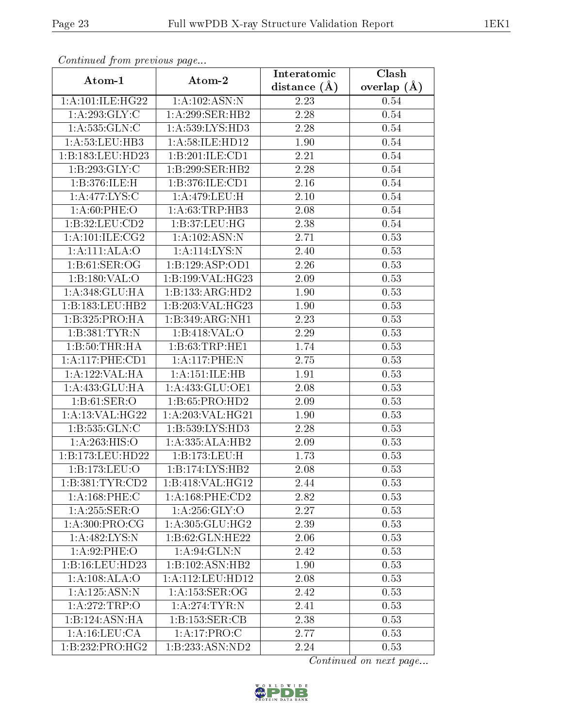*Continued from previous page...*

| Atom-1 | Atom-2 | Interatomic distance (Å) | Clash overlap (Å) |
|---|---|---|---|
| 1:A:101:ILE:HG22 | 1:A:102:ASN:N | 2.23 | 0.54 |
| 1:A:293:GLY:C | 1:A:299:SER:HB2 | 2.28 | 0.54 |
| 1:A:535:GLN:C | 1:A:539:LYS:HD3 | 2.28 | 0.54 |
| 1:A:53:LEU:HB3 | 1:A:58:ILE:HD12 | 1.90 | 0.54 |
| 1:B:183:LEU:HD23 | 1:B:201:ILE:CD1 | 2.21 | 0.54 |
| 1:B:293:GLY:C | 1:B:299:SER:HB2 | 2.28 | 0.54 |
| 1:B:376:ILE:H | 1:B:376:ILE:CD1 | 2.16 | 0.54 |
| 1:A:477:LYS:C | 1:A:479:LEU:H | 2.10 | 0.54 |
| 1:A:60:PHE:O | 1:A:63:TRP:HB3 | 2.08 | 0.54 |
| 1:B:32:LEU:CD2 | 1:B:37:LEU:HG | 2.38 | 0.54 |
| 1:A:101:ILE:CG2 | 1:A:102:ASN:N | 2.71 | 0.53 |
| 1:A:111:ALA:O | 1:A:114:LYS:N | 2.40 | 0.53 |
| 1:B:61:SER:OG | 1:B:129:ASP:OD1 | 2.26 | 0.53 |
| 1:B:180:VAL:O | 1:B:199:VAL:HG23 | 2.09 | 0.53 |
| 1:A:348:GLU:HA | 1:B:133:ARG:HD2 | 1.90 | 0.53 |
| 1:B:183:LEU:HB2 | 1:B:203:VAL:HG23 | 1.90 | 0.53 |
| 1:B:325:PRO:HA | 1:B:349:ARG:NH1 | 2.23 | 0.53 |
| 1:B:381:TYR:N | 1:B:418:VAL:O | 2.29 | 0.53 |
| 1:B:50:THR:HA | 1:B:63:TRP:HE1 | 1.74 | 0.53 |
| 1:A:117:PHE:CD1 | 1:A:117:PHE:N | 2.75 | 0.53 |
| 1:A:122:VAL:HA | 1:A:151:ILE:HB | 1.91 | 0.53 |
| 1:A:433:GLU:HA | 1:A:433:GLU:OE1 | 2.08 | 0.53 |
| 1:B:61:SER:O | 1:B:65:PRO:HD2 | 2.09 | 0.53 |
| 1:A:13:VAL:HG22 | 1:A:203:VAL:HG21 | 1.90 | 0.53 |
| 1:B:535:GLN:C | 1:B:539:LYS:HD3 | 2.28 | 0.53 |
| 1:A:263:HIS:O | 1:A:335:ALA:HB2 | 2.09 | 0.53 |
| 1:B:173:LEU:HD22 | 1:B:173:LEU:H | 1.73 | 0.53 |
| 1:B:173:LEU:O | 1:B:174:LYS:HB2 | 2.08 | 0.53 |
| 1:B:381:TYR:CD2 | 1:B:418:VAL:HG12 | 2.44 | 0.53 |
| 1:A:168:PHE:C | 1:A:168:PHE:CD2 | 2.82 | 0.53 |
| 1:A:255:SER:O | 1:A:256:GLY:O | 2.27 | 0.53 |
| 1:A:300:PRO:CG | 1:A:305:GLU:HG2 | 2.39 | 0.53 |
| 1:A:482:LYS:N | 1:B:62:GLN:HE22 | 2.06 | 0.53 |
| 1:A:92:PHE:O | 1:A:94:GLN:N | 2.42 | 0.53 |
| 1:B:16:LEU:HD23 | 1:B:102:ASN:HB2 | 1.90 | 0.53 |
| 1:A:108:ALA:O | 1:A:112:LEU:HD12 | 2.08 | 0.53 |
| 1:A:125:ASN:N | 1:A:153:SER:OG | 2.42 | 0.53 |
| 1:A:272:TRP:O | 1:A:274:TYR:N | 2.41 | 0.53 |
| 1:B:124:ASN:HA | 1:B:153:SER:CB | 2.38 | 0.53 |
| 1:A:16:LEU:CA | 1:A:17:PRO:C | 2.77 | 0.53 |
| 1:B:232:PRO:HG2 | 1:B:233:ASN:ND2 | 2.24 | 0.53 |

*Continued on next page...*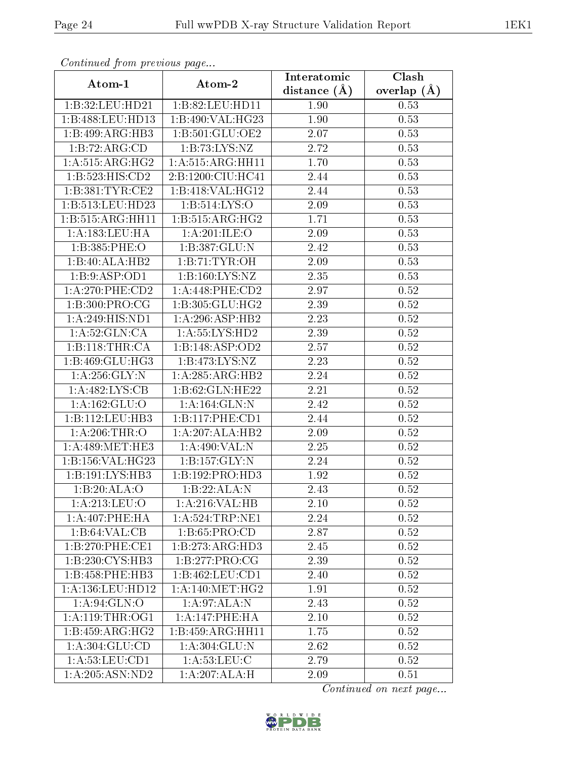*Continued from previous page...*

| Atom-1 | Atom-2 | Interatomic distance (Å) | Clash overlap (Å) |
|---|---|---|---|
| 1:B:32:LEU:HD21 | 1:B:82:LEU:HD11 | 1.90 | 0.53 |
| 1:B:488:LEU:HD13 | 1:B:490:VAL:HG23 | 1.90 | 0.53 |
| 1:B:499:ARG:HB3 | 1:B:501:GLU:OE2 | 2.07 | 0.53 |
| 1:B:72:ARG:CD | 1:B:73:LYS:NZ | 2.72 | 0.53 |
| 1:A:515:ARG:HG2 | 1:A:515:ARG:HH11 | 1.70 | 0.53 |
| 1:B:523:HIS:CD2 | 2:B:1200:CIU:HC41 | 2.44 | 0.53 |
| 1:B:381:TYR:CE2 | 1:B:418:VAL:HG12 | 2.44 | 0.53 |
| 1:B:513:LEU:HD23 | 1:B:514:LYS:O | 2.09 | 0.53 |
| 1:B:515:ARG:HH11 | 1:B:515:ARG:HG2 | 1.71 | 0.53 |
| 1:A:183:LEU:HA | 1:A:201:ILE:O | 2.09 | 0.53 |
| 1:B:385:PHE:O | 1:B:387:GLU:N | 2.42 | 0.53 |
| 1:B:40:ALA:HB2 | 1:B:71:TYR:OH | 2.09 | 0.53 |
| 1:B:9:ASP:OD1 | 1:B:160:LYS:NZ | 2.35 | 0.53 |
| 1:A:270:PHE:CD2 | 1:A:448:PHE:CD2 | 2.97 | 0.52 |
| 1:B:300:PRO:CG | 1:B:305:GLU:HG2 | 2.39 | 0.52 |
| 1:A:249:HIS:ND1 | 1:A:296:ASP:HB2 | 2.23 | 0.52 |
| 1:A:52:GLN:CA | 1:A:55:LYS:HD2 | 2.39 | 0.52 |
| 1:B:118:THR:CA | 1:B:148:ASP:OD2 | 2.57 | 0.52 |
| 1:B:469:GLU:HG3 | 1:B:473:LYS:NZ | 2.23 | 0.52 |
| 1:A:256:GLY:N | 1:A:285:ARG:HB2 | 2.24 | 0.52 |
| 1:A:482:LYS:CB | 1:B:62:GLN:HE22 | 2.21 | 0.52 |
| 1:A:162:GLU:O | 1:A:164:GLN:N | 2.42 | 0.52 |
| 1:B:112:LEU:HB3 | 1:B:117:PHE:CD1 | 2.44 | 0.52 |
| 1:A:206:THR:O | 1:A:207:ALA:HB2 | 2.09 | 0.52 |
| 1:A:489:MET:HE3 | 1:A:490:VAL:N | 2.25 | 0.52 |
| 1:B:156:VAL:HG23 | 1:B:157:GLY:N | 2.24 | 0.52 |
| 1:B:191:LYS:HB3 | 1:B:192:PRO:HD3 | 1.92 | 0.52 |
| 1:B:20:ALA:O | 1:B:22:ALA:N | 2.43 | 0.52 |
| 1:A:213:LEU:O | 1:A:216:VAL:HB | 2.10 | 0.52 |
| 1:A:407:PHE:HA | 1:A:524:TRP:NE1 | 2.24 | 0.52 |
| 1:B:64:VAL:CB | 1:B:65:PRO:CD | 2.87 | 0.52 |
| 1:B:270:PHE:CE1 | 1:B:273:ARG:HD3 | 2.45 | 0.52 |
| 1:B:230:CYS:HB3 | 1:B:277:PRO:CG | 2.39 | 0.52 |
| 1:B:458:PHE:HB3 | 1:B:462:LEU:CD1 | 2.40 | 0.52 |
| 1:A:136:LEU:HD12 | 1:A:140:MET:HG2 | 1.91 | 0.52 |
| 1:A:94:GLN:O | 1:A:97:ALA:N | 2.43 | 0.52 |
| 1:A:119:THR:OG1 | 1:A:147:PHE:HA | 2.10 | 0.52 |
| 1:B:459:ARG:HG2 | 1:B:459:ARG:HH11 | 1.75 | 0.52 |
| 1:A:304:GLU:CD | 1:A:304:GLU:N | 2.62 | 0.52 |
| 1:A:53:LEU:CD1 | 1:A:53:LEU:C | 2.79 | 0.52 |
| 1:A:205:ASN:ND2 | 1:A:207:ALA:H | 2.09 | 0.51 |

*Continued on next page...*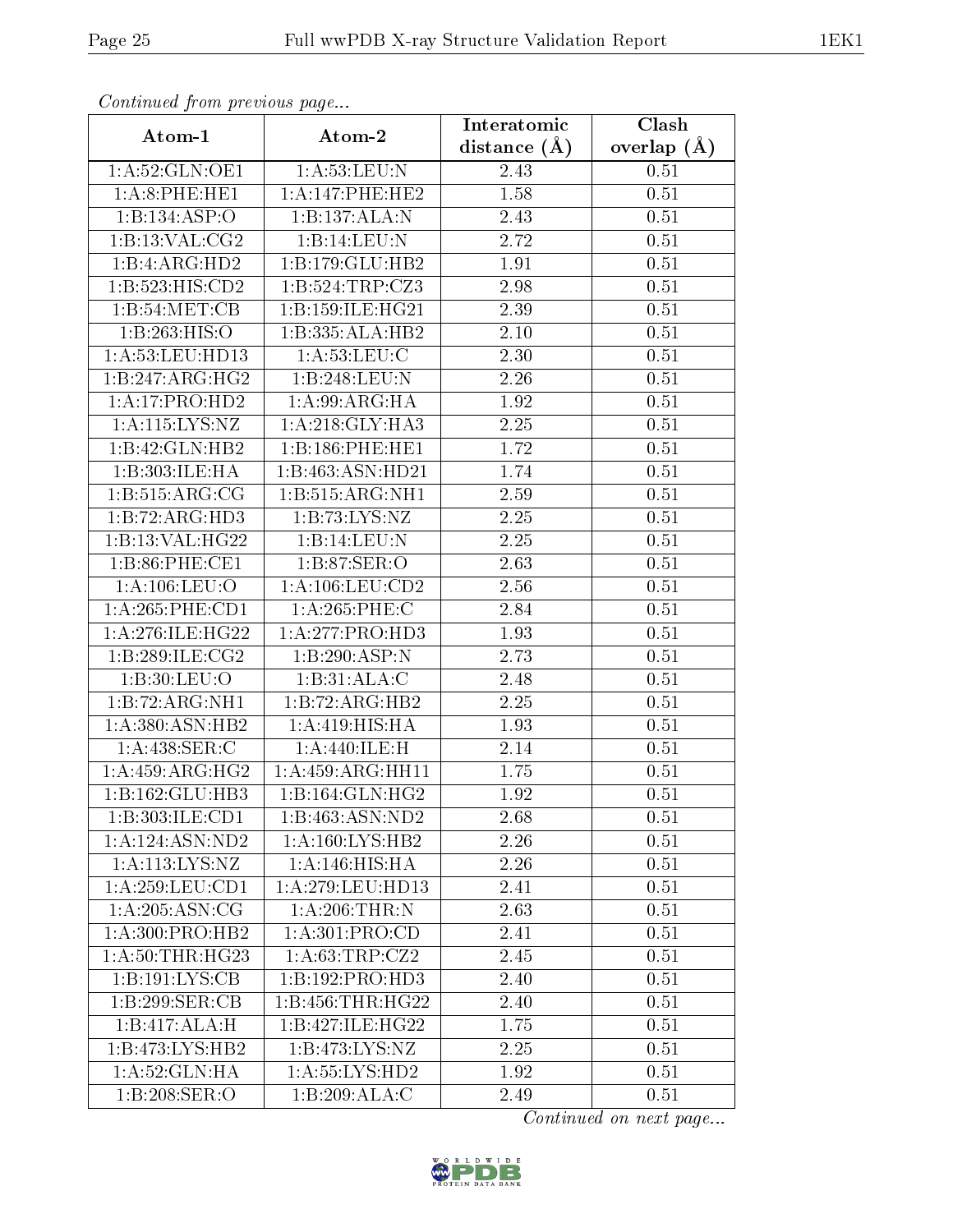*Continued from previous page...*

| Atom-1 | Atom-2 | Interatomic distance (Å) | Clash overlap (Å) |
|---|---|---|---|
| 1:A:52:GLN:OE1 | 1:A:53:LEU:N | 2.43 | 0.51 |
| 1:A:8:PHE:HE1 | 1:A:147:PHE:HE2 | 1.58 | 0.51 |
| 1:B:134:ASP:O | 1:B:137:ALA:N | 2.43 | 0.51 |
| 1:B:13:VAL:CG2 | 1:B:14:LEU:N | 2.72 | 0.51 |
| 1:B:4:ARG:HD2 | 1:B:179:GLU:HB2 | 1.91 | 0.51 |
| 1:B:523:HIS:CD2 | 1:B:524:TRP:CZ3 | 2.98 | 0.51 |
| 1:B:54:MET:CB | 1:B:159:ILE:HG21 | 2.39 | 0.51 |
| 1:B:263:HIS:O | 1:B:335:ALA:HB2 | 2.10 | 0.51 |
| 1:A:53:LEU:HD13 | 1:A:53:LEU:C | 2.30 | 0.51 |
| 1:B:247:ARG:HG2 | 1:B:248:LEU:N | 2.26 | 0.51 |
| 1:A:17:PRO:HD2 | 1:A:99:ARG:HA | 1.92 | 0.51 |
| 1:A:115:LYS:NZ | 1:A:218:GLY:HA3 | 2.25 | 0.51 |
| 1:B:42:GLN:HB2 | 1:B:186:PHE:HE1 | 1.72 | 0.51 |
| 1:B:303:ILE:HA | 1:B:463:ASN:HD21 | 1.74 | 0.51 |
| 1:B:515:ARG:CG | 1:B:515:ARG:NH1 | 2.59 | 0.51 |
| 1:B:72:ARG:HD3 | 1:B:73:LYS:NZ | 2.25 | 0.51 |
| 1:B:13:VAL:HG22 | 1:B:14:LEU:N | 2.25 | 0.51 |
| 1:B:86:PHE:CE1 | 1:B:87:SER:O | 2.63 | 0.51 |
| 1:A:106:LEU:O | 1:A:106:LEU:CD2 | 2.56 | 0.51 |
| 1:A:265:PHE:CD1 | 1:A:265:PHE:C | 2.84 | 0.51 |
| 1:A:276:ILE:HG22 | 1:A:277:PRO:HD3 | 1.93 | 0.51 |
| 1:B:289:ILE:CG2 | 1:B:290:ASP:N | 2.73 | 0.51 |
| 1:B:30:LEU:O | 1:B:31:ALA:C | 2.48 | 0.51 |
| 1:B:72:ARG:NH1 | 1:B:72:ARG:HB2 | 2.25 | 0.51 |
| 1:A:380:ASN:HB2 | 1:A:419:HIS:HA | 1.93 | 0.51 |
| 1:A:438:SER:C | 1:A:440:ILE:H | 2.14 | 0.51 |
| 1:A:459:ARG:HG2 | 1:A:459:ARG:HH11 | 1.75 | 0.51 |
| 1:B:162:GLU:HB3 | 1:B:164:GLN:HG2 | 1.92 | 0.51 |
| 1:B:303:ILE:CD1 | 1:B:463:ASN:ND2 | 2.68 | 0.51 |
| 1:A:124:ASN:ND2 | 1:A:160:LYS:HB2 | 2.26 | 0.51 |
| 1:A:113:LYS:NZ | 1:A:146:HIS:HA | 2.26 | 0.51 |
| 1:A:259:LEU:CD1 | 1:A:279:LEU:HD13 | 2.41 | 0.51 |
| 1:A:205:ASN:CG | 1:A:206:THR:N | 2.63 | 0.51 |
| 1:A:300:PRO:HB2 | 1:A:301:PRO:CD | 2.41 | 0.51 |
| 1:A:50:THR:HG23 | 1:A:63:TRP:CZ2 | 2.45 | 0.51 |
| 1:B:191:LYS:CB | 1:B:192:PRO:HD3 | 2.40 | 0.51 |
| 1:B:299:SER:CB | 1:B:456:THR:HG22 | 2.40 | 0.51 |
| 1:B:417:ALA:H | 1:B:427:ILE:HG22 | 1.75 | 0.51 |
| 1:B:473:LYS:HB2 | 1:B:473:LYS:NZ | 2.25 | 0.51 |
| 1:A:52:GLN:HA | 1:A:55:LYS:HD2 | 1.92 | 0.51 |
| 1:B:208:SER:O | 1:B:209:ALA:C | 2.49 | 0.51 |

*Continued on next page...*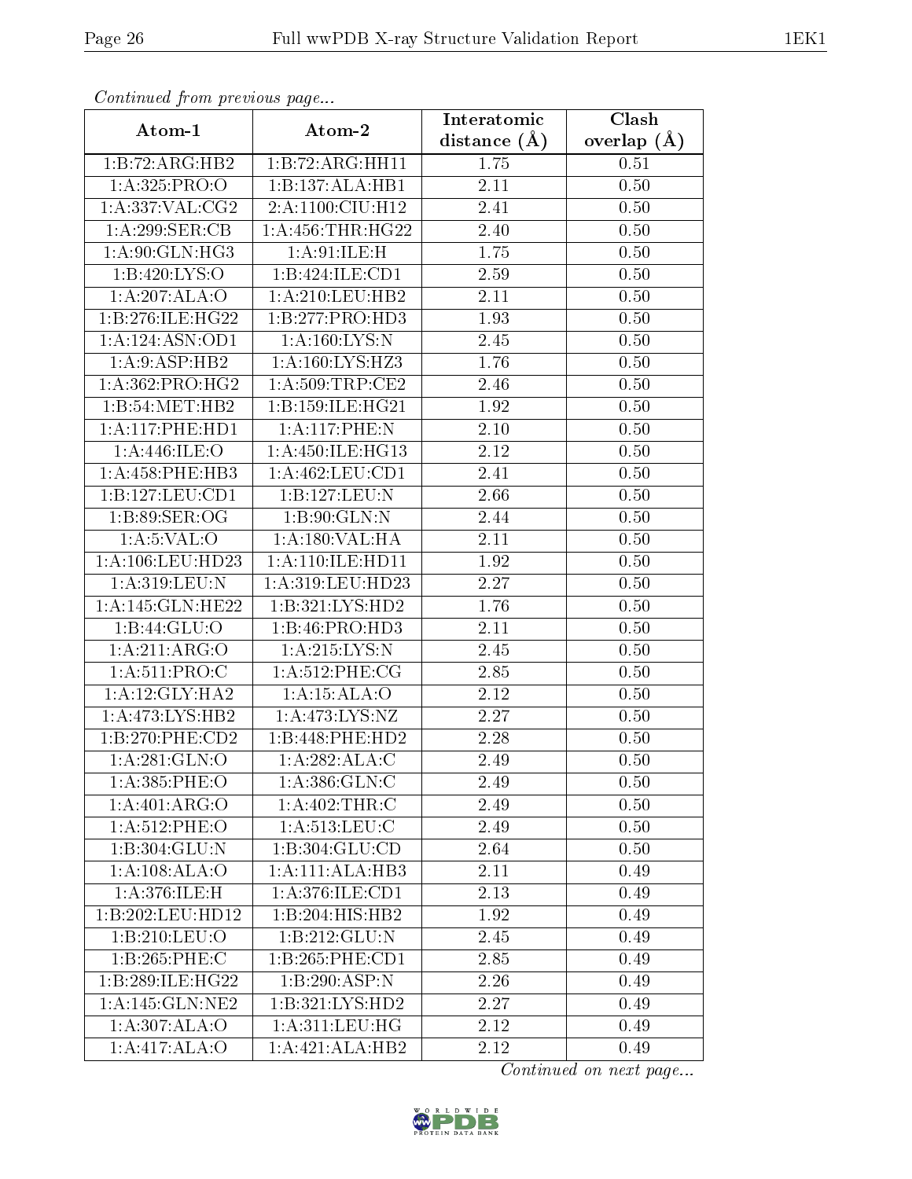*Continued from previous page...*

| Atom-1 | Atom-2 | Interatomic distance (Å) | Clash overlap (Å) |
| --- | --- | --- | --- |
| 1:B:72:ARG:HB2 | 1:B:72:ARG:HH11 | 1.75 | 0.51 |
| 1:A:325:PRO:O | 1:B:137:ALA:HB1 | 2.11 | 0.50 |
| 1:A:337:VAL:CG2 | 2:A:1100:CIU:H12 | 2.41 | 0.50 |
| 1:A:299:SER:CB | 1:A:456:THR:HG22 | 2.40 | 0.50 |
| 1:A:90:GLN:HG3 | 1:A:91:ILE:H | 1.75 | 0.50 |
| 1:B:420:LYS:O | 1:B:424:ILE:CD1 | 2.59 | 0.50 |
| 1:A:207:ALA:O | 1:A:210:LEU:HB2 | 2.11 | 0.50 |
| 1:B:276:ILE:HG22 | 1:B:277:PRO:HD3 | 1.93 | 0.50 |
| 1:A:124:ASN:OD1 | 1:A:160:LYS:N | 2.45 | 0.50 |
| 1:A:9:ASP:HB2 | 1:A:160:LYS:HZ3 | 1.76 | 0.50 |
| 1:A:362:PRO:HG2 | 1:A:509:TRP:CE2 | 2.46 | 0.50 |
| 1:B:54:MET:HB2 | 1:B:159:ILE:HG21 | 1.92 | 0.50 |
| 1:A:117:PHE:HD1 | 1:A:117:PHE:N | 2.10 | 0.50 |
| 1:A:446:ILE:O | 1:A:450:ILE:HG13 | 2.12 | 0.50 |
| 1:A:458:PHE:HB3 | 1:A:462:LEU:CD1 | 2.41 | 0.50 |
| 1:B:127:LEU:CD1 | 1:B:127:LEU:N | 2.66 | 0.50 |
| 1:B:89:SER:OG | 1:B:90:GLN:N | 2.44 | 0.50 |
| 1:A:5:VAL:O | 1:A:180:VAL:HA | 2.11 | 0.50 |
| 1:A:106:LEU:HD23 | 1:A:110:ILE:HD11 | 1.92 | 0.50 |
| 1:A:319:LEU:N | 1:A:319:LEU:HD23 | 2.27 | 0.50 |
| 1:A:145:GLN:HE22 | 1:B:321:LYS:HD2 | 1.76 | 0.50 |
| 1:B:44:GLU:O | 1:B:46:PRO:HD3 | 2.11 | 0.50 |
| 1:A:211:ARG:O | 1:A:215:LYS:N | 2.45 | 0.50 |
| 1:A:511:PRO:C | 1:A:512:PHE:CG | 2.85 | 0.50 |
| 1:A:12:GLY:HA2 | 1:A:15:ALA:O | 2.12 | 0.50 |
| 1:A:473:LYS:HB2 | 1:A:473:LYS:NZ | 2.27 | 0.50 |
| 1:B:270:PHE:CD2 | 1:B:448:PHE:HD2 | 2.28 | 0.50 |
| 1:A:281:GLN:O | 1:A:282:ALA:C | 2.49 | 0.50 |
| 1:A:385:PHE:O | 1:A:386:GLN:C | 2.49 | 0.50 |
| 1:A:401:ARG:O | 1:A:402:THR:C | 2.49 | 0.50 |
| 1:A:512:PHE:O | 1:A:513:LEU:C | 2.49 | 0.50 |
| 1:B:304:GLU:N | 1:B:304:GLU:CD | 2.64 | 0.50 |
| 1:A:108:ALA:O | 1:A:111:ALA:HB3 | 2.11 | 0.49 |
| 1:A:376:ILE:H | 1:A:376:ILE:CD1 | 2.13 | 0.49 |
| 1:B:202:LEU:HD12 | 1:B:204:HIS:HB2 | 1.92 | 0.49 |
| 1:B:210:LEU:O | 1:B:212:GLU:N | 2.45 | 0.49 |
| 1:B:265:PHE:C | 1:B:265:PHE:CD1 | 2.85 | 0.49 |
| 1:B:289:ILE:HG22 | 1:B:290:ASP:N | 2.26 | 0.49 |
| 1:A:145:GLN:NE2 | 1:B:321:LYS:HD2 | 2.27 | 0.49 |
| 1:A:307:ALA:O | 1:A:311:LEU:HG | 2.12 | 0.49 |
| 1:A:417:ALA:O | 1:A:421:ALA:HB2 | 2.12 | 0.49 |

*Continued on next page...*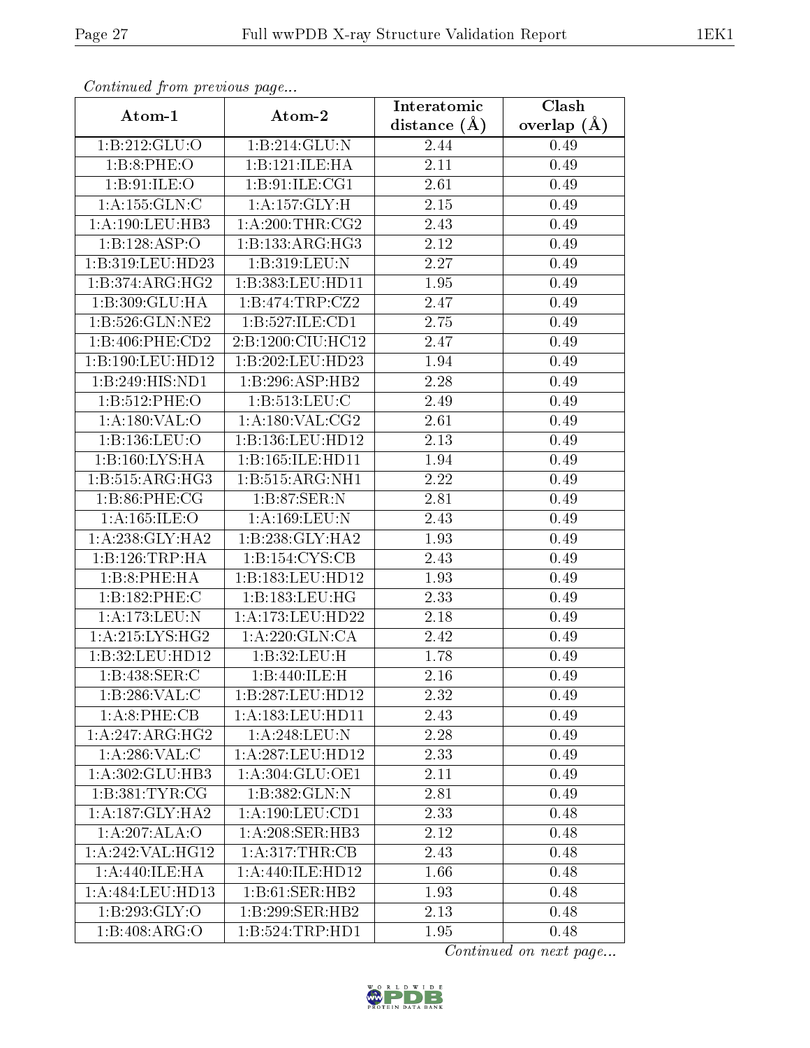*Continued from previous page...*

| Atom-1 | Atom-2 | Interatomic distance (Å) | Clash overlap (Å) |
|---|---|---|---|
| 1:B:212:GLU:O | 1:B:214:GLU:N | 2.44 | 0.49 |
| 1:B:8:PHE:O | 1:B:121:ILE:HA | 2.11 | 0.49 |
| 1:B:91:ILE:O | 1:B:91:ILE:CG1 | 2.61 | 0.49 |
| 1:A:155:GLN:C | 1:A:157:GLY:H | 2.15 | 0.49 |
| 1:A:190:LEU:HB3 | 1:A:200:THR:CG2 | 2.43 | 0.49 |
| 1:B:128:ASP:O | 1:B:133:ARG:HG3 | 2.12 | 0.49 |
| 1:B:319:LEU:HD23 | 1:B:319:LEU:N | 2.27 | 0.49 |
| 1:B:374:ARG:HG2 | 1:B:383:LEU:HD11 | 1.95 | 0.49 |
| 1:B:309:GLU:HA | 1:B:474:TRP:CZ2 | 2.47 | 0.49 |
| 1:B:526:GLN:NE2 | 1:B:527:ILE:CD1 | 2.75 | 0.49 |
| 1:B:406:PHE:CD2 | 2:B:1200:CIU:HC12 | 2.47 | 0.49 |
| 1:B:190:LEU:HD12 | 1:B:202:LEU:HD23 | 1.94 | 0.49 |
| 1:B:249:HIS:ND1 | 1:B:296:ASP:HB2 | 2.28 | 0.49 |
| 1:B:512:PHE:O | 1:B:513:LEU:C | 2.49 | 0.49 |
| 1:A:180:VAL:O | 1:A:180:VAL:CG2 | 2.61 | 0.49 |
| 1:B:136:LEU:O | 1:B:136:LEU:HD12 | 2.13 | 0.49 |
| 1:B:160:LYS:HA | 1:B:165:ILE:HD11 | 1.94 | 0.49 |
| 1:B:515:ARG:HG3 | 1:B:515:ARG:NH1 | 2.22 | 0.49 |
| 1:B:86:PHE:CG | 1:B:87:SER:N | 2.81 | 0.49 |
| 1:A:165:ILE:O | 1:A:169:LEU:N | 2.43 | 0.49 |
| 1:A:238:GLY:HA2 | 1:B:238:GLY:HA2 | 1.93 | 0.49 |
| 1:B:126:TRP:HA | 1:B:154:CYS:CB | 2.43 | 0.49 |
| 1:B:8:PHE:HA | 1:B:183:LEU:HD12 | 1.93 | 0.49 |
| 1:B:182:PHE:C | 1:B:183:LEU:HG | 2.33 | 0.49 |
| 1:A:173:LEU:N | 1:A:173:LEU:HD22 | 2.18 | 0.49 |
| 1:A:215:LYS:HG2 | 1:A:220:GLN:CA | 2.42 | 0.49 |
| 1:B:32:LEU:HD12 | 1:B:32:LEU:H | 1.78 | 0.49 |
| 1:B:438:SER:C | 1:B:440:ILE:H | 2.16 | 0.49 |
| 1:B:286:VAL:C | 1:B:287:LEU:HD12 | 2.32 | 0.49 |
| 1:A:8:PHE:CB | 1:A:183:LEU:HD11 | 2.43 | 0.49 |
| 1:A:247:ARG:HG2 | 1:A:248:LEU:N | 2.28 | 0.49 |
| 1:A:286:VAL:C | 1:A:287:LEU:HD12 | 2.33 | 0.49 |
| 1:A:302:GLU:HB3 | 1:A:304:GLU:OE1 | 2.11 | 0.49 |
| 1:B:381:TYR:CG | 1:B:382:GLN:N | 2.81 | 0.49 |
| 1:A:187:GLY:HA2 | 1:A:190:LEU:CD1 | 2.33 | 0.48 |
| 1:A:207:ALA:O | 1:A:208:SER:HB3 | 2.12 | 0.48 |
| 1:A:242:VAL:HG12 | 1:A:317:THR:CB | 2.43 | 0.48 |
| 1:A:440:ILE:HA | 1:A:440:ILE:HD12 | 1.66 | 0.48 |
| 1:A:484:LEU:HD13 | 1:B:61:SER:HB2 | 1.93 | 0.48 |
| 1:B:293:GLY:O | 1:B:299:SER:HB2 | 2.13 | 0.48 |
| 1:B:408:ARG:O | 1:B:524:TRP:HD1 | 1.95 | 0.48 |

*Continued on next page...*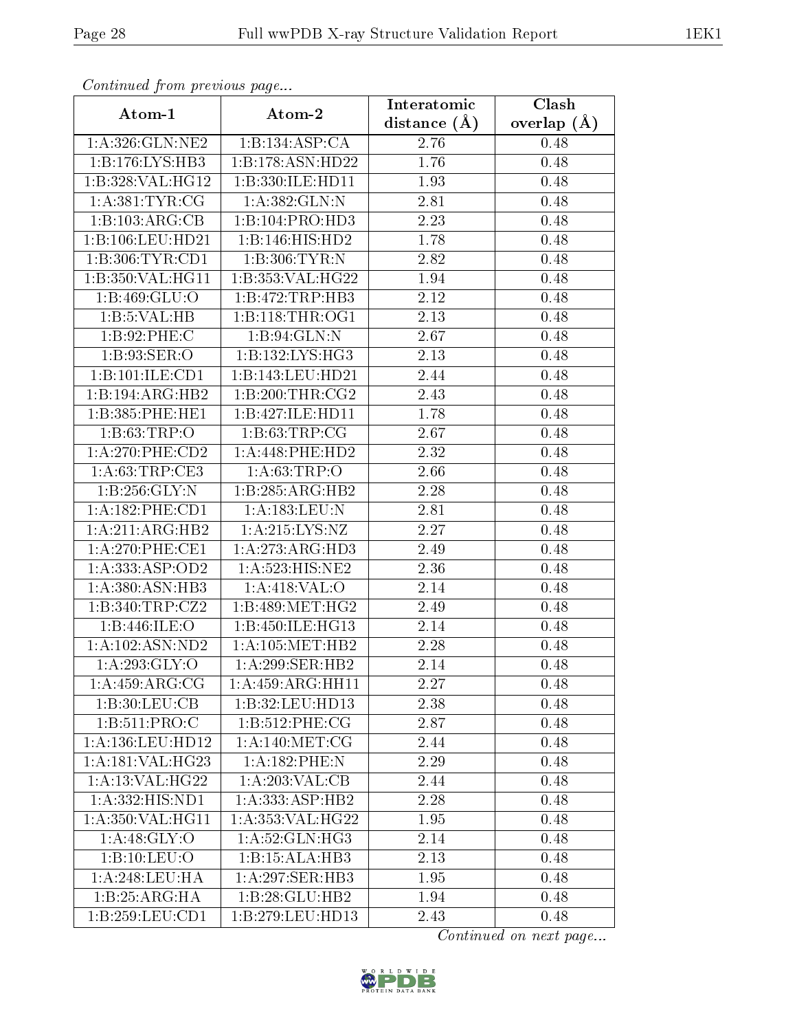*Continued from previous page...*

| Atom-1 | Atom-2 | Interatomic distance (Å) | Clash overlap (Å) |
| --- | --- | --- | --- |
| 1:A:326:GLN:NE2 | 1:B:134:ASP:CA | 2.76 | 0.48 |
| 1:B:176:LYS:HB3 | 1:B:178:ASN:HD22 | 1.76 | 0.48 |
| 1:B:328:VAL:HG12 | 1:B:330:ILE:HD11 | 1.93 | 0.48 |
| 1:A:381:TYR:CG | 1:A:382:GLN:N | 2.81 | 0.48 |
| 1:B:103:ARG:CB | 1:B:104:PRO:HD3 | 2.23 | 0.48 |
| 1:B:106:LEU:HD21 | 1:B:146:HIS:HD2 | 1.78 | 0.48 |
| 1:B:306:TYR:CD1 | 1:B:306:TYR:N | 2.82 | 0.48 |
| 1:B:350:VAL:HG11 | 1:B:353:VAL:HG22 | 1.94 | 0.48 |
| 1:B:469:GLU:O | 1:B:472:TRP:HB3 | 2.12 | 0.48 |
| 1:B:5:VAL:HB | 1:B:118:THR:OG1 | 2.13 | 0.48 |
| 1:B:92:PHE:C | 1:B:94:GLN:N | 2.67 | 0.48 |
| 1:B:93:SER:O | 1:B:132:LYS:HG3 | 2.13 | 0.48 |
| 1:B:101:ILE:CD1 | 1:B:143:LEU:HD21 | 2.44 | 0.48 |
| 1:B:194:ARG:HB2 | 1:B:200:THR:CG2 | 2.43 | 0.48 |
| 1:B:385:PHE:HE1 | 1:B:427:ILE:HD11 | 1.78 | 0.48 |
| 1:B:63:TRP:O | 1:B:63:TRP:CG | 2.67 | 0.48 |
| 1:A:270:PHE:CD2 | 1:A:448:PHE:HD2 | 2.32 | 0.48 |
| 1:A:63:TRP:CE3 | 1:A:63:TRP:O | 2.66 | 0.48 |
| 1:B:256:GLY:N | 1:B:285:ARG:HB2 | 2.28 | 0.48 |
| 1:A:182:PHE:CD1 | 1:A:183:LEU:N | 2.81 | 0.48 |
| 1:A:211:ARG:HB2 | 1:A:215:LYS:NZ | 2.27 | 0.48 |
| 1:A:270:PHE:CE1 | 1:A:273:ARG:HD3 | 2.49 | 0.48 |
| 1:A:333:ASP:OD2 | 1:A:523:HIS:NE2 | 2.36 | 0.48 |
| 1:A:380:ASN:HB3 | 1:A:418:VAL:O | 2.14 | 0.48 |
| 1:B:340:TRP:CZ2 | 1:B:489:MET:HG2 | 2.49 | 0.48 |
| 1:B:446:ILE:O | 1:B:450:ILE:HG13 | 2.14 | 0.48 |
| 1:A:102:ASN:ND2 | 1:A:105:MET:HB2 | 2.28 | 0.48 |
| 1:A:293:GLY:O | 1:A:299:SER:HB2 | 2.14 | 0.48 |
| 1:A:459:ARG:CG | 1:A:459:ARG:HH11 | 2.27 | 0.48 |
| 1:B:30:LEU:CB | 1:B:32:LEU:HD13 | 2.38 | 0.48 |
| 1:B:511:PRO:C | 1:B:512:PHE:CG | 2.87 | 0.48 |
| 1:A:136:LEU:HD12 | 1:A:140:MET:CG | 2.44 | 0.48 |
| 1:A:181:VAL:HG23 | 1:A:182:PHE:N | 2.29 | 0.48 |
| 1:A:13:VAL:HG22 | 1:A:203:VAL:CB | 2.44 | 0.48 |
| 1:A:332:HIS:ND1 | 1:A:333:ASP:HB2 | 2.28 | 0.48 |
| 1:A:350:VAL:HG11 | 1:A:353:VAL:HG22 | 1.95 | 0.48 |
| 1:A:48:GLY:O | 1:A:52:GLN:HG3 | 2.14 | 0.48 |
| 1:B:10:LEU:O | 1:B:15:ALA:HB3 | 2.13 | 0.48 |
| 1:A:248:LEU:HA | 1:A:297:SER:HB3 | 1.95 | 0.48 |
| 1:B:25:ARG:HA | 1:B:28:GLU:HB2 | 1.94 | 0.48 |
| 1:B:259:LEU:CD1 | 1:B:279:LEU:HD13 | 2.43 | 0.48 |

*Continued on next page...*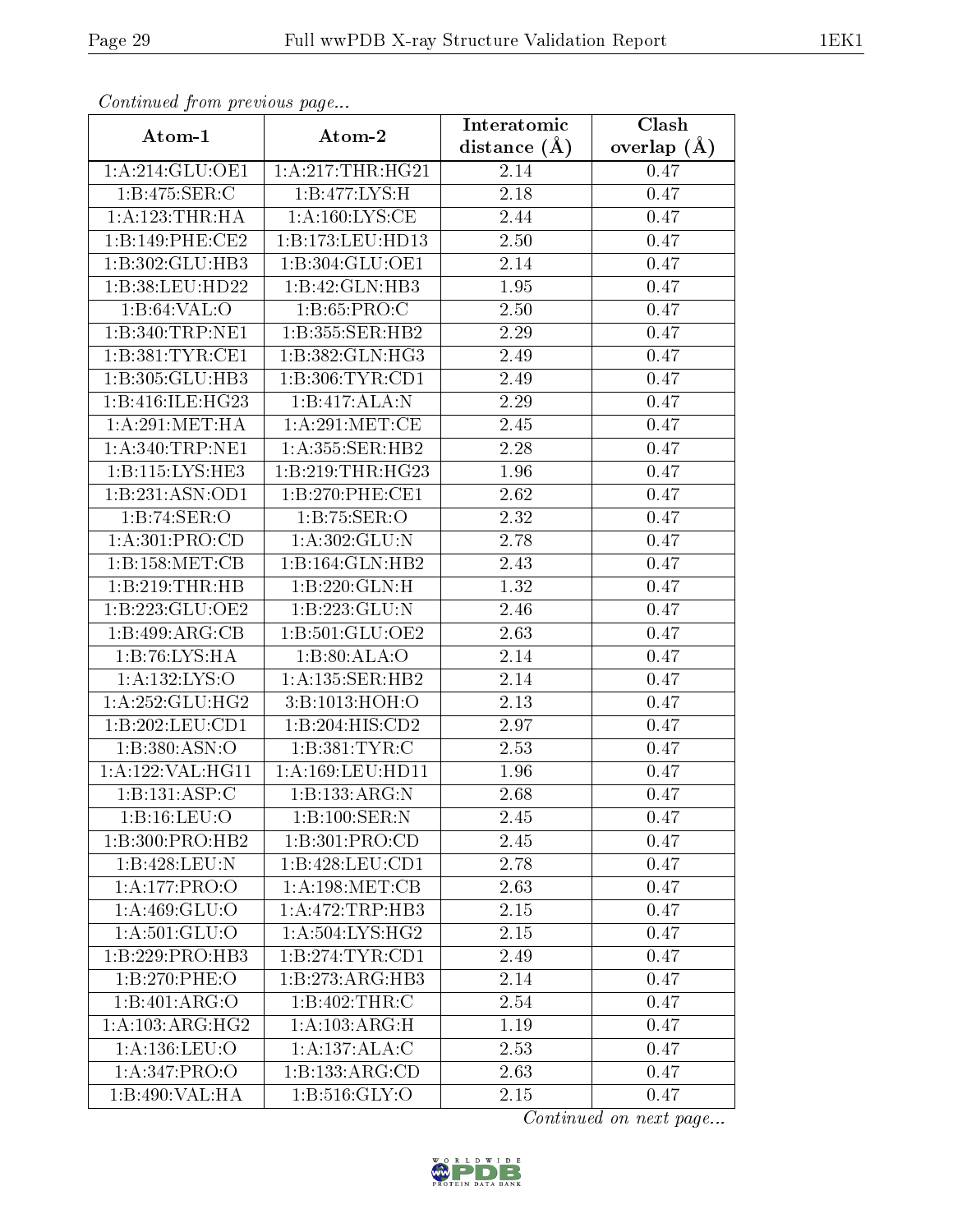*Continued from previous page...*

| Atom-1 | Atom-2 | Interatomic distance (Å) | Clash overlap (Å) |
|---|---|---|---|
| 1:A:214:GLU:OE1 | 1:A:217:THR:HG21 | 2.14 | 0.47 |
| 1:B:475:SER:C | 1:B:477:LYS:H | 2.18 | 0.47 |
| 1:A:123:THR:HA | 1:A:160:LYS:CE | 2.44 | 0.47 |
| 1:B:149:PHE:CE2 | 1:B:173:LEU:HD13 | 2.50 | 0.47 |
| 1:B:302:GLU:HB3 | 1:B:304:GLU:OE1 | 2.14 | 0.47 |
| 1:B:38:LEU:HD22 | 1:B:42:GLN:HB3 | 1.95 | 0.47 |
| 1:B:64:VAL:O | 1:B:65:PRO:C | 2.50 | 0.47 |
| 1:B:340:TRP:NE1 | 1:B:355:SER:HB2 | 2.29 | 0.47 |
| 1:B:381:TYR:CE1 | 1:B:382:GLN:HG3 | 2.49 | 0.47 |
| 1:B:305:GLU:HB3 | 1:B:306:TYR:CD1 | 2.49 | 0.47 |
| 1:B:416:ILE:HG23 | 1:B:417:ALA:N | 2.29 | 0.47 |
| 1:A:291:MET:HA | 1:A:291:MET:CE | 2.45 | 0.47 |
| 1:A:340:TRP:NE1 | 1:A:355:SER:HB2 | 2.28 | 0.47 |
| 1:B:115:LYS:HE3 | 1:B:219:THR:HG23 | 1.96 | 0.47 |
| 1:B:231:ASN:OD1 | 1:B:270:PHE:CE1 | 2.62 | 0.47 |
| 1:B:74:SER:O | 1:B:75:SER:O | 2.32 | 0.47 |
| 1:A:301:PRO:CD | 1:A:302:GLU:N | 2.78 | 0.47 |
| 1:B:158:MET:CB | 1:B:164:GLN:HB2 | 2.43 | 0.47 |
| 1:B:219:THR:HB | 1:B:220:GLN:H | 1.32 | 0.47 |
| 1:B:223:GLU:OE2 | 1:B:223:GLU:N | 2.46 | 0.47 |
| 1:B:499:ARG:CB | 1:B:501:GLU:OE2 | 2.63 | 0.47 |
| 1:B:76:LYS:HA | 1:B:80:ALA:O | 2.14 | 0.47 |
| 1:A:132:LYS:O | 1:A:135:SER:HB2 | 2.14 | 0.47 |
| 1:A:252:GLU:HG2 | 3:B:1013:HOH:O | 2.13 | 0.47 |
| 1:B:202:LEU:CD1 | 1:B:204:HIS:CD2 | 2.97 | 0.47 |
| 1:B:380:ASN:O | 1:B:381:TYR:C | 2.53 | 0.47 |
| 1:A:122:VAL:HG11 | 1:A:169:LEU:HD11 | 1.96 | 0.47 |
| 1:B:131:ASP:C | 1:B:133:ARG:N | 2.68 | 0.47 |
| 1:B:16:LEU:O | 1:B:100:SER:N | 2.45 | 0.47 |
| 1:B:300:PRO:HB2 | 1:B:301:PRO:CD | 2.45 | 0.47 |
| 1:B:428:LEU:N | 1:B:428:LEU:CD1 | 2.78 | 0.47 |
| 1:A:177:PRO:O | 1:A:198:MET:CB | 2.63 | 0.47 |
| 1:A:469:GLU:O | 1:A:472:TRP:HB3 | 2.15 | 0.47 |
| 1:A:501:GLU:O | 1:A:504:LYS:HG2 | 2.15 | 0.47 |
| 1:B:229:PRO:HB3 | 1:B:274:TYR:CD1 | 2.49 | 0.47 |
| 1:B:270:PHE:O | 1:B:273:ARG:HB3 | 2.14 | 0.47 |
| 1:B:401:ARG:O | 1:B:402:THR:C | 2.54 | 0.47 |
| 1:A:103:ARG:HG2 | 1:A:103:ARG:H | 1.19 | 0.47 |
| 1:A:136:LEU:O | 1:A:137:ALA:C | 2.53 | 0.47 |
| 1:A:347:PRO:O | 1:B:133:ARG:CD | 2.63 | 0.47 |
| 1:B:490:VAL:HA | 1:B:516:GLY:O | 2.15 | 0.47 |

*Continued on next page...*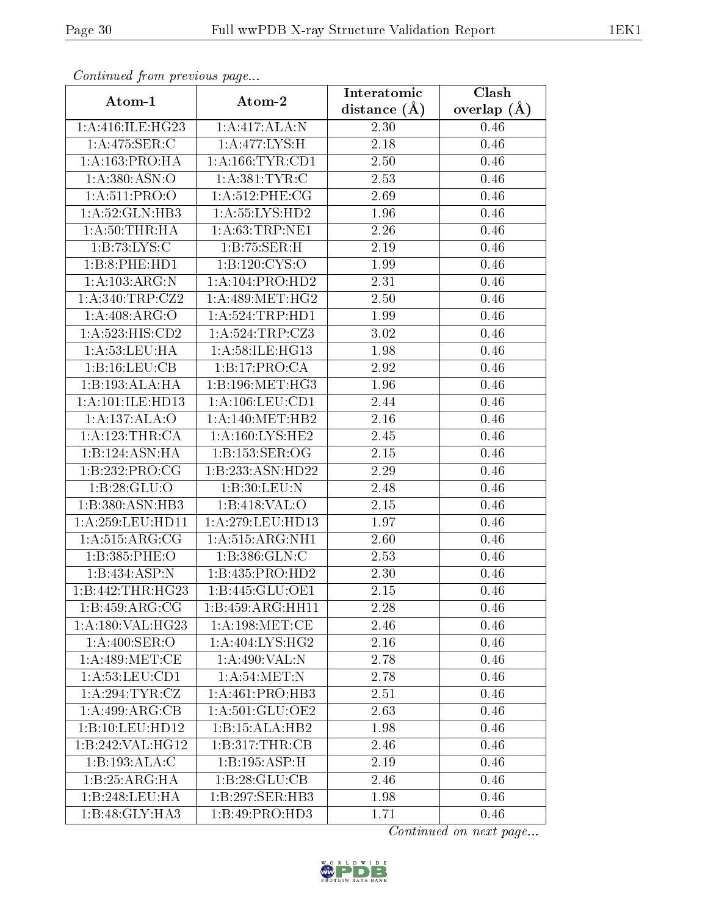*Continued from previous page...*

| Atom-1 | Atom-2 | Interatomic distance (Å) | Clash overlap (Å) |
|---|---|---|---|
| 1:A:416:ILE:HG23 | 1:A:417:ALA:N | 2.30 | 0.46 |
| 1:A:475:SER:C | 1:A:477:LYS:H | 2.18 | 0.46 |
| 1:A:163:PRO:HA | 1:A:166:TYR:CD1 | 2.50 | 0.46 |
| 1:A:380:ASN:O | 1:A:381:TYR:C | 2.53 | 0.46 |
| 1:A:511:PRO:O | 1:A:512:PHE:CG | 2.69 | 0.46 |
| 1:A:52:GLN:HB3 | 1:A:55:LYS:HD2 | 1.96 | 0.46 |
| 1:A:50:THR:HA | 1:A:63:TRP:NE1 | 2.26 | 0.46 |
| 1:B:73:LYS:C | 1:B:75:SER:H | 2.19 | 0.46 |
| 1:B:8:PHE:HD1 | 1:B:120:CYS:O | 1.99 | 0.46 |
| 1:A:103:ARG:N | 1:A:104:PRO:HD2 | 2.31 | 0.46 |
| 1:A:340:TRP:CZ2 | 1:A:489:MET:HG2 | 2.50 | 0.46 |
| 1:A:408:ARG:O | 1:A:524:TRP:HD1 | 1.99 | 0.46 |
| 1:A:523:HIS:CD2 | 1:A:524:TRP:CZ3 | 3.02 | 0.46 |
| 1:A:53:LEU:HA | 1:A:58:ILE:HG13 | 1.98 | 0.46 |
| 1:B:16:LEU:CB | 1:B:17:PRO:CA | 2.92 | 0.46 |
| 1:B:193:ALA:HA | 1:B:196:MET:HG3 | 1.96 | 0.46 |
| 1:A:101:ILE:HD13 | 1:A:106:LEU:CD1 | 2.44 | 0.46 |
| 1:A:137:ALA:O | 1:A:140:MET:HB2 | 2.16 | 0.46 |
| 1:A:123:THR:CA | 1:A:160:LYS:HE2 | 2.45 | 0.46 |
| 1:B:124:ASN:HA | 1:B:153:SER:OG | 2.15 | 0.46 |
| 1:B:232:PRO:CG | 1:B:233:ASN:HD22 | 2.29 | 0.46 |
| 1:B:28:GLU:O | 1:B:30:LEU:N | 2.48 | 0.46 |
| 1:B:380:ASN:HB3 | 1:B:418:VAL:O | 2.15 | 0.46 |
| 1:A:259:LEU:HD11 | 1:A:279:LEU:HD13 | 1.97 | 0.46 |
| 1:A:515:ARG:CG | 1:A:515:ARG:NH1 | 2.60 | 0.46 |
| 1:B:385:PHE:O | 1:B:386:GLN:C | 2.53 | 0.46 |
| 1:B:434:ASP:N | 1:B:435:PRO:HD2 | 2.30 | 0.46 |
| 1:B:442:THR:HG23 | 1:B:445:GLU:OE1 | 2.15 | 0.46 |
| 1:B:459:ARG:CG | 1:B:459:ARG:HH11 | 2.28 | 0.46 |
| 1:A:180:VAL:HG23 | 1:A:198:MET:CE | 2.46 | 0.46 |
| 1:A:400:SER:O | 1:A:404:LYS:HG2 | 2.16 | 0.46 |
| 1:A:489:MET:CE | 1:A:490:VAL:N | 2.78 | 0.46 |
| 1:A:53:LEU:CD1 | 1:A:54:MET:N | 2.78 | 0.46 |
| 1:A:294:TYR:CZ | 1:A:461:PRO:HB3 | 2.51 | 0.46 |
| 1:A:499:ARG:CB | 1:A:501:GLU:OE2 | 2.63 | 0.46 |
| 1:B:10:LEU:HD12 | 1:B:15:ALA:HB2 | 1.98 | 0.46 |
| 1:B:242:VAL:HG12 | 1:B:317:THR:CB | 2.46 | 0.46 |
| 1:B:193:ALA:C | 1:B:195:ASP:H | 2.19 | 0.46 |
| 1:B:25:ARG:HA | 1:B:28:GLU:CB | 2.46 | 0.46 |
| 1:B:248:LEU:HA | 1:B:297:SER:HB3 | 1.98 | 0.46 |
| 1:B:48:GLY:HA3 | 1:B:49:PRO:HD3 | 1.71 | 0.46 |

*Continued on next page...*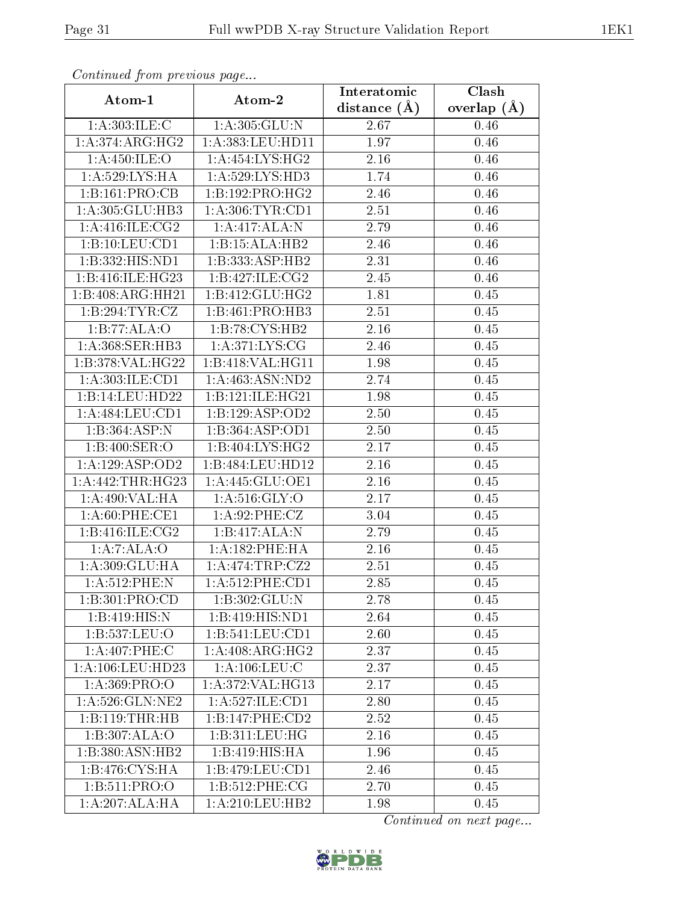*Continued from previous page...*

| Atom-1 | Atom-2 | Interatomic distance (Å) | Clash overlap (Å) |
|---|---|---|---|
| 1:A:303:ILE:C | 1:A:305:GLU:N | 2.67 | 0.46 |
| 1:A:374:ARG:HG2 | 1:A:383:LEU:HD11 | 1.97 | 0.46 |
| 1:A:450:ILE:O | 1:A:454:LYS:HG2 | 2.16 | 0.46 |
| 1:A:529:LYS:HA | 1:A:529:LYS:HD3 | 1.74 | 0.46 |
| 1:B:161:PRO:CB | 1:B:192:PRO:HG2 | 2.46 | 0.46 |
| 1:A:305:GLU:HB3 | 1:A:306:TYR:CD1 | 2.51 | 0.46 |
| 1:A:416:ILE:CG2 | 1:A:417:ALA:N | 2.79 | 0.46 |
| 1:B:10:LEU:CD1 | 1:B:15:ALA:HB2 | 2.46 | 0.46 |
| 1:B:332:HIS:ND1 | 1:B:333:ASP:HB2 | 2.31 | 0.46 |
| 1:B:416:ILE:HG23 | 1:B:427:ILE:CG2 | 2.45 | 0.46 |
| 1:B:408:ARG:HH21 | 1:B:412:GLU:HG2 | 1.81 | 0.45 |
| 1:B:294:TYR:CZ | 1:B:461:PRO:HB3 | 2.51 | 0.45 |
| 1:B:77:ALA:O | 1:B:78:CYS:HB2 | 2.16 | 0.45 |
| 1:A:368:SER:HB3 | 1:A:371:LYS:CG | 2.46 | 0.45 |
| 1:B:378:VAL:HG22 | 1:B:418:VAL:HG11 | 1.98 | 0.45 |
| 1:A:303:ILE:CD1 | 1:A:463:ASN:ND2 | 2.74 | 0.45 |
| 1:B:14:LEU:HD22 | 1:B:121:ILE:HG21 | 1.98 | 0.45 |
| 1:A:484:LEU:CD1 | 1:B:129:ASP:OD2 | 2.50 | 0.45 |
| 1:B:364:ASP:N | 1:B:364:ASP:OD1 | 2.50 | 0.45 |
| 1:B:400:SER:O | 1:B:404:LYS:HG2 | 2.17 | 0.45 |
| 1:A:129:ASP:OD2 | 1:B:484:LEU:HD12 | 2.16 | 0.45 |
| 1:A:442:THR:HG23 | 1:A:445:GLU:OE1 | 2.16 | 0.45 |
| 1:A:490:VAL:HA | 1:A:516:GLY:O | 2.17 | 0.45 |
| 1:A:60:PHE:CE1 | 1:A:92:PHE:CZ | 3.04 | 0.45 |
| 1:B:416:ILE:CG2 | 1:B:417:ALA:N | 2.79 | 0.45 |
| 1:A:7:ALA:O | 1:A:182:PHE:HA | 2.16 | 0.45 |
| 1:A:309:GLU:HA | 1:A:474:TRP:CZ2 | 2.51 | 0.45 |
| 1:A:512:PHE:N | 1:A:512:PHE:CD1 | 2.85 | 0.45 |
| 1:B:301:PRO:CD | 1:B:302:GLU:N | 2.78 | 0.45 |
| 1:B:419:HIS:N | 1:B:419:HIS:ND1 | 2.64 | 0.45 |
| 1:B:537:LEU:O | 1:B:541:LEU:CD1 | 2.60 | 0.45 |
| 1:A:407:PHE:C | 1:A:408:ARG:HG2 | 2.37 | 0.45 |
| 1:A:106:LEU:HD23 | 1:A:106:LEU:C | 2.37 | 0.45 |
| 1:A:369:PRO:O | 1:A:372:VAL:HG13 | 2.17 | 0.45 |
| 1:A:526:GLN:NE2 | 1:A:527:ILE:CD1 | 2.80 | 0.45 |
| 1:B:119:THR:HB | 1:B:147:PHE:CD2 | 2.52 | 0.45 |
| 1:B:307:ALA:O | 1:B:311:LEU:HG | 2.16 | 0.45 |
| 1:B:380:ASN:HB2 | 1:B:419:HIS:HA | 1.96 | 0.45 |
| 1:B:476:CYS:HA | 1:B:479:LEU:CD1 | 2.46 | 0.45 |
| 1:B:511:PRO:O | 1:B:512:PHE:CG | 2.70 | 0.45 |
| 1:A:207:ALA:HA | 1:A:210:LEU:HB2 | 1.98 | 0.45 |

*Continued on next page...*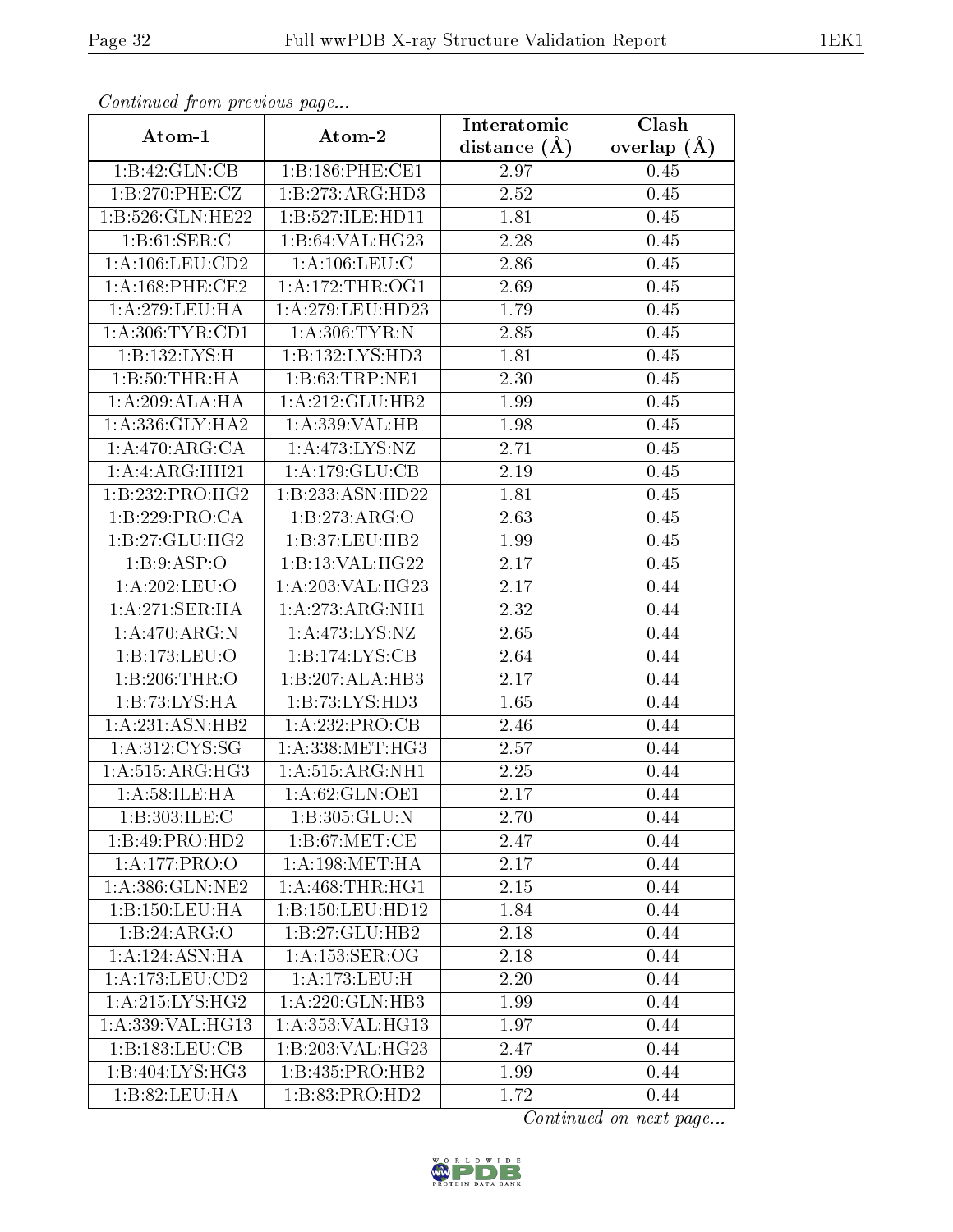*Continued from previous page...*

| Atom-1 | Atom-2 | Interatomic distance (Å) | Clash overlap (Å) |
|---|---|---|---|
| 1:B:42:GLN:CB | 1:B:186:PHE:CE1 | 2.97 | 0.45 |
| 1:B:270:PHE:CZ | 1:B:273:ARG:HD3 | 2.52 | 0.45 |
| 1:B:526:GLN:HE22 | 1:B:527:ILE:HD11 | 1.81 | 0.45 |
| 1:B:61:SER:C | 1:B:64:VAL:HG23 | 2.28 | 0.45 |
| 1:A:106:LEU:CD2 | 1:A:106:LEU:C | 2.86 | 0.45 |
| 1:A:168:PHE:CE2 | 1:A:172:THR:OG1 | 2.69 | 0.45 |
| 1:A:279:LEU:HA | 1:A:279:LEU:HD23 | 1.79 | 0.45 |
| 1:A:306:TYR:CD1 | 1:A:306:TYR:N | 2.85 | 0.45 |
| 1:B:132:LYS:H | 1:B:132:LYS:HD3 | 1.81 | 0.45 |
| 1:B:50:THR:HA | 1:B:63:TRP:NE1 | 2.30 | 0.45 |
| 1:A:209:ALA:HA | 1:A:212:GLU:HB2 | 1.99 | 0.45 |
| 1:A:336:GLY:HA2 | 1:A:339:VAL:HB | 1.98 | 0.45 |
| 1:A:470:ARG:CA | 1:A:473:LYS:NZ | 2.71 | 0.45 |
| 1:A:4:ARG:HH21 | 1:A:179:GLU:CB | 2.19 | 0.45 |
| 1:B:232:PRO:HG2 | 1:B:233:ASN:HD22 | 1.81 | 0.45 |
| 1:B:229:PRO:CA | 1:B:273:ARG:O | 2.63 | 0.45 |
| 1:B:27:GLU:HG2 | 1:B:37:LEU:HB2 | 1.99 | 0.45 |
| 1:B:9:ASP:O | 1:B:13:VAL:HG22 | 2.17 | 0.45 |
| 1:A:202:LEU:O | 1:A:203:VAL:HG23 | 2.17 | 0.44 |
| 1:A:271:SER:HA | 1:A:273:ARG:NH1 | 2.32 | 0.44 |
| 1:A:470:ARG:N | 1:A:473:LYS:NZ | 2.65 | 0.44 |
| 1:B:173:LEU:O | 1:B:174:LYS:CB | 2.64 | 0.44 |
| 1:B:206:THR:O | 1:B:207:ALA:HB3 | 2.17 | 0.44 |
| 1:B:73:LYS:HA | 1:B:73:LYS:HD3 | 1.65 | 0.44 |
| 1:A:231:ASN:HB2 | 1:A:232:PRO:CB | 2.46 | 0.44 |
| 1:A:312:CYS:SG | 1:A:338:MET:HG3 | 2.57 | 0.44 |
| 1:A:515:ARG:HG3 | 1:A:515:ARG:NH1 | 2.25 | 0.44 |
| 1:A:58:ILE:HA | 1:A:62:GLN:OE1 | 2.17 | 0.44 |
| 1:B:303:ILE:C | 1:B:305:GLU:N | 2.70 | 0.44 |
| 1:B:49:PRO:HD2 | 1:B:67:MET:CE | 2.47 | 0.44 |
| 1:A:177:PRO:O | 1:A:198:MET:HA | 2.17 | 0.44 |
| 1:A:386:GLN:NE2 | 1:A:468:THR:HG1 | 2.15 | 0.44 |
| 1:B:150:LEU:HA | 1:B:150:LEU:HD12 | 1.84 | 0.44 |
| 1:B:24:ARG:O | 1:B:27:GLU:HB2 | 2.18 | 0.44 |
| 1:A:124:ASN:HA | 1:A:153:SER:OG | 2.18 | 0.44 |
| 1:A:173:LEU:CD2 | 1:A:173:LEU:H | 2.20 | 0.44 |
| 1:A:215:LYS:HG2 | 1:A:220:GLN:HB3 | 1.99 | 0.44 |
| 1:A:339:VAL:HG13 | 1:A:353:VAL:HG13 | 1.97 | 0.44 |
| 1:B:183:LEU:CB | 1:B:203:VAL:HG23 | 2.47 | 0.44 |
| 1:B:404:LYS:HG3 | 1:B:435:PRO:HB2 | 1.99 | 0.44 |
| 1:B:82:LEU:HA | 1:B:83:PRO:HD2 | 1.72 | 0.44 |

*Continued on next page...*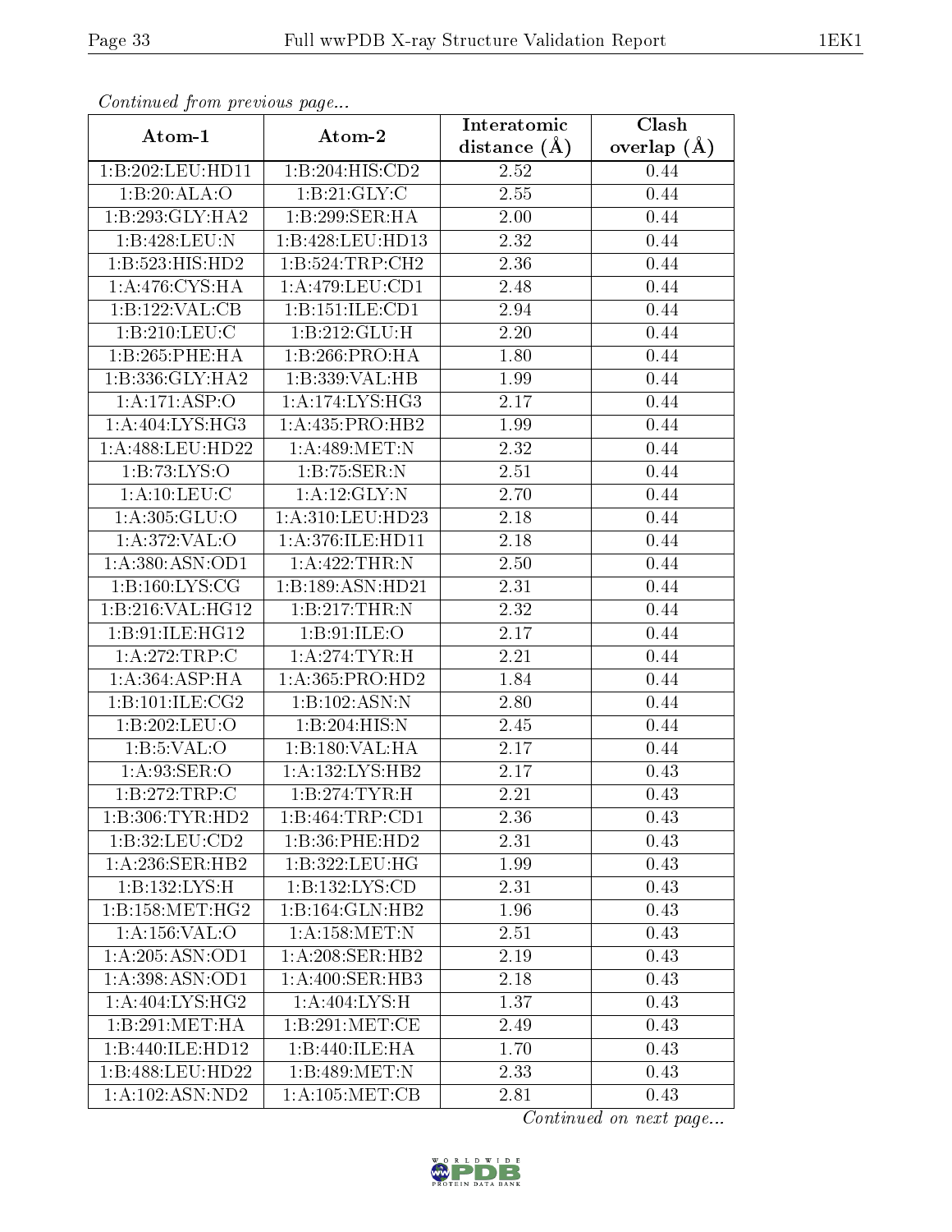*Continued from previous page...*

| Atom-1 | Atom-2 | Interatomic distance (Å) | Clash overlap (Å) |
|---|---|---|---|
| 1:B:202:LEU:HD11 | 1:B:204:HIS:CD2 | 2.52 | 0.44 |
| 1:B:20:ALA:O | 1:B:21:GLY:C | 2.55 | 0.44 |
| 1:B:293:GLY:HA2 | 1:B:299:SER:HA | 2.00 | 0.44 |
| 1:B:428:LEU:N | 1:B:428:LEU:HD13 | 2.32 | 0.44 |
| 1:B:523:HIS:HD2 | 1:B:524:TRP:CH2 | 2.36 | 0.44 |
| 1:A:476:CYS:HA | 1:A:479:LEU:CD1 | 2.48 | 0.44 |
| 1:B:122:VAL:CB | 1:B:151:ILE:CD1 | 2.94 | 0.44 |
| 1:B:210:LEU:C | 1:B:212:GLU:H | 2.20 | 0.44 |
| 1:B:265:PHE:HA | 1:B:266:PRO:HA | 1.80 | 0.44 |
| 1:B:336:GLY:HA2 | 1:B:339:VAL:HB | 1.99 | 0.44 |
| 1:A:171:ASP:O | 1:A:174:LYS:HG3 | 2.17 | 0.44 |
| 1:A:404:LYS:HG3 | 1:A:435:PRO:HB2 | 1.99 | 0.44 |
| 1:A:488:LEU:HD22 | 1:A:489:MET:N | 2.32 | 0.44 |
| 1:B:73:LYS:O | 1:B:75:SER:N | 2.51 | 0.44 |
| 1:A:10:LEU:C | 1:A:12:GLY:N | 2.70 | 0.44 |
| 1:A:305:GLU:O | 1:A:310:LEU:HD23 | 2.18 | 0.44 |
| 1:A:372:VAL:O | 1:A:376:ILE:HD11 | 2.18 | 0.44 |
| 1:A:380:ASN:OD1 | 1:A:422:THR:N | 2.50 | 0.44 |
| 1:B:160:LYS:CG | 1:B:189:ASN:HD21 | 2.31 | 0.44 |
| 1:B:216:VAL:HG12 | 1:B:217:THR:N | 2.32 | 0.44 |
| 1:B:91:ILE:HG12 | 1:B:91:ILE:O | 2.17 | 0.44 |
| 1:A:272:TRP:C | 1:A:274:TYR:H | 2.21 | 0.44 |
| 1:A:364:ASP:HA | 1:A:365:PRO:HD2 | 1.84 | 0.44 |
| 1:B:101:ILE:CG2 | 1:B:102:ASN:N | 2.80 | 0.44 |
| 1:B:202:LEU:O | 1:B:204:HIS:N | 2.45 | 0.44 |
| 1:B:5:VAL:O | 1:B:180:VAL:HA | 2.17 | 0.44 |
| 1:A:93:SER:O | 1:A:132:LYS:HB2 | 2.17 | 0.43 |
| 1:B:272:TRP:C | 1:B:274:TYR:H | 2.21 | 0.43 |
| 1:B:306:TYR:HD2 | 1:B:464:TRP:CD1 | 2.36 | 0.43 |
| 1:B:32:LEU:CD2 | 1:B:36:PHE:HD2 | 2.31 | 0.43 |
| 1:A:236:SER:HB2 | 1:B:322:LEU:HG | 1.99 | 0.43 |
| 1:B:132:LYS:H | 1:B:132:LYS:CD | 2.31 | 0.43 |
| 1:B:158:MET:HG2 | 1:B:164:GLN:HB2 | 1.96 | 0.43 |
| 1:A:156:VAL:O | 1:A:158:MET:N | 2.51 | 0.43 |
| 1:A:205:ASN:OD1 | 1:A:208:SER:HB2 | 2.19 | 0.43 |
| 1:A:398:ASN:OD1 | 1:A:400:SER:HB3 | 2.18 | 0.43 |
| 1:A:404:LYS:HG2 | 1:A:404:LYS:H | 1.37 | 0.43 |
| 1:B:291:MET:HA | 1:B:291:MET:CE | 2.49 | 0.43 |
| 1:B:440:ILE:HD12 | 1:B:440:ILE:HA | 1.70 | 0.43 |
| 1:B:488:LEU:HD22 | 1:B:489:MET:N | 2.33 | 0.43 |
| 1:A:102:ASN:ND2 | 1:A:105:MET:CB | 2.81 | 0.43 |

*Continued on next page...*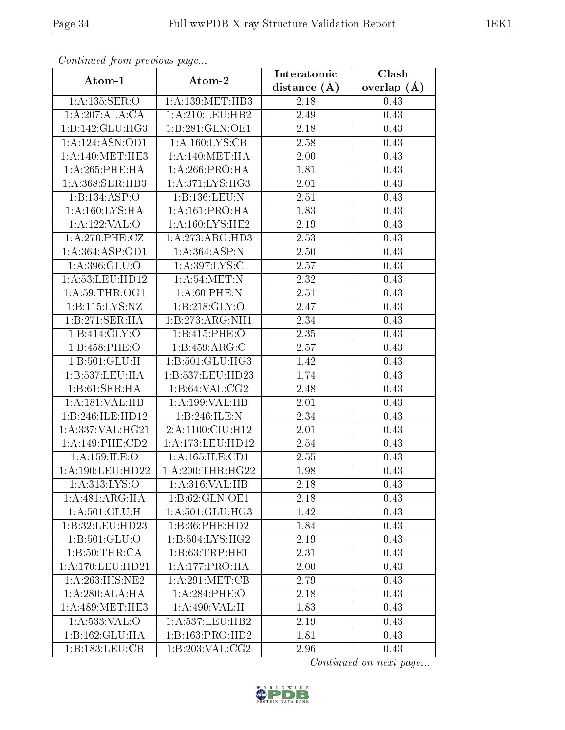*Continued from previous page...*

| Atom-1 | Atom-2 | Interatomic distance (Å) | Clash overlap (Å) |
| --- | --- | --- | --- |
| 1:A:135:SER:O | 1:A:139:MET:HB3 | 2.18 | 0.43 |
| 1:A:207:ALA:CA | 1:A:210:LEU:HB2 | 2.49 | 0.43 |
| 1:B:142:GLU:HG3 | 1:B:281:GLN:OE1 | 2.18 | 0.43 |
| 1:A:124:ASN:OD1 | 1:A:160:LYS:CB | 2.58 | 0.43 |
| 1:A:140:MET:HE3 | 1:A:140:MET:HA | 2.00 | 0.43 |
| 1:A:265:PHE:HA | 1:A:266:PRO:HA | 1.81 | 0.43 |
| 1:A:368:SER:HB3 | 1:A:371:LYS:HG3 | 2.01 | 0.43 |
| 1:B:134:ASP:O | 1:B:136:LEU:N | 2.51 | 0.43 |
| 1:A:160:LYS:HA | 1:A:161:PRO:HA | 1.83 | 0.43 |
| 1:A:122:VAL:O | 1:A:160:LYS:HE2 | 2.19 | 0.43 |
| 1:A:270:PHE:CZ | 1:A:273:ARG:HD3 | 2.53 | 0.43 |
| 1:A:364:ASP:OD1 | 1:A:364:ASP:N | 2.50 | 0.43 |
| 1:A:396:GLU:O | 1:A:397:LYS:C | 2.57 | 0.43 |
| 1:A:53:LEU:HD12 | 1:A:54:MET:N | 2.32 | 0.43 |
| 1:A:59:THR:OG1 | 1:A:60:PHE:N | 2.51 | 0.43 |
| 1:B:115:LYS:NZ | 1:B:218:GLY:O | 2.47 | 0.43 |
| 1:B:271:SER:HA | 1:B:273:ARG:NH1 | 2.34 | 0.43 |
| 1:B:414:GLY:O | 1:B:415:PHE:O | 2.35 | 0.43 |
| 1:B:458:PHE:O | 1:B:459:ARG:C | 2.57 | 0.43 |
| 1:B:501:GLU:H | 1:B:501:GLU:HG3 | 1.42 | 0.43 |
| 1:B:537:LEU:HA | 1:B:537:LEU:HD23 | 1.74 | 0.43 |
| 1:B:61:SER:HA | 1:B:64:VAL:CG2 | 2.48 | 0.43 |
| 1:A:181:VAL:HB | 1:A:199:VAL:HB | 2.01 | 0.43 |
| 1:B:246:ILE:HD12 | 1:B:246:ILE:N | 2.34 | 0.43 |
| 1:A:337:VAL:HG21 | 2:A:1100:CIU:H12 | 2.01 | 0.43 |
| 1:A:149:PHE:CD2 | 1:A:173:LEU:HD12 | 2.54 | 0.43 |
| 1:A:159:ILE:O | 1:A:165:ILE:CD1 | 2.55 | 0.43 |
| 1:A:190:LEU:HD22 | 1:A:200:THR:HG22 | 1.98 | 0.43 |
| 1:A:313:LYS:O | 1:A:316:VAL:HB | 2.18 | 0.43 |
| 1:A:481:ARG:HA | 1:B:62:GLN:OE1 | 2.18 | 0.43 |
| 1:A:501:GLU:H | 1:A:501:GLU:HG3 | 1.42 | 0.43 |
| 1:B:32:LEU:HD23 | 1:B:36:PHE:HD2 | 1.84 | 0.43 |
| 1:B:501:GLU:O | 1:B:504:LYS:HG2 | 2.19 | 0.43 |
| 1:B:50:THR:CA | 1:B:63:TRP:HE1 | 2.31 | 0.43 |
| 1:A:170:LEU:HD21 | 1:A:177:PRO:HA | 2.00 | 0.43 |
| 1:A:263:HIS:NE2 | 1:A:291:MET:CB | 2.79 | 0.43 |
| 1:A:280:ALA:HA | 1:A:284:PHE:O | 2.18 | 0.43 |
| 1:A:489:MET:HE3 | 1:A:490:VAL:H | 1.83 | 0.43 |
| 1:A:533:VAL:O | 1:A:537:LEU:HB2 | 2.19 | 0.43 |
| 1:B:162:GLU:HA | 1:B:163:PRO:HD2 | 1.81 | 0.43 |
| 1:B:183:LEU:CB | 1:B:203:VAL:CG2 | 2.96 | 0.43 |

*Continued on next page...*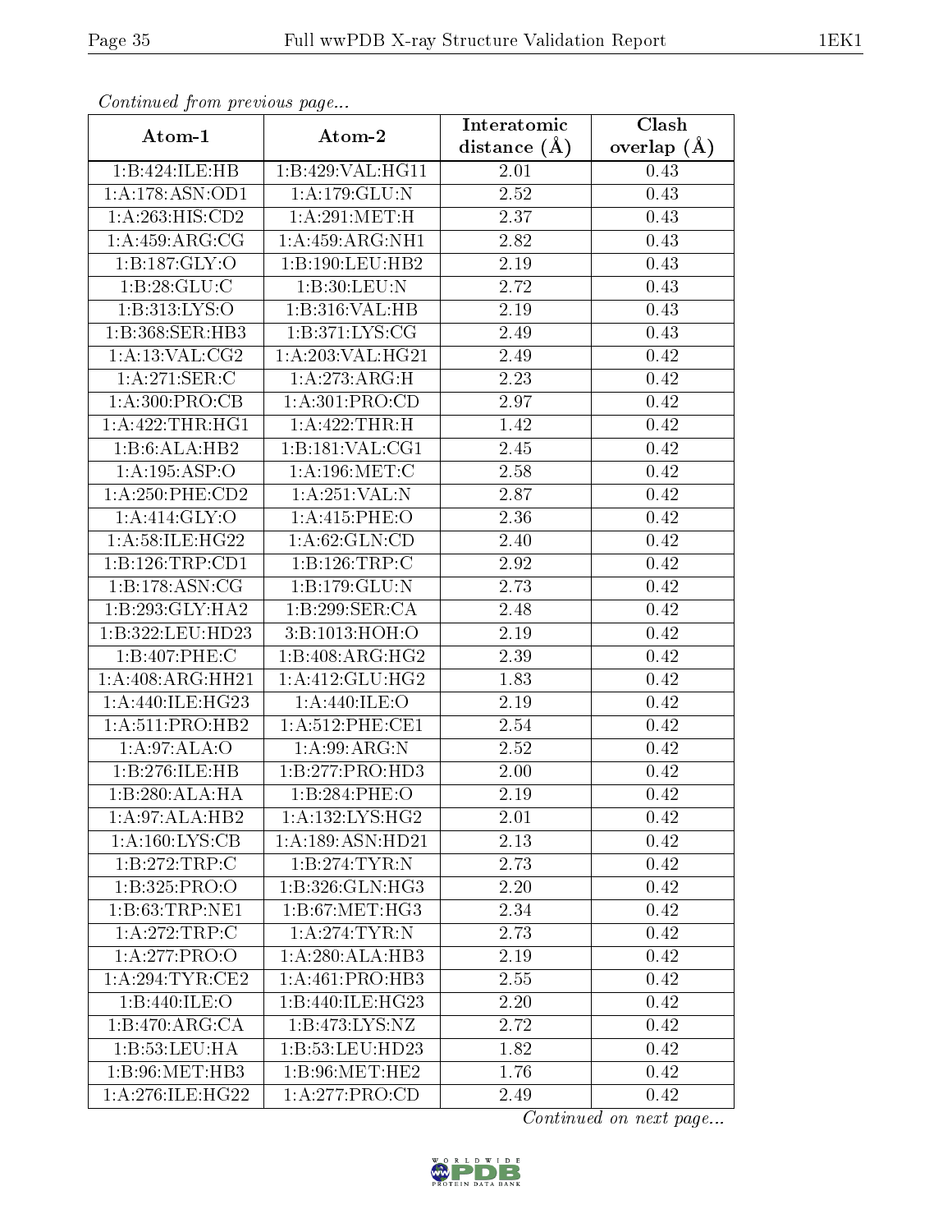*Continued from previous page...*

| Atom-1 | Atom-2 | Interatomic distance (Å) | Clash overlap (Å) |
|---|---|---|---|
| 1:B:424:ILE:HB | 1:B:429:VAL:HG11 | 2.01 | 0.43 |
| 1:A:178:ASN:OD1 | 1:A:179:GLU:N | 2.52 | 0.43 |
| 1:A:263:HIS:CD2 | 1:A:291:MET:H | 2.37 | 0.43 |
| 1:A:459:ARG:CG | 1:A:459:ARG:NH1 | 2.82 | 0.43 |
| 1:B:187:GLY:O | 1:B:190:LEU:HB2 | 2.19 | 0.43 |
| 1:B:28:GLU:C | 1:B:30:LEU:N | 2.72 | 0.43 |
| 1:B:313:LYS:O | 1:B:316:VAL:HB | 2.19 | 0.43 |
| 1:B:368:SER:HB3 | 1:B:371:LYS:CG | 2.49 | 0.43 |
| 1:A:13:VAL:CG2 | 1:A:203:VAL:HG21 | 2.49 | 0.42 |
| 1:A:271:SER:C | 1:A:273:ARG:H | 2.23 | 0.42 |
| 1:A:300:PRO:CB | 1:A:301:PRO:CD | 2.97 | 0.42 |
| 1:A:422:THR:HG1 | 1:A:422:THR:H | 1.42 | 0.42 |
| 1:B:6:ALA:HB2 | 1:B:181:VAL:CG1 | 2.45 | 0.42 |
| 1:A:195:ASP:O | 1:A:196:MET:C | 2.58 | 0.42 |
| 1:A:250:PHE:CD2 | 1:A:251:VAL:N | 2.87 | 0.42 |
| 1:A:414:GLY:O | 1:A:415:PHE:O | 2.36 | 0.42 |
| 1:A:58:ILE:HG22 | 1:A:62:GLN:CD | 2.40 | 0.42 |
| 1:B:126:TRP:CD1 | 1:B:126:TRP:C | 2.92 | 0.42 |
| 1:B:178:ASN:CG | 1:B:179:GLU:N | 2.73 | 0.42 |
| 1:B:293:GLY:HA2 | 1:B:299:SER:CA | 2.48 | 0.42 |
| 1:B:322:LEU:HD23 | 3:B:1013:HOH:O | 2.19 | 0.42 |
| 1:B:407:PHE:C | 1:B:408:ARG:HG2 | 2.39 | 0.42 |
| 1:A:408:ARG:HH21 | 1:A:412:GLU:HG2 | 1.83 | 0.42 |
| 1:A:440:ILE:HG23 | 1:A:440:ILE:O | 2.19 | 0.42 |
| 1:A:511:PRO:HB2 | 1:A:512:PHE:CE1 | 2.54 | 0.42 |
| 1:A:97:ALA:O | 1:A:99:ARG:N | 2.52 | 0.42 |
| 1:B:276:ILE:HB | 1:B:277:PRO:HD3 | 2.00 | 0.42 |
| 1:B:280:ALA:HA | 1:B:284:PHE:O | 2.19 | 0.42 |
| 1:A:97:ALA:HB2 | 1:A:132:LYS:HG2 | 2.01 | 0.42 |
| 1:A:160:LYS:CB | 1:A:189:ASN:HD21 | 2.13 | 0.42 |
| 1:B:272:TRP:C | 1:B:274:TYR:N | 2.73 | 0.42 |
| 1:B:325:PRO:O | 1:B:326:GLN:HG3 | 2.20 | 0.42 |
| 1:B:63:TRP:NE1 | 1:B:67:MET:HG3 | 2.34 | 0.42 |
| 1:A:272:TRP:C | 1:A:274:TYR:N | 2.73 | 0.42 |
| 1:A:277:PRO:O | 1:A:280:ALA:HB3 | 2.19 | 0.42 |
| 1:A:294:TYR:CE2 | 1:A:461:PRO:HB3 | 2.55 | 0.42 |
| 1:B:440:ILE:O | 1:B:440:ILE:HG23 | 2.20 | 0.42 |
| 1:B:470:ARG:CA | 1:B:473:LYS:NZ | 2.72 | 0.42 |
| 1:B:53:LEU:HA | 1:B:53:LEU:HD23 | 1.82 | 0.42 |
| 1:B:96:MET:HB3 | 1:B:96:MET:HE2 | 1.76 | 0.42 |
| 1:A:276:ILE:HG22 | 1:A:277:PRO:CD | 2.49 | 0.42 |

*Continued on next page...*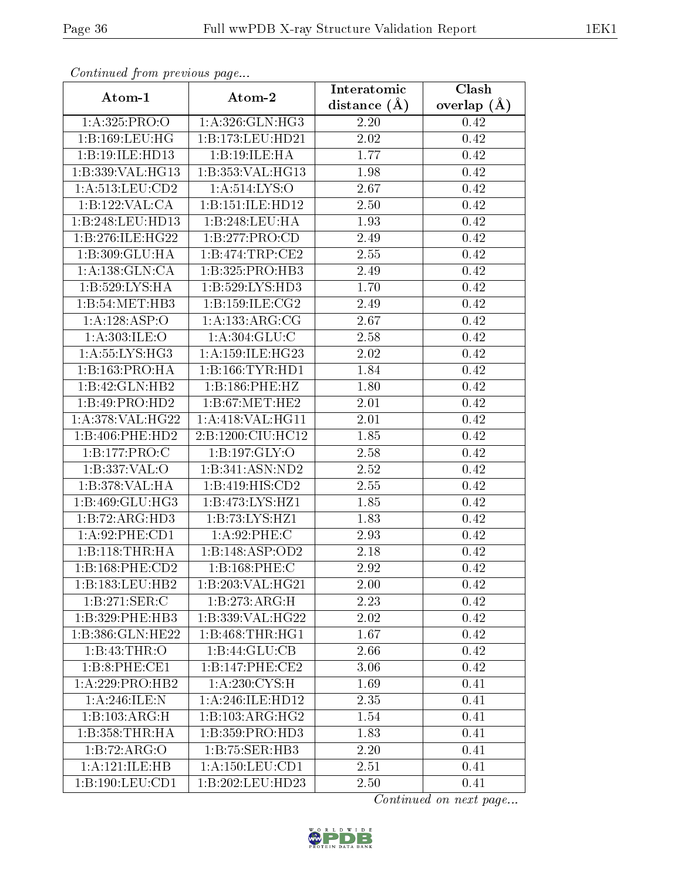*Continued from previous page...*

| Atom-1 | Atom-2 | Interatomic distance (Å) | Clash overlap (Å) |
|---|---|---|---|
| 1:A:325:PRO:O | 1:A:326:GLN:HG3 | 2.20 | 0.42 |
| 1:B:169:LEU:HG | 1:B:173:LEU:HD21 | 2.02 | 0.42 |
| 1:B:19:ILE:HD13 | 1:B:19:ILE:HA | 1.77 | 0.42 |
| 1:B:339:VAL:HG13 | 1:B:353:VAL:HG13 | 1.98 | 0.42 |
| 1:A:513:LEU:CD2 | 1:A:514:LYS:O | 2.67 | 0.42 |
| 1:B:122:VAL:CA | 1:B:151:ILE:HD12 | 2.50 | 0.42 |
| 1:B:248:LEU:HD13 | 1:B:248:LEU:HA | 1.93 | 0.42 |
| 1:B:276:ILE:HG22 | 1:B:277:PRO:CD | 2.49 | 0.42 |
| 1:B:309:GLU:HA | 1:B:474:TRP:CE2 | 2.55 | 0.42 |
| 1:A:138:GLN:CA | 1:B:325:PRO:HB3 | 2.49 | 0.42 |
| 1:B:529:LYS:HA | 1:B:529:LYS:HD3 | 1.70 | 0.42 |
| 1:B:54:MET:HB3 | 1:B:159:ILE:CG2 | 2.49 | 0.42 |
| 1:A:128:ASP:O | 1:A:133:ARG:CG | 2.67 | 0.42 |
| 1:A:303:ILE:O | 1:A:304:GLU:C | 2.58 | 0.42 |
| 1:A:55:LYS:HG3 | 1:A:159:ILE:HG23 | 2.02 | 0.42 |
| 1:B:163:PRO:HA | 1:B:166:TYR:HD1 | 1.84 | 0.42 |
| 1:B:42:GLN:HB2 | 1:B:186:PHE:HZ | 1.80 | 0.42 |
| 1:B:49:PRO:HD2 | 1:B:67:MET:HE2 | 2.01 | 0.42 |
| 1:A:378:VAL:HG22 | 1:A:418:VAL:HG11 | 2.01 | 0.42 |
| 1:B:406:PHE:HD2 | 2:B:1200:CIU:HC12 | 1.85 | 0.42 |
| 1:B:177:PRO:C | 1:B:197:GLY:O | 2.58 | 0.42 |
| 1:B:337:VAL:O | 1:B:341:ASN:ND2 | 2.52 | 0.42 |
| 1:B:378:VAL:HA | 1:B:419:HIS:CD2 | 2.55 | 0.42 |
| 1:B:469:GLU:HG3 | 1:B:473:LYS:HZ1 | 1.85 | 0.42 |
| 1:B:72:ARG:HD3 | 1:B:73:LYS:HZ1 | 1.83 | 0.42 |
| 1:A:92:PHE:CD1 | 1:A:92:PHE:C | 2.93 | 0.42 |
| 1:B:118:THR:HA | 1:B:148:ASP:OD2 | 2.18 | 0.42 |
| 1:B:168:PHE:CD2 | 1:B:168:PHE:C | 2.92 | 0.42 |
| 1:B:183:LEU:HB2 | 1:B:203:VAL:HG21 | 2.00 | 0.42 |
| 1:B:271:SER:C | 1:B:273:ARG:H | 2.23 | 0.42 |
| 1:B:329:PHE:HB3 | 1:B:339:VAL:HG22 | 2.02 | 0.42 |
| 1:B:386:GLN:HE22 | 1:B:468:THR:HG1 | 1.67 | 0.42 |
| 1:B:43:THR:O | 1:B:44:GLU:CB | 2.66 | 0.42 |
| 1:B:8:PHE:CE1 | 1:B:147:PHE:CE2 | 3.06 | 0.42 |
| 1:A:229:PRO:HB2 | 1:A:230:CYS:H | 1.69 | 0.41 |
| 1:A:246:ILE:N | 1:A:246:ILE:HD12 | 2.35 | 0.41 |
| 1:B:103:ARG:H | 1:B:103:ARG:HG2 | 1.54 | 0.41 |
| 1:B:358:THR:HA | 1:B:359:PRO:HD3 | 1.83 | 0.41 |
| 1:B:72:ARG:O | 1:B:75:SER:HB3 | 2.20 | 0.41 |
| 1:A:121:ILE:HB | 1:A:150:LEU:CD1 | 2.51 | 0.41 |
| 1:B:190:LEU:CD1 | 1:B:202:LEU:HD23 | 2.50 | 0.41 |

*Continued on next page...*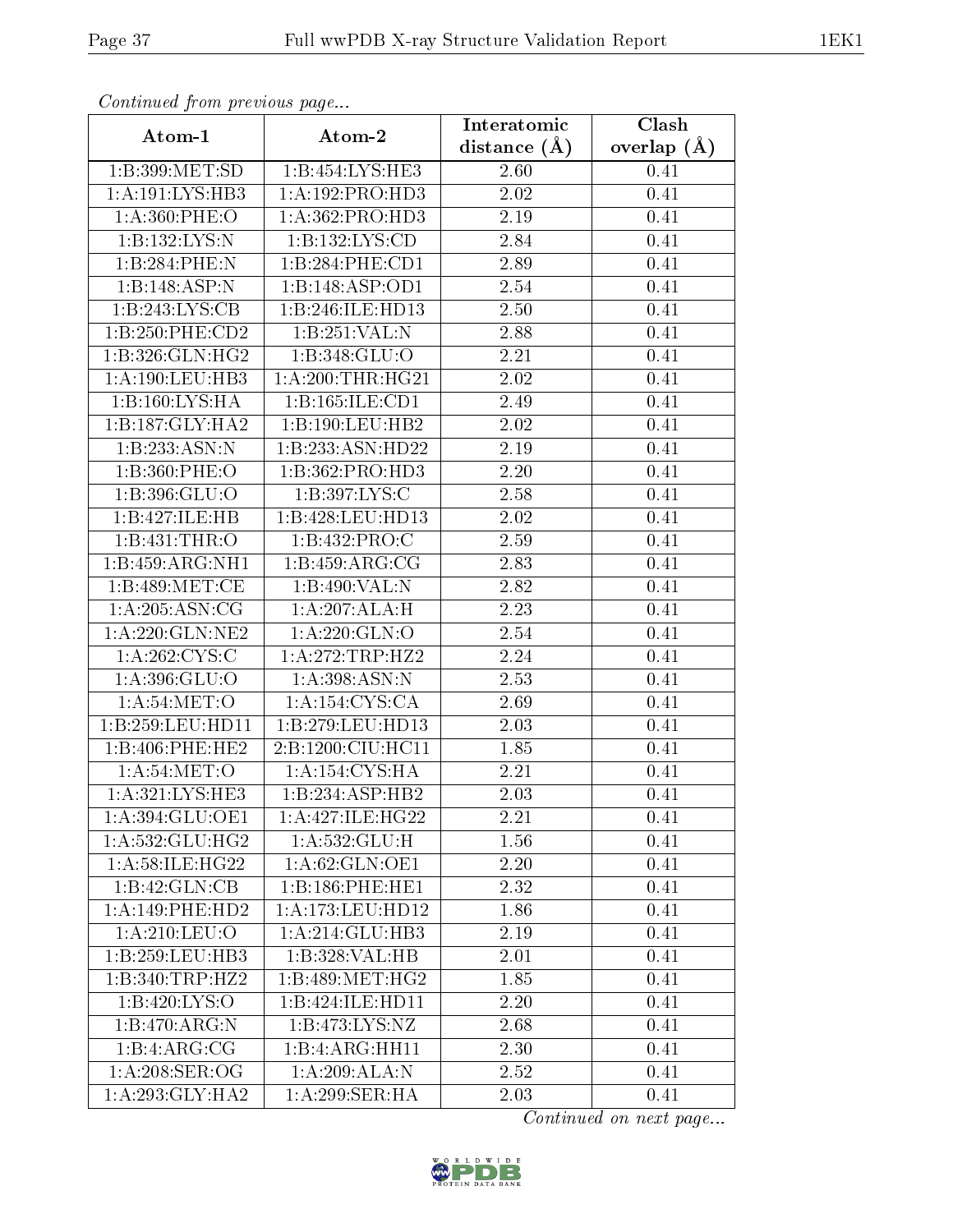*Continued from previous page...*

| Atom-1 | Atom-2 | Interatomic distance (Å) | Clash overlap (Å) |
|---|---|---|---|
| 1:B:399:MET:SD | 1:B:454:LYS:HE3 | 2.60 | 0.41 |
| 1:A:191:LYS:HB3 | 1:A:192:PRO:HD3 | 2.02 | 0.41 |
| 1:A:360:PHE:O | 1:A:362:PRO:HD3 | 2.19 | 0.41 |
| 1:B:132:LYS:N | 1:B:132:LYS:CD | 2.84 | 0.41 |
| 1:B:284:PHE:N | 1:B:284:PHE:CD1 | 2.89 | 0.41 |
| 1:B:148:ASP:N | 1:B:148:ASP:OD1 | 2.54 | 0.41 |
| 1:B:243:LYS:CB | 1:B:246:ILE:HD13 | 2.50 | 0.41 |
| 1:B:250:PHE:CD2 | 1:B:251:VAL:N | 2.88 | 0.41 |
| 1:B:326:GLN:HG2 | 1:B:348:GLU:O | 2.21 | 0.41 |
| 1:A:190:LEU:HB3 | 1:A:200:THR:HG21 | 2.02 | 0.41 |
| 1:B:160:LYS:HA | 1:B:165:ILE:CD1 | 2.49 | 0.41 |
| 1:B:187:GLY:HA2 | 1:B:190:LEU:HB2 | 2.02 | 0.41 |
| 1:B:233:ASN:N | 1:B:233:ASN:HD22 | 2.19 | 0.41 |
| 1:B:360:PHE:O | 1:B:362:PRO:HD3 | 2.20 | 0.41 |
| 1:B:396:GLU:O | 1:B:397:LYS:C | 2.58 | 0.41 |
| 1:B:427:ILE:HB | 1:B:428:LEU:HD13 | 2.02 | 0.41 |
| 1:B:431:THR:O | 1:B:432:PRO:C | 2.59 | 0.41 |
| 1:B:459:ARG:NH1 | 1:B:459:ARG:CG | 2.83 | 0.41 |
| 1:B:489:MET:CE | 1:B:490:VAL:N | 2.82 | 0.41 |
| 1:A:205:ASN:CG | 1:A:207:ALA:H | 2.23 | 0.41 |
| 1:A:220:GLN:NE2 | 1:A:220:GLN:O | 2.54 | 0.41 |
| 1:A:262:CYS:C | 1:A:272:TRP:HZ2 | 2.24 | 0.41 |
| 1:A:396:GLU:O | 1:A:398:ASN:N | 2.53 | 0.41 |
| 1:A:54:MET:O | 1:A:154:CYS:CA | 2.69 | 0.41 |
| 1:B:259:LEU:HD11 | 1:B:279:LEU:HD13 | 2.03 | 0.41 |
| 1:B:406:PHE:HE2 | 2:B:1200:CIU:HC11 | 1.85 | 0.41 |
| 1:A:54:MET:O | 1:A:154:CYS:HA | 2.21 | 0.41 |
| 1:A:321:LYS:HE3 | 1:B:234:ASP:HB2 | 2.03 | 0.41 |
| 1:A:394:GLU:OE1 | 1:A:427:ILE:HG22 | 2.21 | 0.41 |
| 1:A:532:GLU:HG2 | 1:A:532:GLU:H | 1.56 | 0.41 |
| 1:A:58:ILE:HG22 | 1:A:62:GLN:OE1 | 2.20 | 0.41 |
| 1:B:42:GLN:CB | 1:B:186:PHE:HE1 | 2.32 | 0.41 |
| 1:A:149:PHE:HD2 | 1:A:173:LEU:HD12 | 1.86 | 0.41 |
| 1:A:210:LEU:O | 1:A:214:GLU:HB3 | 2.19 | 0.41 |
| 1:B:259:LEU:HB3 | 1:B:328:VAL:HB | 2.01 | 0.41 |
| 1:B:340:TRP:HZ2 | 1:B:489:MET:HG2 | 1.85 | 0.41 |
| 1:B:420:LYS:O | 1:B:424:ILE:HD11 | 2.20 | 0.41 |
| 1:B:470:ARG:N | 1:B:473:LYS:NZ | 2.68 | 0.41 |
| 1:B:4:ARG:CG | 1:B:4:ARG:HH11 | 2.30 | 0.41 |
| 1:A:208:SER:OG | 1:A:209:ALA:N | 2.52 | 0.41 |
| 1:A:293:GLY:HA2 | 1:A:299:SER:HA | 2.03 | 0.41 |

*Continued on next page...*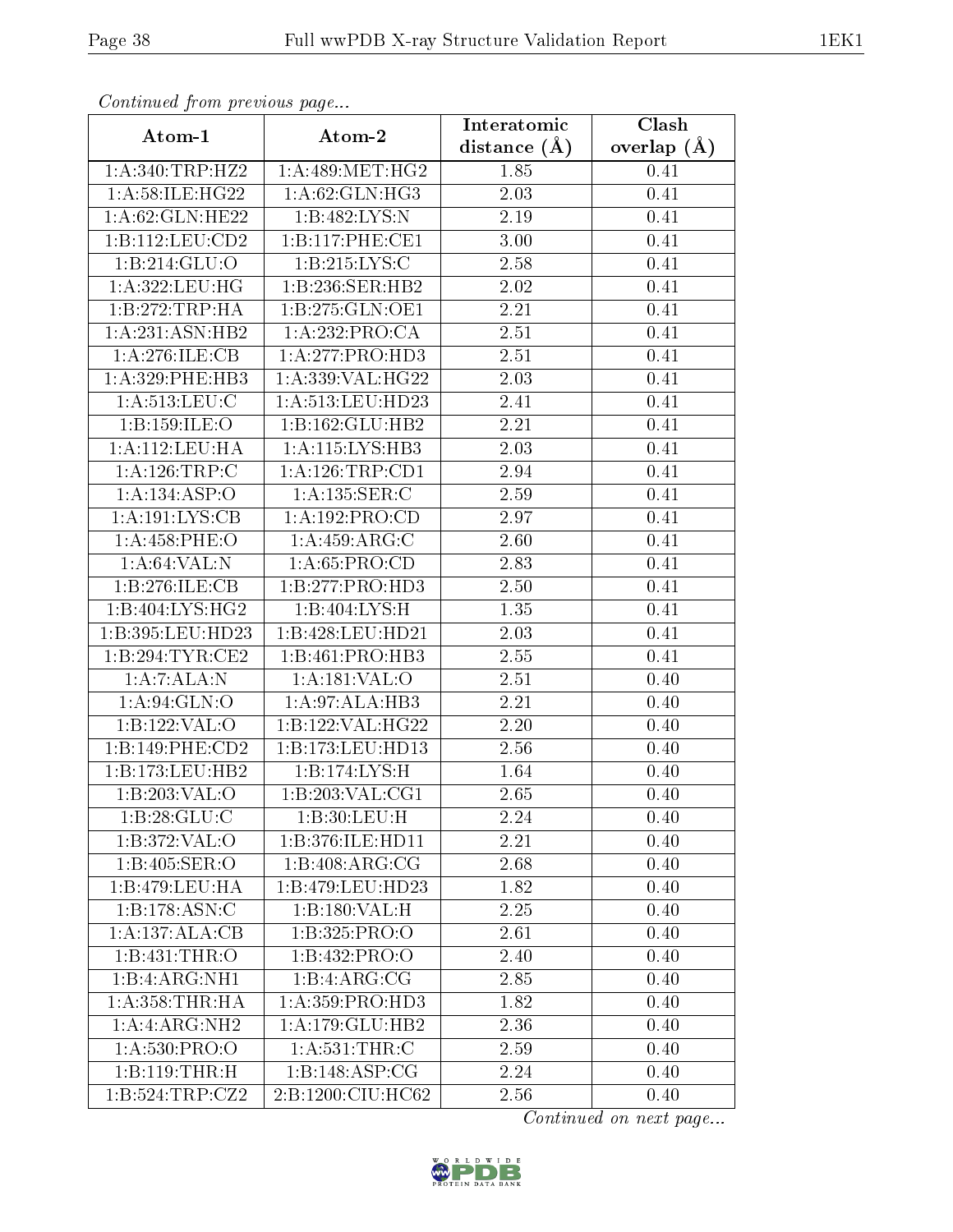*Continued from previous page...*

| Atom-1 | Atom-2 | Interatomic distance (Å) | Clash overlap (Å) |
| --- | --- | --- | --- |
| 1:A:340:TRP:HZ2 | 1:A:489:MET:HG2 | 1.85 | 0.41 |
| 1:A:58:ILE:HG22 | 1:A:62:GLN:HG3 | 2.03 | 0.41 |
| 1:A:62:GLN:HE22 | 1:B:482:LYS:N | 2.19 | 0.41 |
| 1:B:112:LEU:CD2 | 1:B:117:PHE:CE1 | 3.00 | 0.41 |
| 1:B:214:GLU:O | 1:B:215:LYS:C | 2.58 | 0.41 |
| 1:A:322:LEU:HG | 1:B:236:SER:HB2 | 2.02 | 0.41 |
| 1:B:272:TRP:HA | 1:B:275:GLN:OE1 | 2.21 | 0.41 |
| 1:A:231:ASN:HB2 | 1:A:232:PRO:CA | 2.51 | 0.41 |
| 1:A:276:ILE:CB | 1:A:277:PRO:HD3 | 2.51 | 0.41 |
| 1:A:329:PHE:HB3 | 1:A:339:VAL:HG22 | 2.03 | 0.41 |
| 1:A:513:LEU:C | 1:A:513:LEU:HD23 | 2.41 | 0.41 |
| 1:B:159:ILE:O | 1:B:162:GLU:HB2 | 2.21 | 0.41 |
| 1:A:112:LEU:HA | 1:A:115:LYS:HB3 | 2.03 | 0.41 |
| 1:A:126:TRP:C | 1:A:126:TRP:CD1 | 2.94 | 0.41 |
| 1:A:134:ASP:O | 1:A:135:SER:C | 2.59 | 0.41 |
| 1:A:191:LYS:CB | 1:A:192:PRO:CD | 2.97 | 0.41 |
| 1:A:458:PHE:O | 1:A:459:ARG:C | 2.60 | 0.41 |
| 1:A:64:VAL:N | 1:A:65:PRO:CD | 2.83 | 0.41 |
| 1:B:276:ILE:CB | 1:B:277:PRO:HD3 | 2.50 | 0.41 |
| 1:B:404:LYS:HG2 | 1:B:404:LYS:H | 1.35 | 0.41 |
| 1:B:395:LEU:HD23 | 1:B:428:LEU:HD21 | 2.03 | 0.41 |
| 1:B:294:TYR:CE2 | 1:B:461:PRO:HB3 | 2.55 | 0.41 |
| 1:A:7:ALA:N | 1:A:181:VAL:O | 2.51 | 0.40 |
| 1:A:94:GLN:O | 1:A:97:ALA:HB3 | 2.21 | 0.40 |
| 1:B:122:VAL:O | 1:B:122:VAL:HG22 | 2.20 | 0.40 |
| 1:B:149:PHE:CD2 | 1:B:173:LEU:HD13 | 2.56 | 0.40 |
| 1:B:173:LEU:HB2 | 1:B:174:LYS:H | 1.64 | 0.40 |
| 1:B:203:VAL:O | 1:B:203:VAL:CG1 | 2.65 | 0.40 |
| 1:B:28:GLU:C | 1:B:30:LEU:H | 2.24 | 0.40 |
| 1:B:372:VAL:O | 1:B:376:ILE:HD11 | 2.21 | 0.40 |
| 1:B:405:SER:O | 1:B:408:ARG:CG | 2.68 | 0.40 |
| 1:B:479:LEU:HA | 1:B:479:LEU:HD23 | 1.82 | 0.40 |
| 1:B:178:ASN:C | 1:B:180:VAL:H | 2.25 | 0.40 |
| 1:A:137:ALA:CB | 1:B:325:PRO:O | 2.61 | 0.40 |
| 1:B:431:THR:O | 1:B:432:PRO:O | 2.40 | 0.40 |
| 1:B:4:ARG:NH1 | 1:B:4:ARG:CG | 2.85 | 0.40 |
| 1:A:358:THR:HA | 1:A:359:PRO:HD3 | 1.82 | 0.40 |
| 1:A:4:ARG:NH2 | 1:A:179:GLU:HB2 | 2.36 | 0.40 |
| 1:A:530:PRO:O | 1:A:531:THR:C | 2.59 | 0.40 |
| 1:B:119:THR:H | 1:B:148:ASP:CG | 2.24 | 0.40 |
| 1:B:524:TRP:CZ2 | 2:B:1200:CIU:HC62 | 2.56 | 0.40 |

*Continued on next page...*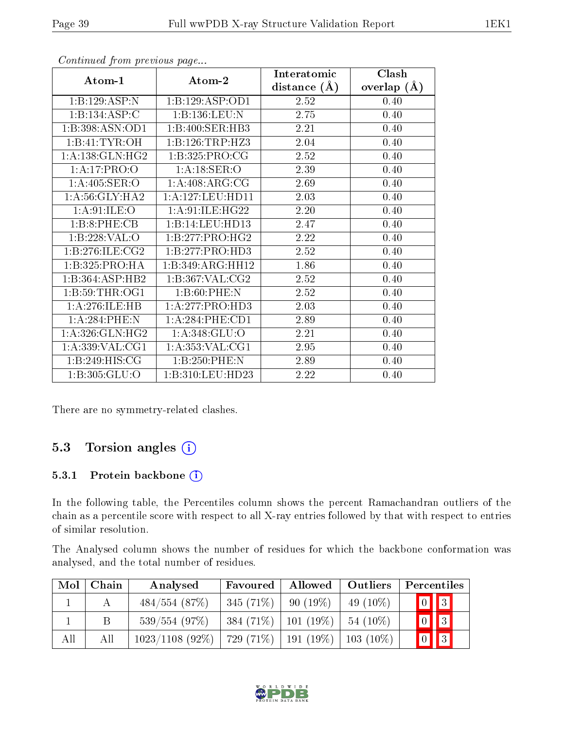*Continued from previous page...*

| Atom-1 | Atom-2 | Interatomic distance (Å) | Clash overlap (Å) |
|---|---|---|---|
| 1:B:129:ASP:N | 1:B:129:ASP:OD1 | 2.52 | 0.40 |
| 1:B:134:ASP:C | 1:B:136:LEU:N | 2.75 | 0.40 |
| 1:B:398:ASN:OD1 | 1:B:400:SER:HB3 | 2.21 | 0.40 |
| 1:B:41:TYR:OH | 1:B:126:TRP:HZ3 | 2.04 | 0.40 |
| 1:A:138:GLN:HG2 | 1:B:325:PRO:CG | 2.52 | 0.40 |
| 1:A:17:PRO:O | 1:A:18:SER:O | 2.39 | 0.40 |
| 1:A:405:SER:O | 1:A:408:ARG:CG | 2.69 | 0.40 |
| 1:A:56:GLY:HA2 | 1:A:127:LEU:HD11 | 2.03 | 0.40 |
| 1:A:91:ILE:O | 1:A:91:ILE:HG22 | 2.20 | 0.40 |
| 1:B:8:PHE:CB | 1:B:14:LEU:HD13 | 2.47 | 0.40 |
| 1:B:228:VAL:O | 1:B:277:PRO:HG2 | 2.22 | 0.40 |
| 1:B:276:ILE:CG2 | 1:B:277:PRO:HD3 | 2.52 | 0.40 |
| 1:B:325:PRO:HA | 1:B:349:ARG:HH12 | 1.86 | 0.40 |
| 1:B:364:ASP:HB2 | 1:B:367:VAL:CG2 | 2.52 | 0.40 |
| 1:B:59:THR:OG1 | 1:B:60:PHE:N | 2.52 | 0.40 |
| 1:A:276:ILE:HB | 1:A:277:PRO:HD3 | 2.03 | 0.40 |
| 1:A:284:PHE:N | 1:A:284:PHE:CD1 | 2.89 | 0.40 |
| 1:A:326:GLN:HG2 | 1:A:348:GLU:O | 2.21 | 0.40 |
| 1:A:339:VAL:CG1 | 1:A:353:VAL:CG1 | 2.95 | 0.40 |
| 1:B:249:HIS:CG | 1:B:250:PHE:N | 2.89 | 0.40 |
| 1:B:305:GLU:O | 1:B:310:LEU:HD23 | 2.22 | 0.40 |

There are no symmetry-related clashes.

## 5.3 Torsion angles

### 5.3.1 Protein backbone

In the following table, the Percentiles column shows the percent Ramachandran outliers of the chain as a percentile score with respect to all X-ray entries followed by that with respect to entries of similar resolution.

The Analysed column shows the number of residues for which the backbone conformation was analysed, and the total number of residues.

| Mol | Chain | Analysed | Favoured | Allowed | Outliers | Percentiles | |
|---|---|---|---|---|---|---|---|
| 1 | A | 484/554 (87%) | 345 (71%) | 90 (19%) | 49 (10%) | 0 | 3 |
| 1 | B | 539/554 (97%) | 384 (71%) | 101 (19%) | 54 (10%) | 0 | 3 |
| All | All | 1023/1108 (92%) | 729 (71%) | 191 (19%) | 103 (10%) | 0 | 3 |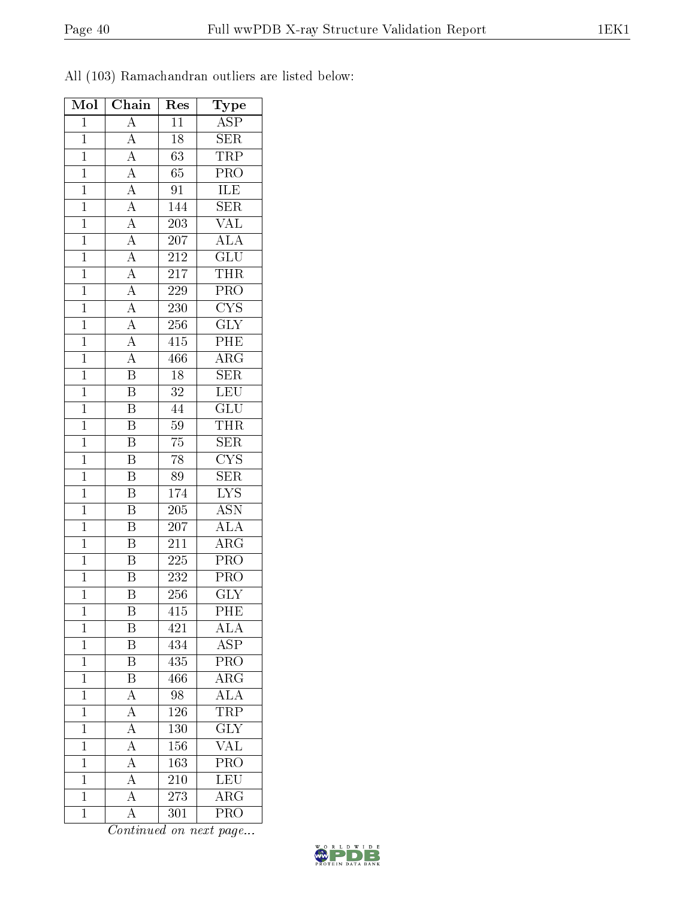All (103) Ramachandran outliers are listed below:

| Mol | Chain | Res | Type |
|---|---|---|---|
| 1 | A | 11 | ASP |
| 1 | A | 18 | SER |
| 1 | A | 63 | TRP |
| 1 | A | 65 | PRO |
| 1 | A | 91 | ILE |
| 1 | A | 144 | SER |
| 1 | A | 203 | VAL |
| 1 | A | 207 | ALA |
| 1 | A | 212 | GLU |
| 1 | A | 217 | THR |
| 1 | A | 229 | PRO |
| 1 | A | 230 | CYS |
| 1 | A | 256 | GLY |
| 1 | A | 415 | PHE |
| 1 | A | 466 | ARG |
| 1 | B | 18 | SER |
| 1 | B | 32 | LEU |
| 1 | B | 44 | GLU |
| 1 | B | 59 | THR |
| 1 | B | 75 | SER |
| 1 | B | 78 | CYS |
| 1 | B | 89 | SER |
| 1 | B | 174 | LYS |
| 1 | B | 205 | ASN |
| 1 | B | 207 | ALA |
| 1 | B | 211 | ARG |
| 1 | B | 225 | PRO |
| 1 | B | 232 | PRO |
| 1 | B | 256 | GLY |
| 1 | B | 415 | PHE |
| 1 | B | 421 | ALA |
| 1 | B | 434 | ASP |
| 1 | B | 435 | PRO |
| 1 | B | 466 | ARG |
| 1 | A | 98 | ALA |
| 1 | A | 126 | TRP |
| 1 | A | 130 | GLY |
| 1 | A | 156 | VAL |
| 1 | A | 163 | PRO |
| 1 | A | 210 | LEU |
| 1 | A | 273 | ARG |
| 1 | A | 301 | PRO |

*Continued on next page...*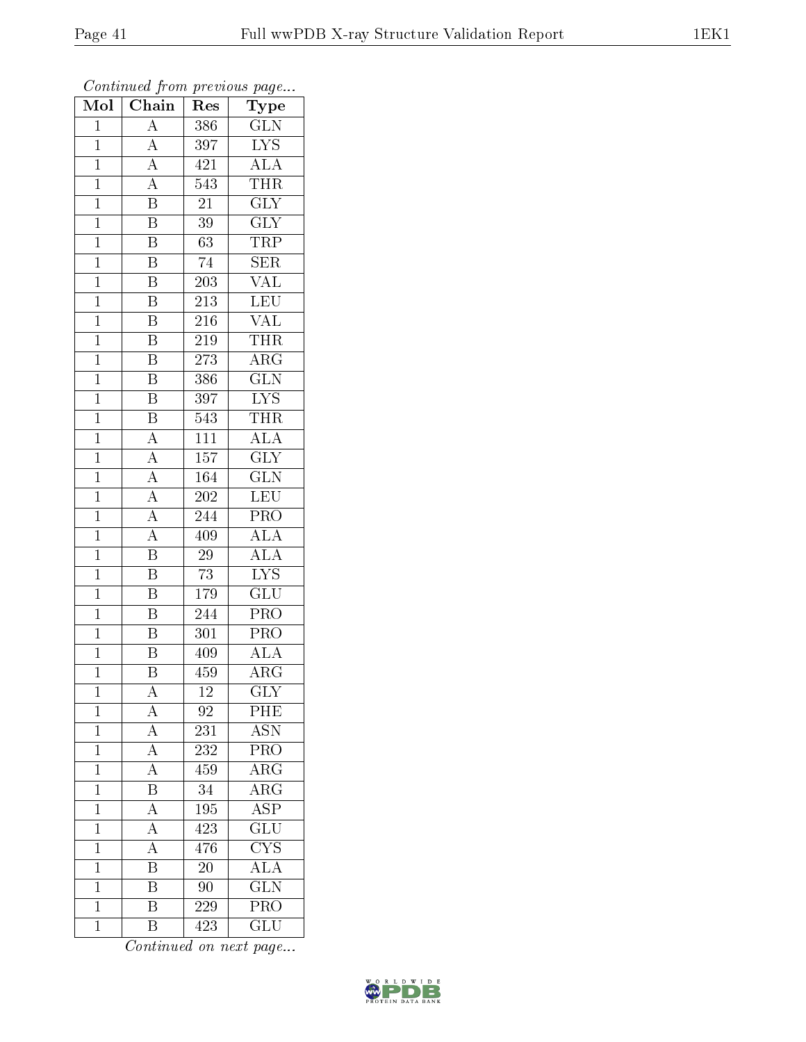*Continued from previous page...*

| Mol | Chain | Res | Type |
|---|---|---|---|
| 1 | A | 386 | GLN |
| 1 | A | 397 | LYS |
| 1 | A | 421 | ALA |
| 1 | A | 543 | THR |
| 1 | B | 21 | GLY |
| 1 | B | 39 | GLY |
| 1 | B | 63 | TRP |
| 1 | B | 74 | SER |
| 1 | B | 203 | VAL |
| 1 | B | 213 | LEU |
| 1 | B | 216 | VAL |
| 1 | B | 219 | THR |
| 1 | B | 273 | ARG |
| 1 | B | 386 | GLN |
| 1 | B | 397 | LYS |
| 1 | B | 543 | THR |
| 1 | A | 111 | ALA |
| 1 | A | 157 | GLY |
| 1 | A | 164 | GLN |
| 1 | A | 202 | LEU |
| 1 | A | 244 | PRO |
| 1 | A | 409 | ALA |
| 1 | B | 29 | ALA |
| 1 | B | 73 | LYS |
| 1 | B | 179 | GLU |
| 1 | B | 244 | PRO |
| 1 | B | 301 | PRO |
| 1 | B | 409 | ALA |
| 1 | B | 459 | ARG |
| 1 | A | 12 | GLY |
| 1 | A | 92 | PHE |
| 1 | A | 231 | ASN |
| 1 | A | 232 | PRO |
| 1 | A | 459 | ARG |
| 1 | B | 34 | ARG |
| 1 | A | 195 | ASP |
| 1 | A | 423 | GLU |
| 1 | A | 476 | CYS |
| 1 | B | 20 | ALA |
| 1 | B | 90 | GLN |
| 1 | B | 229 | PRO |
| 1 | B | 423 | GLU |

*Continued on next page...*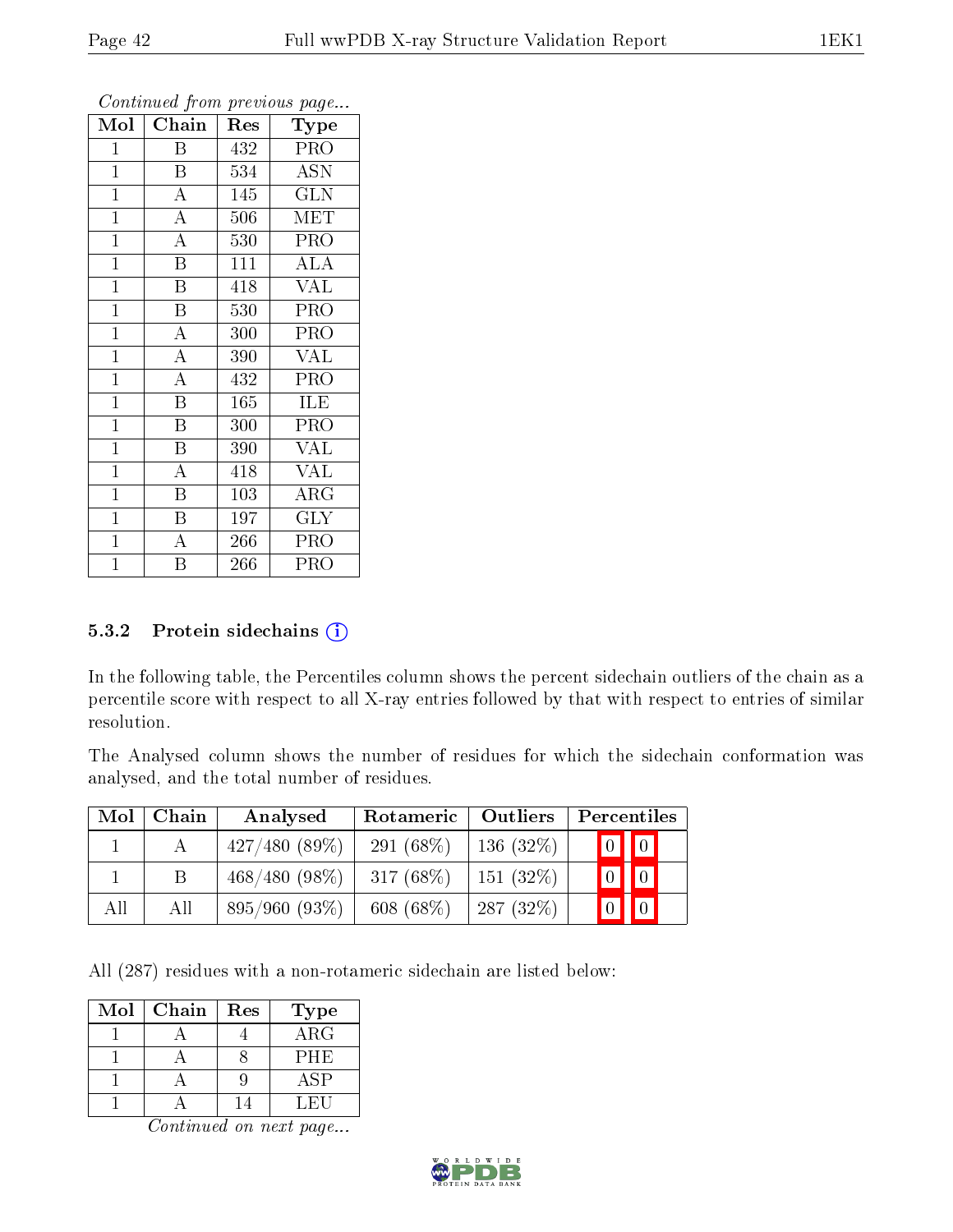*Continued from previous page...*

| Mol | Chain | Res | Type |
|---|---|---|---|
| 1 | B | 432 | PRO |
| 1 | B | 534 | ASN |
| 1 | A | 145 | GLN |
| 1 | A | 506 | MET |
| 1 | A | 530 | PRO |
| 1 | B | 111 | ALA |
| 1 | B | 418 | VAL |
| 1 | B | 530 | PRO |
| 1 | A | 300 | PRO |
| 1 | A | 390 | VAL |
| 1 | A | 432 | PRO |
| 1 | B | 165 | ILE |
| 1 | B | 300 | PRO |
| 1 | B | 390 | VAL |
| 1 | A | 418 | VAL |
| 1 | B | 103 | ARG |
| 1 | B | 197 | GLY |
| 1 | A | 266 | PRO |
| 1 | B | 266 | PRO |

### 5.3.2 Protein sidechains

In the following table, the Percentiles column shows the percent sidechain outliers of the chain as a percentile score with respect to all X-ray entries followed by that with respect to entries of similar resolution.

The Analysed column shows the number of residues for which the sidechain conformation was analysed, and the total number of residues.

| Mol | Chain | Analysed | Rotameric | Outliers | Percentiles | |
|---|---|---|---|---|---|---|
| 1 | A | 427/480 (89%) | 291 (68%) | 136 (32%) | 0 | 0 |
| 1 | B | 468/480 (98%) | 317 (68%) | 151 (32%) | 0 | 0 |
| All | All | 895/960 (93%) | 608 (68%) | 287 (32%) | 0 | 0 |

All (287) residues with a non-rotameric sidechain are listed below:

| Mol | Chain | Res | Type |
|---|---|---|---|
| 1 | A | 4 | ARG |
| 1 | A | 8 | PHE |
| 1 | A | 9 | ASP |
| 1 | A | 14 | LEU |

*Continued on next page...*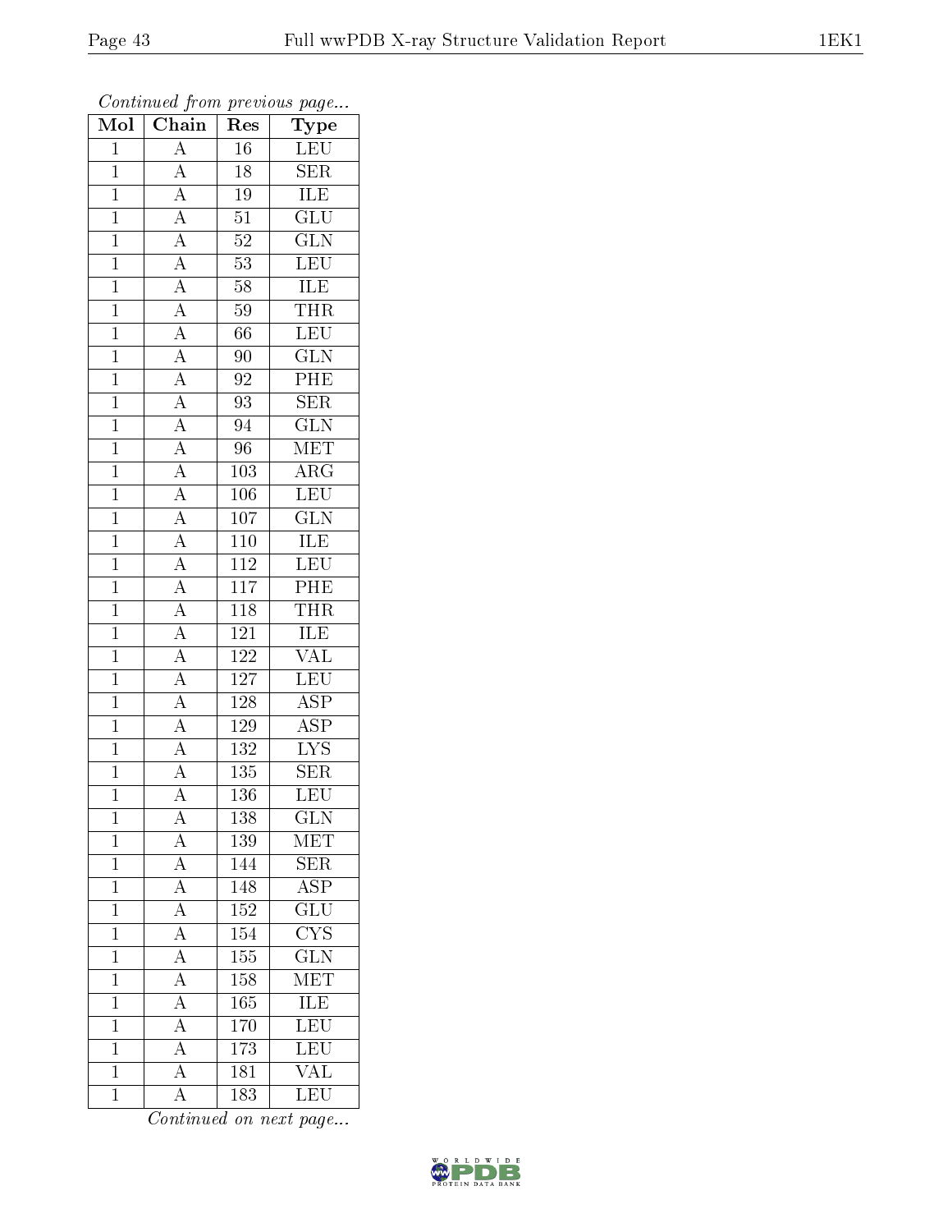*Continued from previous page...*

| Mol | Chain | Res | Type |
|---|---|---|---|
| 1 | A | 16 | LEU |
| 1 | A | 18 | SER |
| 1 | A | 19 | ILE |
| 1 | A | 51 | GLU |
| 1 | A | 52 | GLN |
| 1 | A | 53 | LEU |
| 1 | A | 58 | ILE |
| 1 | A | 59 | THR |
| 1 | A | 66 | LEU |
| 1 | A | 90 | GLN |
| 1 | A | 92 | PHE |
| 1 | A | 93 | SER |
| 1 | A | 94 | GLN |
| 1 | A | 96 | MET |
| 1 | A | 103 | ARG |
| 1 | A | 106 | LEU |
| 1 | A | 107 | GLN |
| 1 | A | 110 | ILE |
| 1 | A | 112 | LEU |
| 1 | A | 117 | PHE |
| 1 | A | 118 | THR |
| 1 | A | 121 | ILE |
| 1 | A | 122 | VAL |
| 1 | A | 127 | LEU |
| 1 | A | 128 | ASP |
| 1 | A | 129 | ASP |
| 1 | A | 132 | LYS |
| 1 | A | 135 | SER |
| 1 | A | 136 | LEU |
| 1 | A | 138 | GLN |
| 1 | A | 139 | MET |
| 1 | A | 144 | SER |
| 1 | A | 148 | ASP |
| 1 | A | 152 | GLU |
| 1 | A | 154 | CYS |
| 1 | A | 155 | GLN |
| 1 | A | 158 | MET |
| 1 | A | 165 | ILE |
| 1 | A | 170 | LEU |
| 1 | A | 173 | LEU |
| 1 | A | 181 | VAL |
| 1 | A | 183 | LEU |

*Continued on next page...*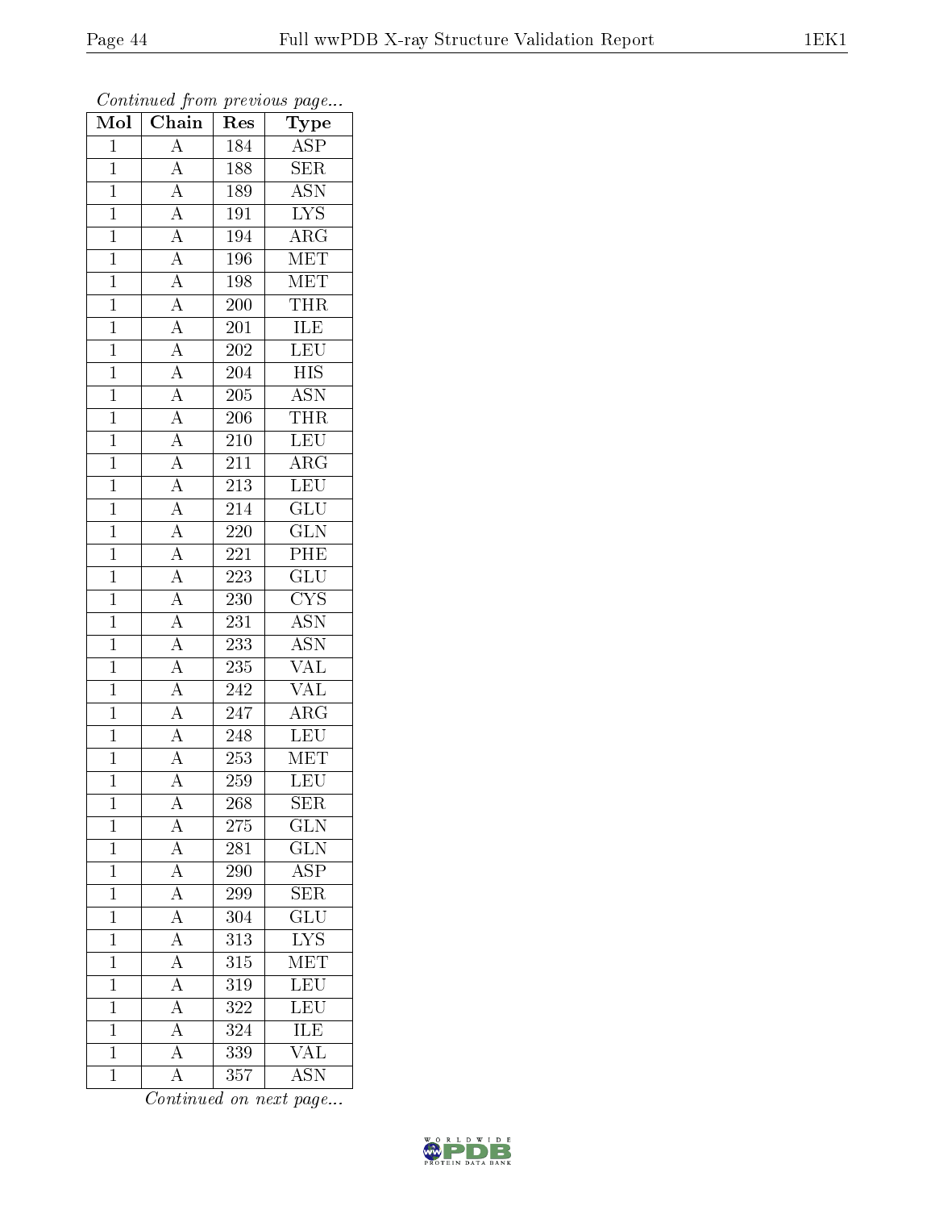*Continued from previous page...*

| Mol | Chain | Res | Type |
|---|---|---|---|
| 1 | A | 184 | ASP |
| 1 | A | 188 | SER |
| 1 | A | 189 | ASN |
| 1 | A | 191 | LYS |
| 1 | A | 194 | ARG |
| 1 | A | 196 | MET |
| 1 | A | 198 | MET |
| 1 | A | 200 | THR |
| 1 | A | 201 | ILE |
| 1 | A | 202 | LEU |
| 1 | A | 204 | HIS |
| 1 | A | 205 | ASN |
| 1 | A | 206 | THR |
| 1 | A | 210 | LEU |
| 1 | A | 211 | ARG |
| 1 | A | 213 | LEU |
| 1 | A | 214 | GLU |
| 1 | A | 220 | GLN |
| 1 | A | 221 | PHE |
| 1 | A | 223 | GLU |
| 1 | A | 230 | CYS |
| 1 | A | 231 | ASN |
| 1 | A | 233 | ASN |
| 1 | A | 235 | VAL |
| 1 | A | 242 | VAL |
| 1 | A | 247 | ARG |
| 1 | A | 248 | LEU |
| 1 | A | 253 | MET |
| 1 | A | 259 | LEU |
| 1 | A | 268 | SER |
| 1 | A | 275 | GLN |
| 1 | A | 281 | GLN |
| 1 | A | 290 | ASP |
| 1 | A | 299 | SER |
| 1 | A | 304 | GLU |
| 1 | A | 313 | LYS |
| 1 | A | 315 | MET |
| 1 | A | 319 | LEU |
| 1 | A | 322 | LEU |
| 1 | A | 324 | ILE |
| 1 | A | 339 | VAL |
| 1 | A | 357 | ASN |

*Continued on next page...*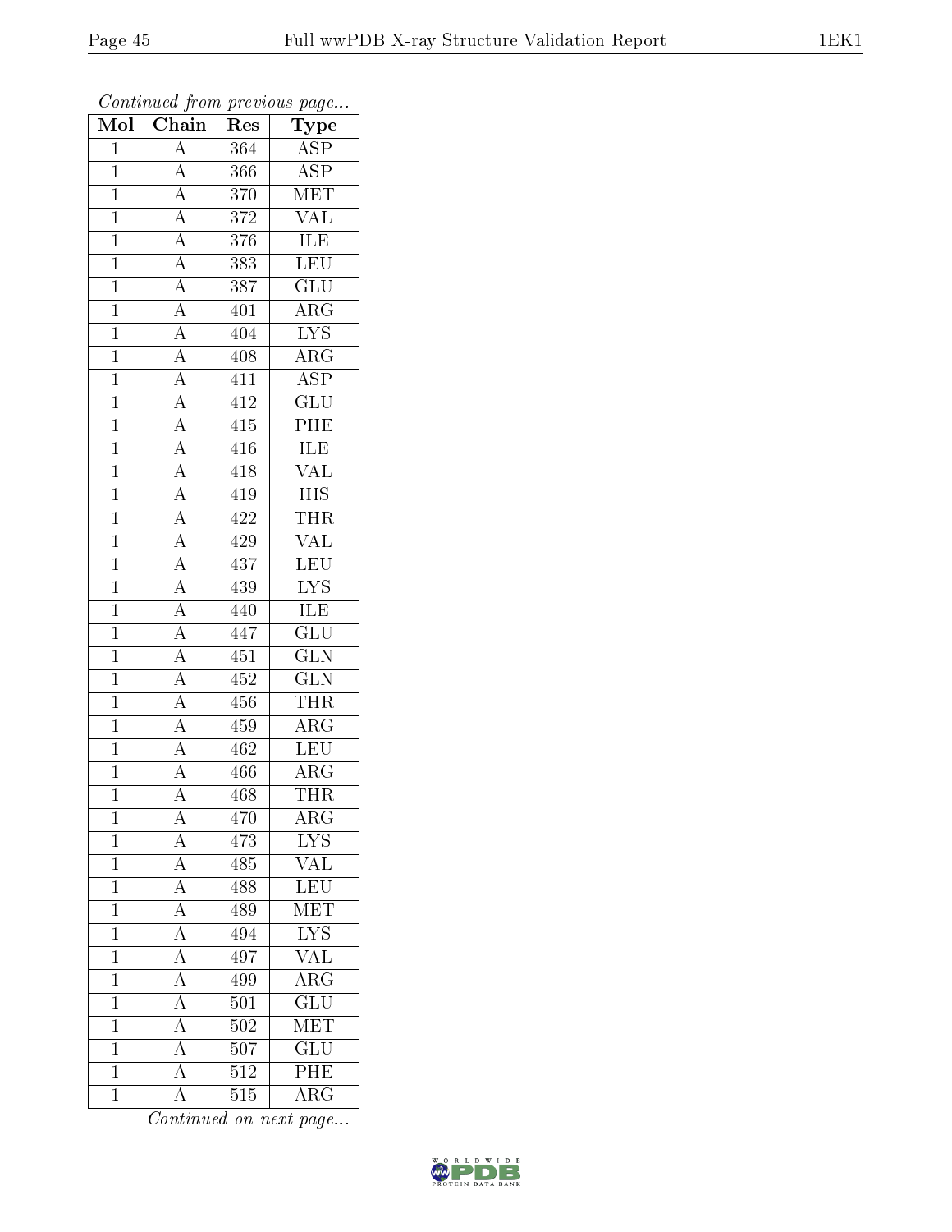*Continued from previous page...*

| Mol | Chain | Res | Type |
|---|---|---|---|
| 1 | A | 364 | ASP |
| 1 | A | 366 | ASP |
| 1 | A | 370 | MET |
| 1 | A | 372 | VAL |
| 1 | A | 376 | ILE |
| 1 | A | 383 | LEU |
| 1 | A | 387 | GLU |
| 1 | A | 401 | ARG |
| 1 | A | 404 | LYS |
| 1 | A | 408 | ARG |
| 1 | A | 411 | ASP |
| 1 | A | 412 | GLU |
| 1 | A | 415 | PHE |
| 1 | A | 416 | ILE |
| 1 | A | 418 | VAL |
| 1 | A | 419 | HIS |
| 1 | A | 422 | THR |
| 1 | A | 429 | VAL |
| 1 | A | 437 | LEU |
| 1 | A | 439 | LYS |
| 1 | A | 440 | ILE |
| 1 | A | 447 | GLU |
| 1 | A | 451 | GLN |
| 1 | A | 452 | GLN |
| 1 | A | 456 | THR |
| 1 | A | 459 | ARG |
| 1 | A | 462 | LEU |
| 1 | A | 466 | ARG |
| 1 | A | 468 | THR |
| 1 | A | 470 | ARG |
| 1 | A | 473 | LYS |
| 1 | A | 485 | VAL |
| 1 | A | 488 | LEU |
| 1 | A | 489 | MET |
| 1 | A | 494 | LYS |
| 1 | A | 497 | VAL |
| 1 | A | 499 | ARG |
| 1 | A | 501 | GLU |
| 1 | A | 502 | MET |
| 1 | A | 507 | GLU |
| 1 | A | 512 | PHE |
| 1 | A | 515 | ARG |

*Continued on next page...*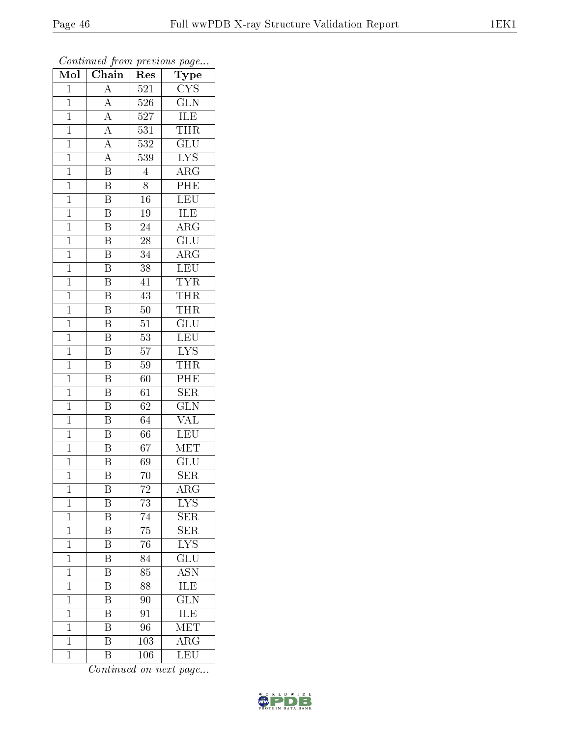*Continued from previous page...*

| Mol | Chain | Res | Type |
|---|---|---|---|
| 1 | A | 521 | CYS |
| 1 | A | 526 | GLN |
| 1 | A | 527 | ILE |
| 1 | A | 531 | THR |
| 1 | A | 532 | GLU |
| 1 | A | 539 | LYS |
| 1 | B | 4 | ARG |
| 1 | B | 8 | PHE |
| 1 | B | 16 | LEU |
| 1 | B | 19 | ILE |
| 1 | B | 24 | ARG |
| 1 | B | 28 | GLU |
| 1 | B | 34 | ARG |
| 1 | B | 38 | LEU |
| 1 | B | 41 | TYR |
| 1 | B | 43 | THR |
| 1 | B | 50 | THR |
| 1 | B | 51 | GLU |
| 1 | B | 53 | LEU |
| 1 | B | 57 | LYS |
| 1 | B | 59 | THR |
| 1 | B | 60 | PHE |
| 1 | B | 61 | SER |
| 1 | B | 62 | GLN |
| 1 | B | 64 | VAL |
| 1 | B | 66 | LEU |
| 1 | B | 67 | MET |
| 1 | B | 69 | GLU |
| 1 | B | 70 | SER |
| 1 | B | 72 | ARG |
| 1 | B | 73 | LYS |
| 1 | B | 74 | SER |
| 1 | B | 75 | SER |
| 1 | B | 76 | LYS |
| 1 | B | 84 | GLU |
| 1 | B | 85 | ASN |
| 1 | B | 88 | ILE |
| 1 | B | 90 | GLN |
| 1 | B | 91 | ILE |
| 1 | B | 96 | MET |
| 1 | B | 103 | ARG |
| 1 | B | 106 | LEU |

*Continued on next page...*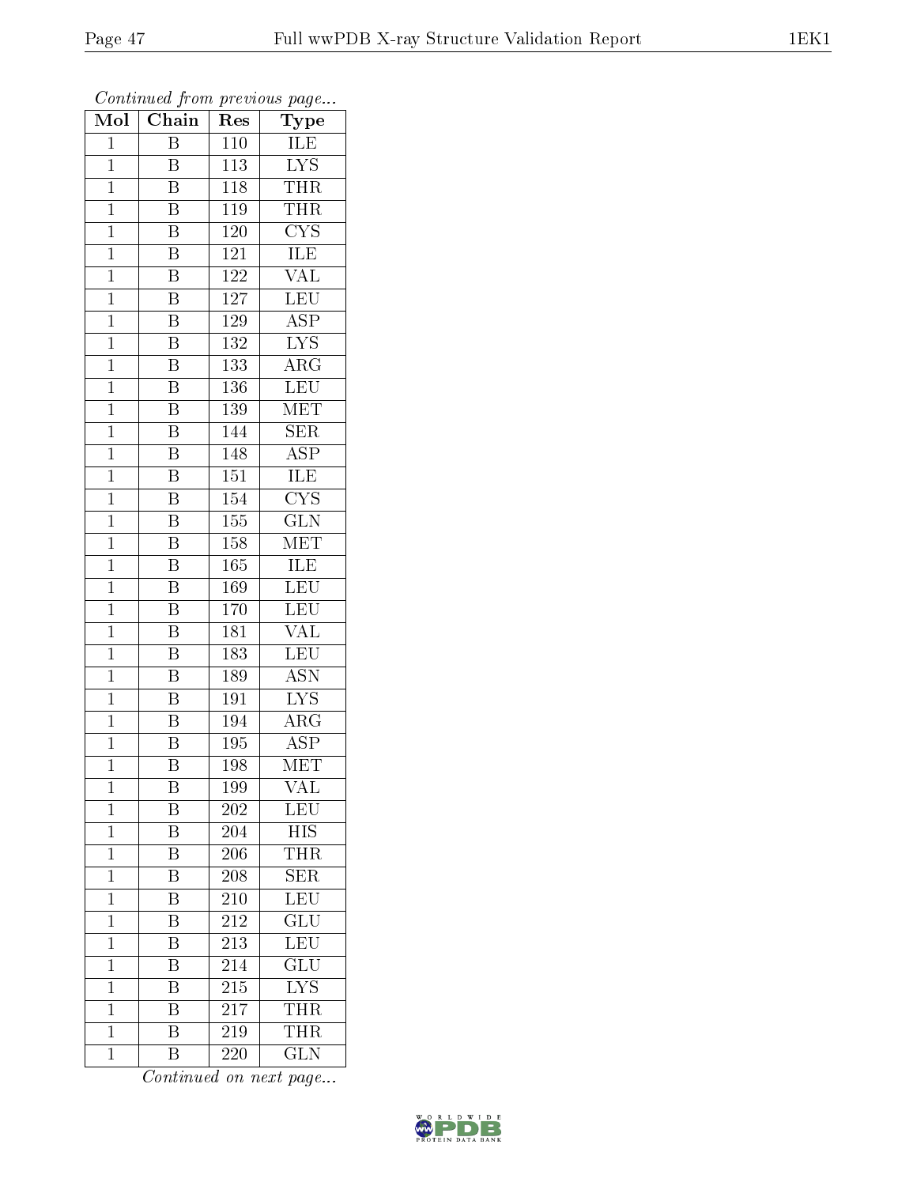*Continued from previous page...*

| Mol | Chain | Res | Type |
|---|---|---|---|
| 1 | B | 110 | ILE |
| 1 | B | 113 | LYS |
| 1 | B | 118 | THR |
| 1 | B | 119 | THR |
| 1 | B | 120 | CYS |
| 1 | B | 121 | ILE |
| 1 | B | 122 | VAL |
| 1 | B | 127 | LEU |
| 1 | B | 129 | ASP |
| 1 | B | 132 | LYS |
| 1 | B | 133 | ARG |
| 1 | B | 136 | LEU |
| 1 | B | 139 | MET |
| 1 | B | 144 | SER |
| 1 | B | 148 | ASP |
| 1 | B | 151 | ILE |
| 1 | B | 154 | CYS |
| 1 | B | 155 | GLN |
| 1 | B | 158 | MET |
| 1 | B | 165 | ILE |
| 1 | B | 169 | LEU |
| 1 | B | 170 | LEU |
| 1 | B | 181 | VAL |
| 1 | B | 183 | LEU |
| 1 | B | 189 | ASN |
| 1 | B | 191 | LYS |
| 1 | B | 194 | ARG |
| 1 | B | 195 | ASP |
| 1 | B | 198 | MET |
| 1 | B | 199 | VAL |
| 1 | B | 202 | LEU |
| 1 | B | 204 | HIS |
| 1 | B | 206 | THR |
| 1 | B | 208 | SER |
| 1 | B | 210 | LEU |
| 1 | B | 212 | GLU |
| 1 | B | 213 | LEU |
| 1 | B | 214 | GLU |
| 1 | B | 215 | LYS |
| 1 | B | 217 | THR |
| 1 | B | 219 | THR |
| 1 | B | 220 | GLN |

*Continued on next page...*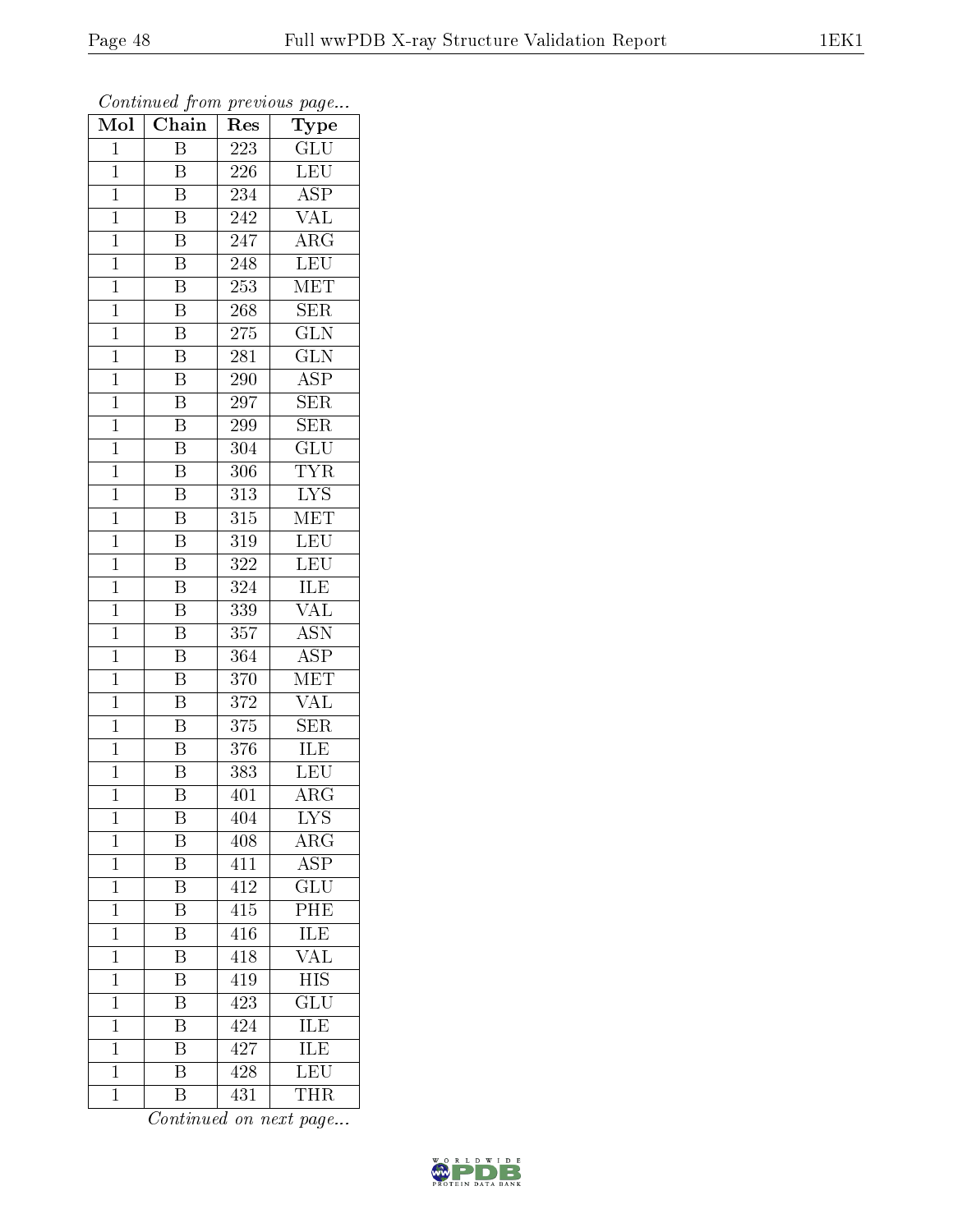*Continued from previous page...*

| Mol | Chain | Res | Type |
|---|---|---|---|
| 1 | B | 223 | GLU |
| 1 | B | 226 | LEU |
| 1 | B | 234 | ASP |
| 1 | B | 242 | VAL |
| 1 | B | 247 | ARG |
| 1 | B | 248 | LEU |
| 1 | B | 253 | MET |
| 1 | B | 268 | SER |
| 1 | B | 275 | GLN |
| 1 | B | 281 | GLN |
| 1 | B | 290 | ASP |
| 1 | B | 297 | SER |
| 1 | B | 299 | SER |
| 1 | B | 304 | GLU |
| 1 | B | 306 | TYR |
| 1 | B | 313 | LYS |
| 1 | B | 315 | MET |
| 1 | B | 319 | LEU |
| 1 | B | 322 | LEU |
| 1 | B | 324 | ILE |
| 1 | B | 339 | VAL |
| 1 | B | 357 | ASN |
| 1 | B | 364 | ASP |
| 1 | B | 370 | MET |
| 1 | B | 372 | VAL |
| 1 | B | 375 | SER |
| 1 | B | 376 | ILE |
| 1 | B | 383 | LEU |
| 1 | B | 401 | ARG |
| 1 | B | 404 | LYS |
| 1 | B | 408 | ARG |
| 1 | B | 411 | ASP |
| 1 | B | 412 | GLU |
| 1 | B | 415 | PHE |
| 1 | B | 416 | ILE |
| 1 | B | 418 | VAL |
| 1 | B | 419 | HIS |
| 1 | B | 423 | GLU |
| 1 | B | 424 | ILE |
| 1 | B | 427 | ILE |
| 1 | B | 428 | LEU |
| 1 | B | 431 | THR |

*Continued on next page...*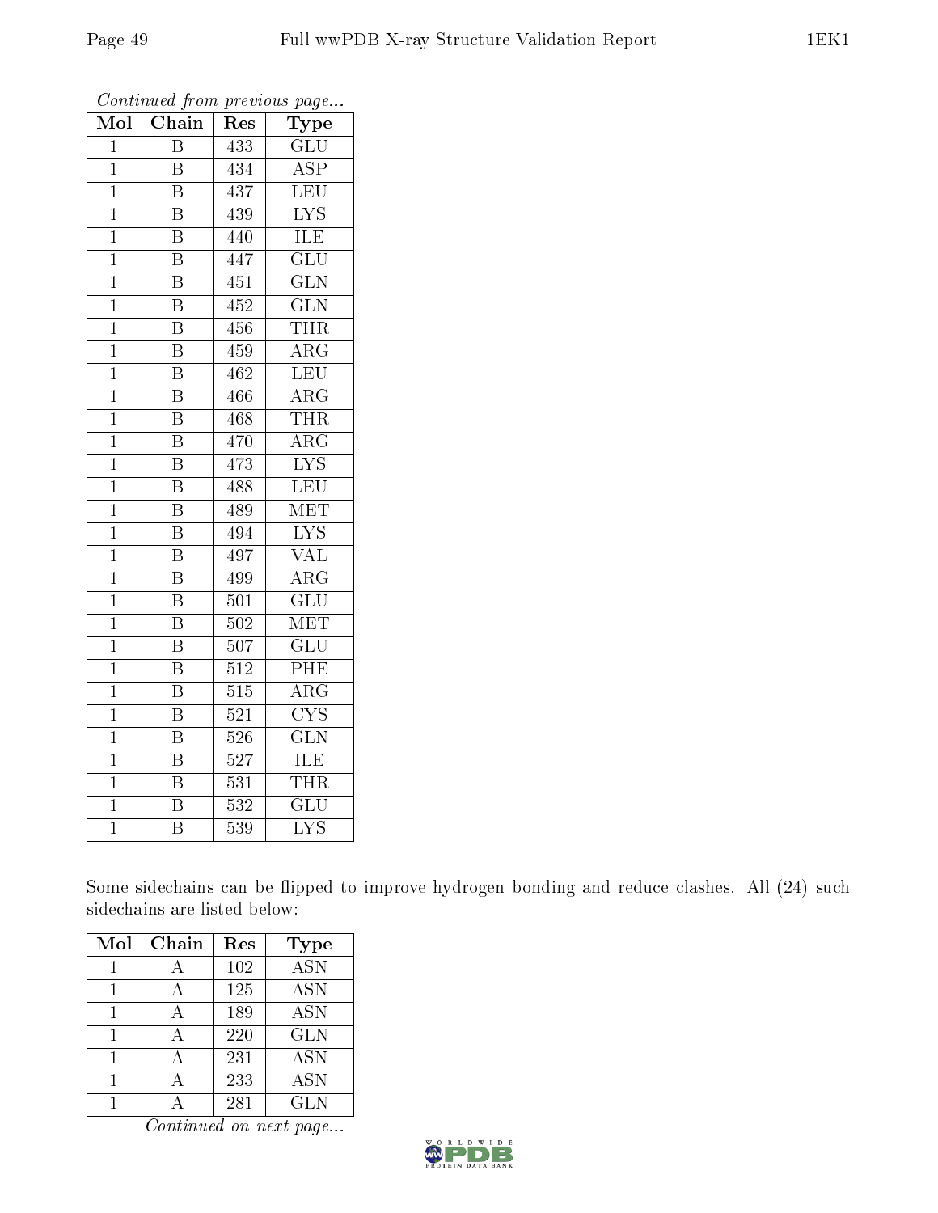*Continued from previous page...*

| Mol | Chain | Res | Type |
|---|---|---|---|
| 1 | B | 433 | GLU |
| 1 | B | 434 | ASP |
| 1 | B | 437 | LEU |
| 1 | B | 439 | LYS |
| 1 | B | 440 | ILE |
| 1 | B | 447 | GLU |
| 1 | B | 451 | GLN |
| 1 | B | 452 | GLN |
| 1 | B | 456 | THR |
| 1 | B | 459 | ARG |
| 1 | B | 462 | LEU |
| 1 | B | 466 | ARG |
| 1 | B | 468 | THR |
| 1 | B | 470 | ARG |
| 1 | B | 473 | LYS |
| 1 | B | 488 | LEU |
| 1 | B | 489 | MET |
| 1 | B | 494 | LYS |
| 1 | B | 497 | VAL |
| 1 | B | 499 | ARG |
| 1 | B | 501 | GLU |
| 1 | B | 502 | MET |
| 1 | B | 507 | GLU |
| 1 | B | 512 | PHE |
| 1 | B | 515 | ARG |
| 1 | B | 521 | CYS |
| 1 | B | 526 | GLN |
| 1 | B | 527 | ILE |
| 1 | B | 531 | THR |
| 1 | B | 532 | GLU |
| 1 | B | 539 | LYS |

Some sidechains can be flipped to improve hydrogen bonding and reduce clashes. All (24) such sidechains are listed below:

| Mol | Chain | Res | Type |
|---|---|---|---|
| 1 | A | 102 | ASN |
| 1 | A | 125 | ASN |
| 1 | A | 189 | ASN |
| 1 | A | 220 | GLN |
| 1 | A | 231 | ASN |
| 1 | A | 233 | ASN |
| 1 | A | 281 | GLN |

*Continued on next page...*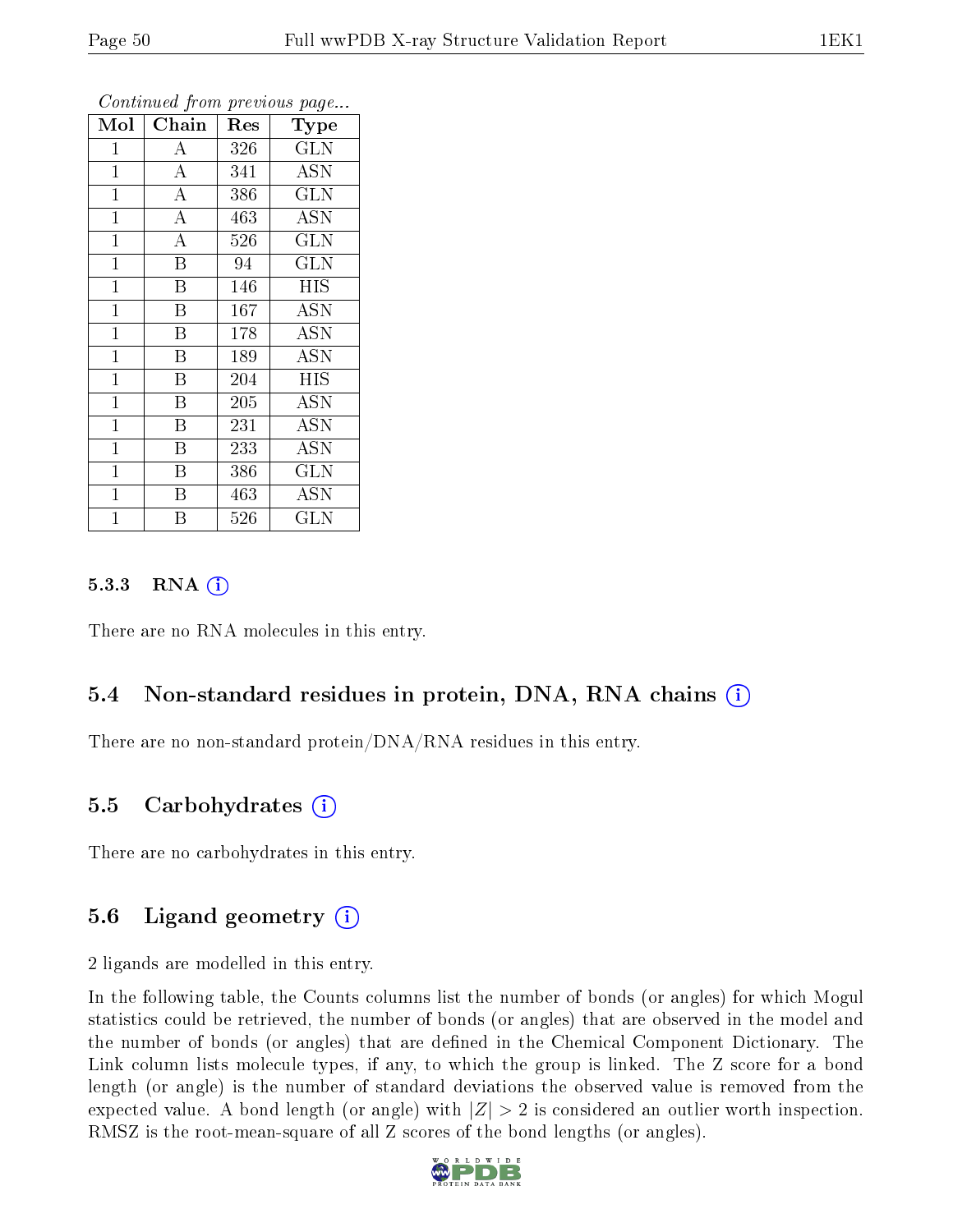*Continued from previous page...*

| Mol | Chain | Res | Type |
|---|---|---|---|
| 1 | A | 326 | GLN |
| 1 | A | 341 | ASN |
| 1 | A | 386 | GLN |
| 1 | A | 463 | ASN |
| 1 | A | 526 | GLN |
| 1 | B | 94 | GLN |
| 1 | B | 146 | HIS |
| 1 | B | 167 | ASN |
| 1 | B | 178 | ASN |
| 1 | B | 189 | ASN |
| 1 | B | 204 | HIS |
| 1 | B | 205 | ASN |
| 1 | B | 231 | ASN |
| 1 | B | 233 | ASN |
| 1 | B | 386 | GLN |
| 1 | B | 463 | ASN |
| 1 | B | 526 | GLN |

#### 5.3.3 RNA ⓘ

There are no RNA molecules in this entry.

### 5.4 Non-standard residues in protein, DNA, RNA chains ⓘ

There are no non-standard protein/DNA/RNA residues in this entry.

### 5.5 Carbohydrates ⓘ

There are no carbohydrates in this entry.

### 5.6 Ligand geometry ⓘ

2 ligands are modelled in this entry.

In the following table, the Counts columns list the number of bonds (or angles) for which Mogul statistics could be retrieved, the number of bonds (or angles) that are observed in the model and the number of bonds (or angles) that are defined in the Chemical Component Dictionary. The Link column lists molecule types, if any, to which the group is linked. The Z score for a bond length (or angle) is the number of standard deviations the observed value is removed from the expected value. A bond length (or angle) with $|Z| > 2$ is considered an outlier worth inspection. RMSZ is the root-mean-square of all Z scores of the bond lengths (or angles).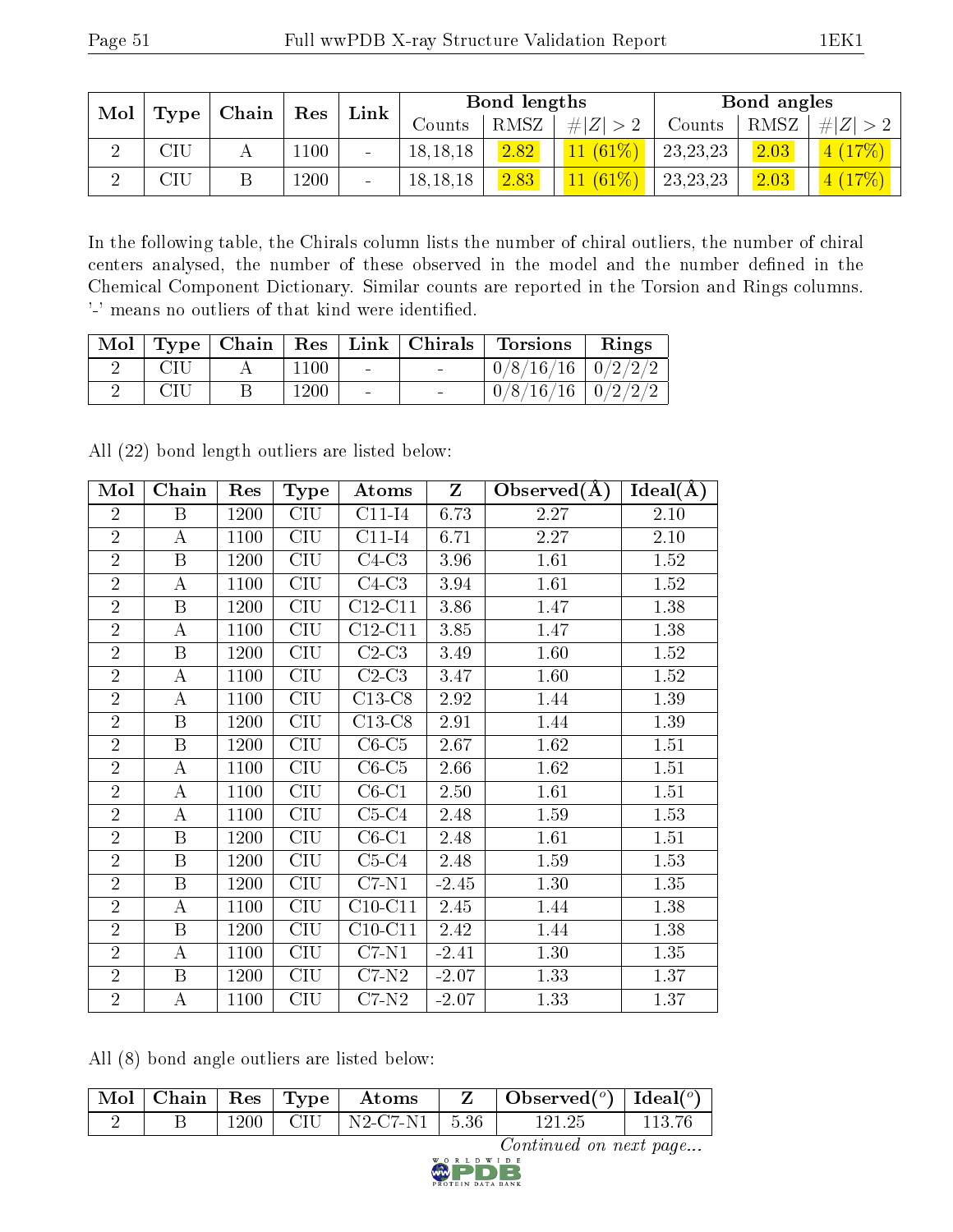| Mol | Type | Chain | Res | Link | Bond lengths | | | Bond angles | | |
|---|---|---|---|---|---|---|---|---|---|---|
| | | | | | Counts | RMSZ | #\|Z\| > 2 | Counts | RMSZ | #\|Z\| > 2 |
| 2 | CIU | A | 1100 | - | 18,18,18 | 2.82 | 11 (61%) | 23,23,23 | 2.03 | 4 (17%) |
| 2 | CIU | B | 1200 | - | 18,18,18 | 2.83 | 11 (61%) | 23,23,23 | 2.03 | 4 (17%) |

In the following table, the Chirals column lists the number of chiral outliers, the number of chiral centers analysed, the number of these observed in the model and the number defined in the Chemical Component Dictionary. Similar counts are reported in the Torsion and Rings columns. '-' means no outliers of that kind were identified.

| Mol | Type | Chain | Res | Link | Chirals | Torsions | Rings |
|---|---|---|---|---|---|---|---|
| 2 | CIU | A | 1100 | - | - | 0/8/16/16 | 0/2/2/2 |
| 2 | CIU | B | 1200 | - | - | 0/8/16/16 | 0/2/2/2 |

All (22) bond length outliers are listed below:

| Mol | Chain | Res | Type | Atoms | Z | Observed(Å) | Ideal(Å) |
|---|---|---|---|---|---|---|---|
| 2 | B | 1200 | CIU | C11-I4 | 6.73 | 2.27 | 2.10 |
| 2 | A | 1100 | CIU | C11-I4 | 6.71 | 2.27 | 2.10 |
| 2 | B | 1200 | CIU | C4-C3 | 3.96 | 1.61 | 1.52 |
| 2 | A | 1100 | CIU | C4-C3 | 3.94 | 1.61 | 1.52 |
| 2 | B | 1200 | CIU | C12-C11 | 3.86 | 1.47 | 1.38 |
| 2 | A | 1100 | CIU | C12-C11 | 3.85 | 1.47 | 1.38 |
| 2 | B | 1200 | CIU | C2-C3 | 3.49 | 1.60 | 1.52 |
| 2 | A | 1100 | CIU | C2-C3 | 3.47 | 1.60 | 1.52 |
| 2 | A | 1100 | CIU | C13-C8 | 2.92 | 1.44 | 1.39 |
| 2 | B | 1200 | CIU | C13-C8 | 2.91 | 1.44 | 1.39 |
| 2 | B | 1200 | CIU | C6-C5 | 2.67 | 1.62 | 1.51 |
| 2 | A | 1100 | CIU | C6-C5 | 2.66 | 1.62 | 1.51 |
| 2 | A | 1100 | CIU | C6-C1 | 2.50 | 1.61 | 1.51 |
| 2 | A | 1100 | CIU | C5-C4 | 2.48 | 1.59 | 1.53 |
| 2 | B | 1200 | CIU | C6-C1 | 2.48 | 1.61 | 1.51 |
| 2 | B | 1200 | CIU | C5-C4 | 2.48 | 1.59 | 1.53 |
| 2 | B | 1200 | CIU | C7-N1 | -2.45 | 1.30 | 1.35 |
| 2 | A | 1100 | CIU | C10-C11 | 2.45 | 1.44 | 1.38 |
| 2 | B | 1200 | CIU | C10-C11 | 2.42 | 1.44 | 1.38 |
| 2 | A | 1100 | CIU | C7-N1 | -2.41 | 1.30 | 1.35 |
| 2 | B | 1200 | CIU | C7-N2 | -2.07 | 1.33 | 1.37 |
| 2 | A | 1100 | CIU | C7-N2 | -2.07 | 1.33 | 1.37 |

All (8) bond angle outliers are listed below:

| Mol | Chain | Res | Type | Atoms | Z | Observed(°) | Ideal(°) |
|---|---|---|---|---|---|---|---|
| 2 | B | 1200 | CIU | N2-C7-N1 | 5.36 | 121.25 | 113.76 |

*Continued on next page...*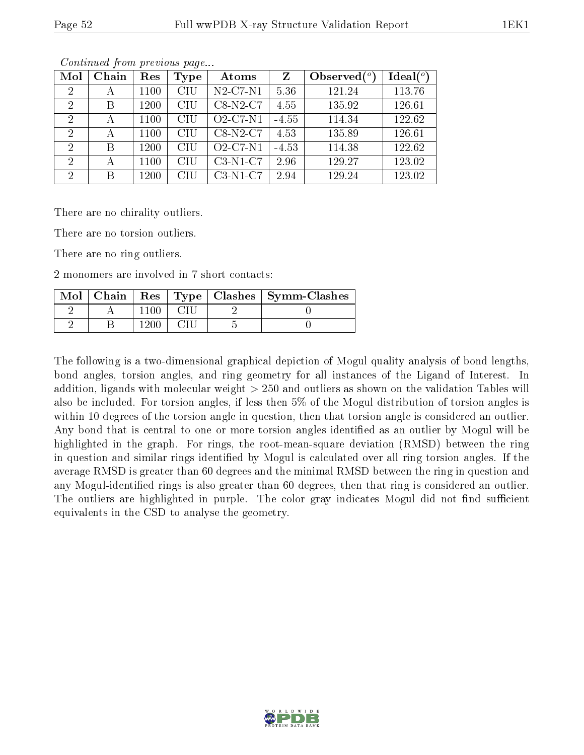*Continued from previous page...*

| Mol | Chain | Res | Type | Atoms | Z | Observed(°) | Ideal(°) |
|---|---|---|---|---|---|---|---|
| 2 | A | 1100 | CIU | N2-C7-N1 | 5.36 | 121.24 | 113.76 |
| 2 | B | 1200 | CIU | C8-N2-C7 | 4.55 | 135.92 | 126.61 |
| 2 | A | 1100 | CIU | O2-C7-N1 | -4.55 | 114.34 | 122.62 |
| 2 | A | 1100 | CIU | C8-N2-C7 | 4.53 | 135.89 | 126.61 |
| 2 | B | 1200 | CIU | O2-C7-N1 | -4.53 | 114.38 | 122.62 |
| 2 | A | 1100 | CIU | C3-N1-C7 | 2.96 | 129.27 | 123.02 |
| 2 | B | 1200 | CIU | C3-N1-C7 | 2.94 | 129.24 | 123.02 |

There are no chirality outliers.

There are no torsion outliers.

There are no ring outliers.

2 monomers are involved in 7 short contacts:

| Mol | Chain | Res | Type | Clashes | Symm-Clashes |
|---|---|---|---|---|---|
| 2 | A | 1100 | CIU | 2 | 0 |
| 2 | B | 1200 | CIU | 5 | 0 |

The following is a two-dimensional graphical depiction of Mogul quality analysis of bond lengths, bond angles, torsion angles, and ring geometry for all instances of the Ligand of Interest. In addition, ligands with molecular weight > 250 and outliers as shown on the validation Tables will also be included. For torsion angles, if less then 5% of the Mogul distribution of torsion angles is within 10 degrees of the torsion angle in question, then that torsion angle is considered an outlier. Any bond that is central to one or more torsion angles identified as an outlier by Mogul will be highlighted in the graph. For rings, the root-mean-square deviation (RMSD) between the ring in question and similar rings identified by Mogul is calculated over all ring torsion angles. If the average RMSD is greater than 60 degrees and the minimal RMSD between the ring in question and any Mogul-identified rings is also greater than 60 degrees, then that ring is considered an outlier. The outliers are highlighted in purple. The color gray indicates Mogul did not find sufficient equivalents in the CSD to analyse the geometry.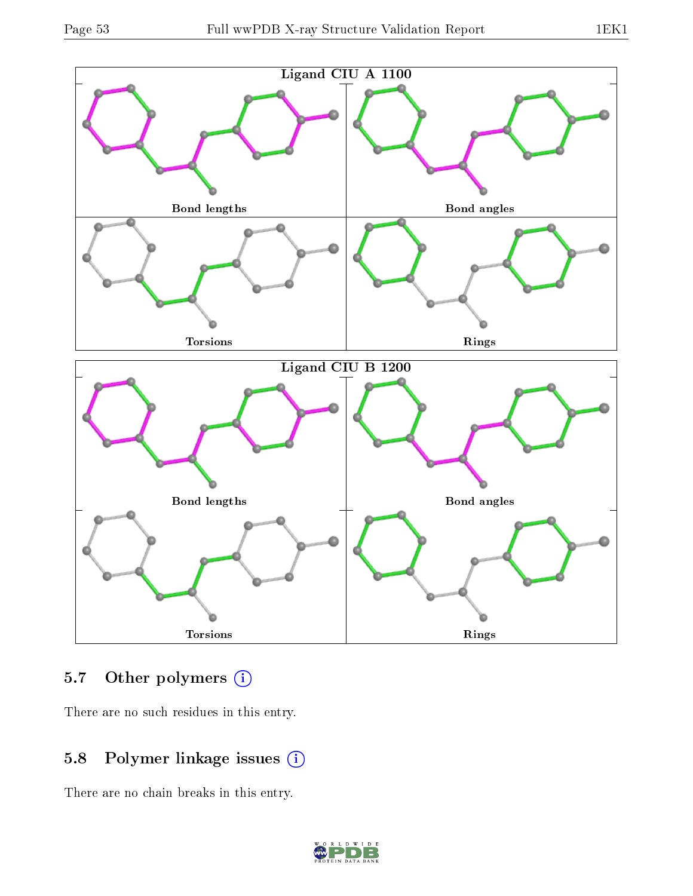Ligand CIU A 1100

Bond lengths

Bond angles

Torsions

Rings

Ligand CIU B 1200

Bond lengths

Bond angles

Torsions

Rings

## 5.7 Other polymers

There are no such residues in this entry.

## 5.8 Polymer linkage issues

There are no chain breaks in this entry.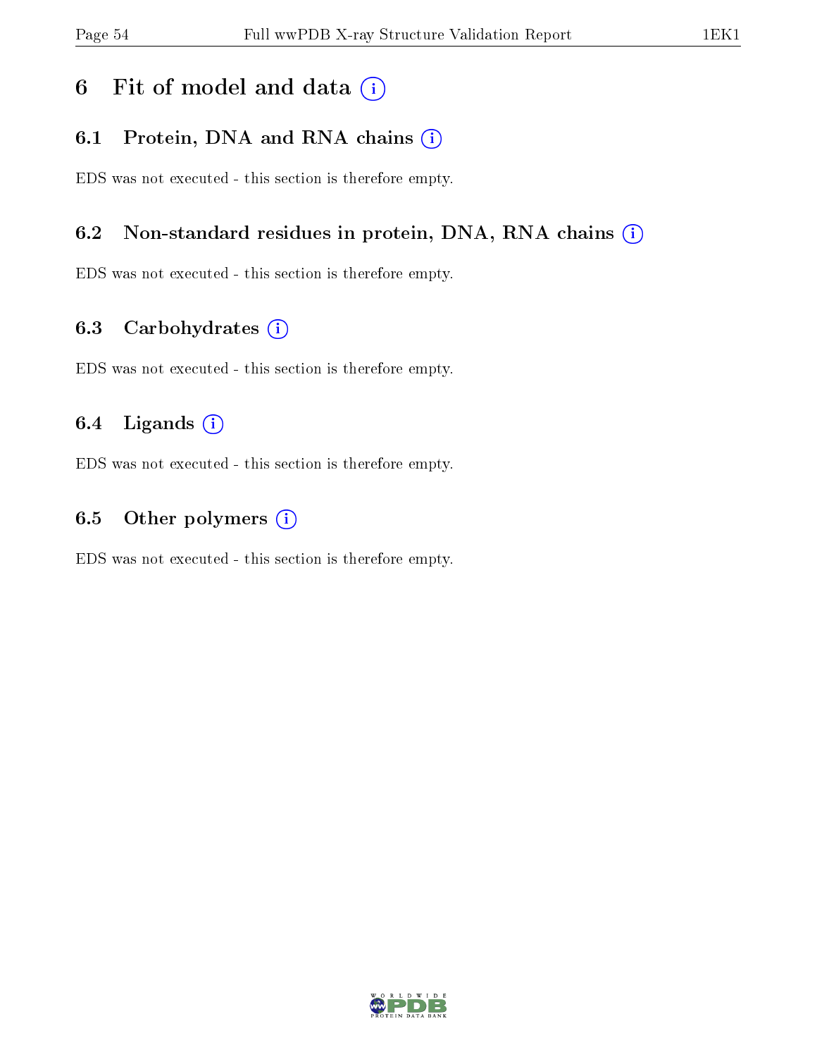# 6 Fit of model and data

## 6.1 Protein, DNA and RNA chains

EDS was not executed - this section is therefore empty.

## 6.2 Non-standard residues in protein, DNA, RNA chains

EDS was not executed - this section is therefore empty.

## 6.3 Carbohydrates

EDS was not executed - this section is therefore empty.

## 6.4 Ligands

EDS was not executed - this section is therefore empty.

## 6.5 Other polymers

EDS was not executed - this section is therefore empty.